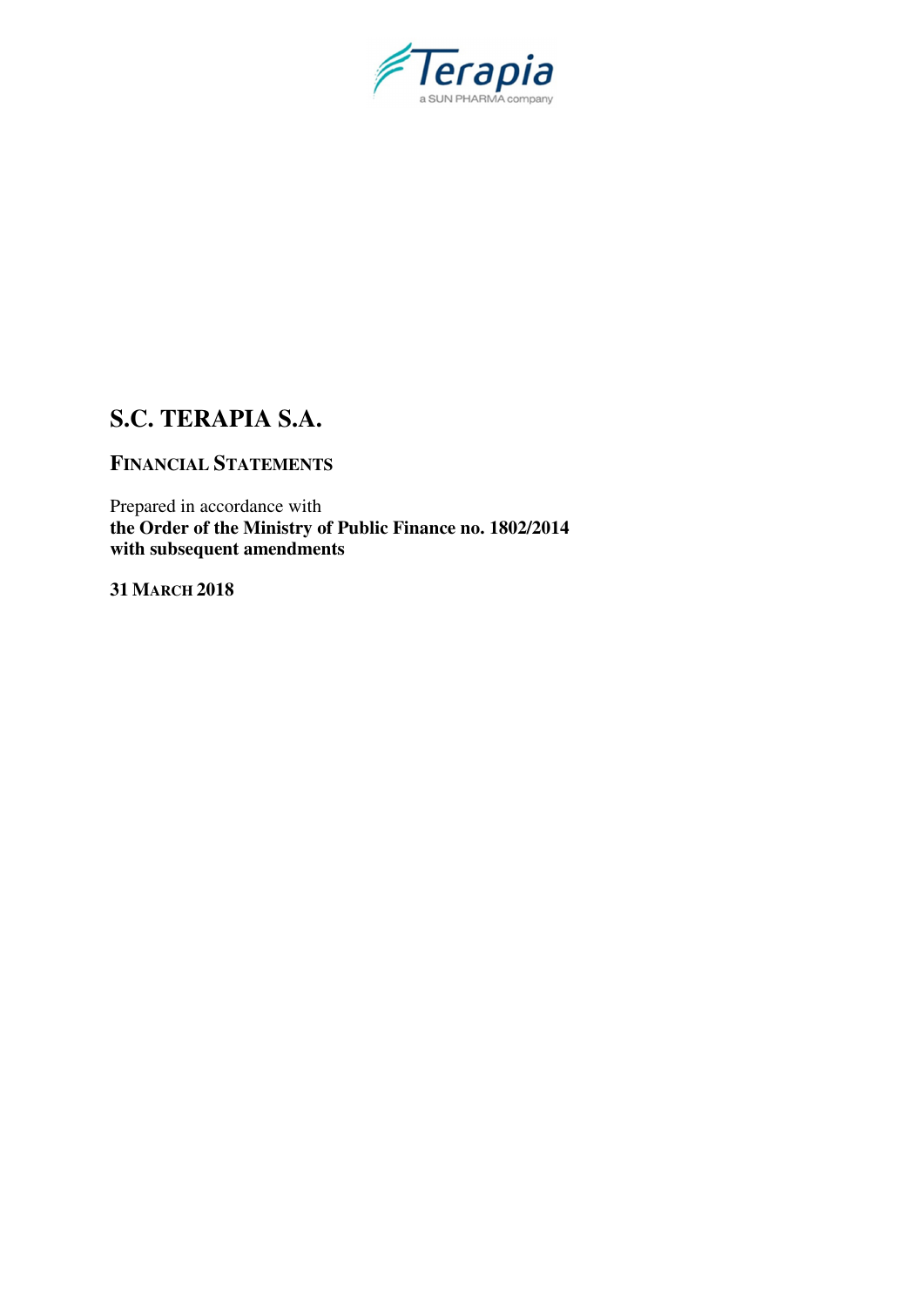Terapia
a SUN PHARMA company

# S.C. TERAPIA S.A.

## FINANCIAL STATEMENTS

Prepared in accordance with
**the Order of the Ministry of Public Finance no. 1802/2014**
**with subsequent amendments**

**31 MARCH 2018**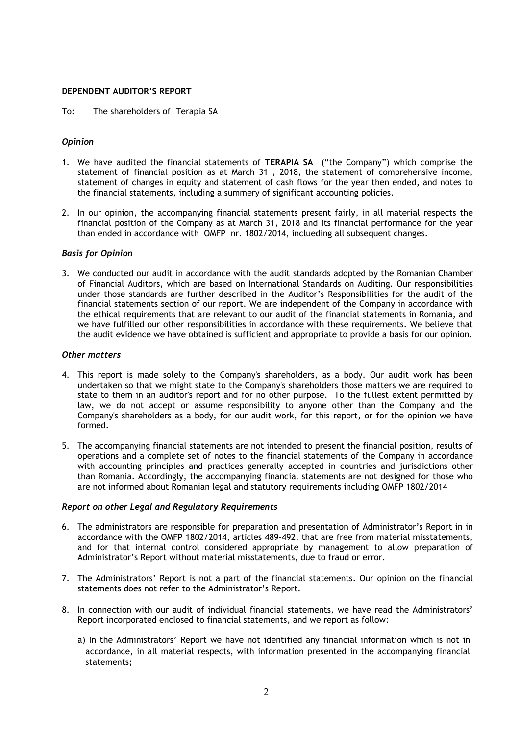**DEPENDENT AUDITOR'S REPORT**

To: The shareholders of Terapia SA

### *Opinion*

1. We have audited the financial statements of **TERAPIA SA** ("the Company") which comprise the statement of financial position as at March 31 , 2018, the statement of comprehensive income, statement of changes in equity and statement of cash flows for the year then ended, and notes to the financial statements, including a summery of significant accounting policies.

2. In our opinion, the accompanying financial statements present fairly, in all material respects the financial position of the Company as at March 31, 2018 and its financial performance for the year than ended in accordance with OMFP nr. 1802/2014, inclueding all subsequent changes.

### *Basis for Opinion*

3. We conducted our audit in accordance with the audit standards adopted by the Romanian Chamber of Financial Auditors, which are based on International Standards on Auditing. Our responsibilities under those standards are further described in the Auditor's Responsibilities for the audit of the financial statements section of our report. We are independent of the Company in accordance with the ethical requirements that are relevant to our audit of the financial statements in Romania, and we have fulfilled our other responsibilities in accordance with these requirements. We believe that the audit evidence we have obtained is sufficient and appropriate to provide a basis for our opinion.

### *Other matters*

4. This report is made solely to the Company's shareholders, as a body. Our audit work has been undertaken so that we might state to the Company's shareholders those matters we are required to state to them in an auditor's report and for no other purpose. To the fullest extent permitted by law, we do not accept or assume responsibility to anyone other than the Company and the Company's shareholders as a body, for our audit work, for this report, or for the opinion we have formed.

5. The accompanying financial statements are not intended to present the financial position, results of operations and a complete set of notes to the financial statements of the Company in accordance with accounting principles and practices generally accepted in countries and jurisdictions other than Romania. Accordingly, the accompanying financial statements are not designed for those who are not informed about Romanian legal and statutory requirements including OMFP 1802/2014

### *Report on other Legal and Regulatory Requirements*

6. The administrators are responsible for preparation and presentation of Administrator's Report in in accordance with the OMFP 1802/2014, articles 489-492, that are free from material misstatements, and for that internal control considered appropriate by management to allow preparation of Administrator's Report without material misstatements, due to fraud or error.

7. The Administrators' Report is not a part of the financial statements. Our opinion on the financial statements does not refer to the Administrator's Report.

8. In connection with our audit of individual financial statements, we have read the Administrators' Report incorporated enclosed to financial statements, and we report as follow:

   a) In the Administrators' Report we have not identified any financial information which is not in accordance, in all material respects, with information presented in the accompanying financial statements;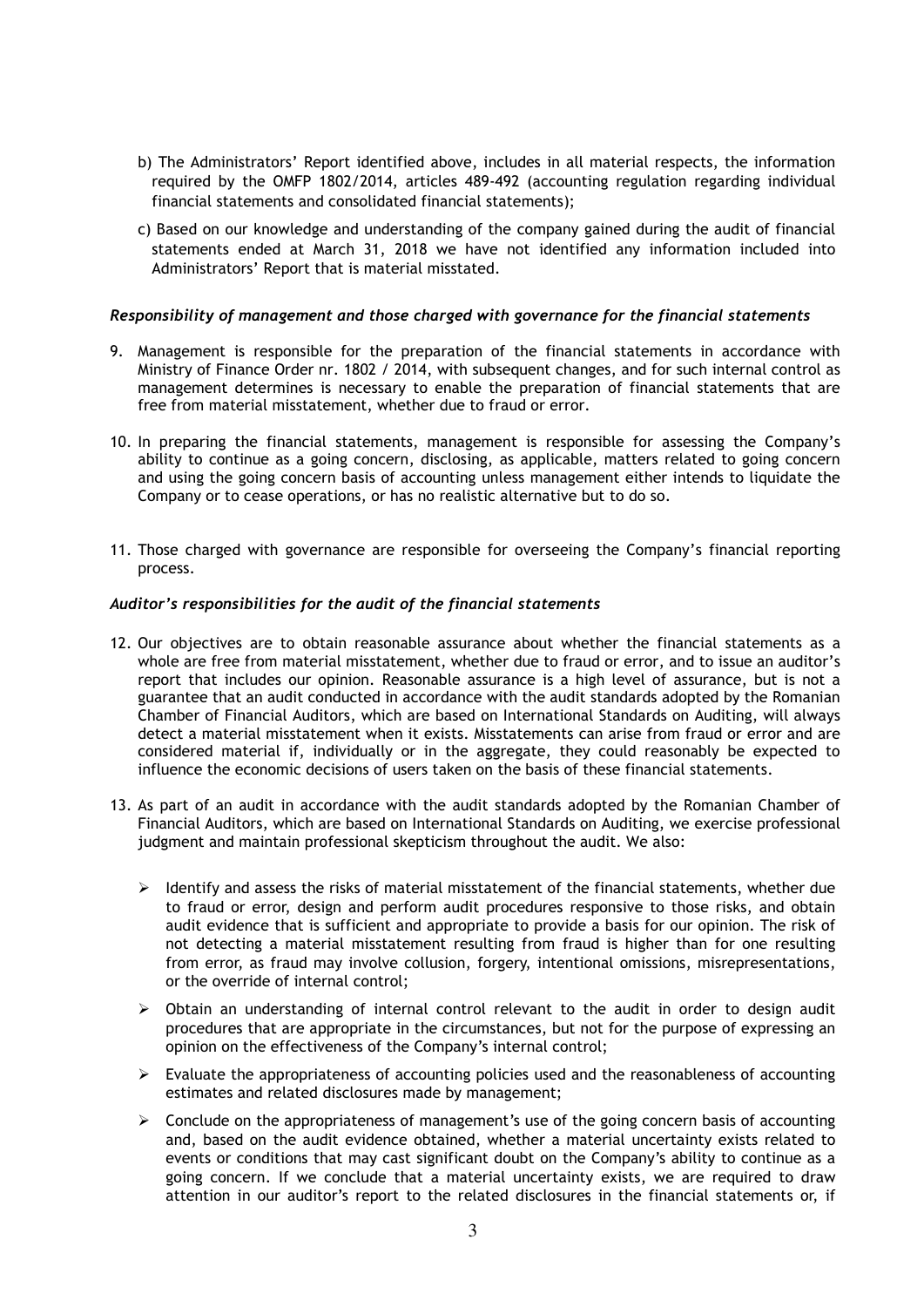b) The Administrators' Report identified above, includes in all material respects, the information required by the OMFP 1802/2014, articles 489-492 (accounting regulation regarding individual financial statements and consolidated financial statements);

c) Based on our knowledge and understanding of the company gained during the audit of financial statements ended at March 31, 2018 we have not identified any information included into Administrators' Report that is material misstated.

***Responsibility of management and those charged with governance for the financial statements***

9. Management is responsible for the preparation of the financial statements in accordance with Ministry of Finance Order nr. 1802 / 2014, with subsequent changes, and for such internal control as management determines is necessary to enable the preparation of financial statements that are free from material misstatement, whether due to fraud or error.

10. In preparing the financial statements, management is responsible for assessing the Company's ability to continue as a going concern, disclosing, as applicable, matters related to going concern and using the going concern basis of accounting unless management either intends to liquidate the Company or to cease operations, or has no realistic alternative but to do so.

11. Those charged with governance are responsible for overseeing the Company's financial reporting process.

***Auditor's responsibilities for the audit of the financial statements***

12. Our objectives are to obtain reasonable assurance about whether the financial statements as a whole are free from material misstatement, whether due to fraud or error, and to issue an auditor's report that includes our opinion. Reasonable assurance is a high level of assurance, but is not a guarantee that an audit conducted in accordance with the audit standards adopted by the Romanian Chamber of Financial Auditors, which are based on International Standards on Auditing, will always detect a material misstatement when it exists. Misstatements can arise from fraud or error and are considered material if, individually or in the aggregate, they could reasonably be expected to influence the economic decisions of users taken on the basis of these financial statements.

13. As part of an audit in accordance with the audit standards adopted by the Romanian Chamber of Financial Auditors, which are based on International Standards on Auditing, we exercise professional judgment and maintain professional skepticism throughout the audit. We also:

    - Identify and assess the risks of material misstatement of the financial statements, whether due to fraud or error, design and perform audit procedures responsive to those risks, and obtain audit evidence that is sufficient and appropriate to provide a basis for our opinion. The risk of not detecting a material misstatement resulting from fraud is higher than for one resulting from error, as fraud may involve collusion, forgery, intentional omissions, misrepresentations, or the override of internal control;
    - Obtain an understanding of internal control relevant to the audit in order to design audit procedures that are appropriate in the circumstances, but not for the purpose of expressing an opinion on the effectiveness of the Company's internal control;
    - Evaluate the appropriateness of accounting policies used and the reasonableness of accounting estimates and related disclosures made by management;
    - Conclude on the appropriateness of management's use of the going concern basis of accounting and, based on the audit evidence obtained, whether a material uncertainty exists related to events or conditions that may cast significant doubt on the Company's ability to continue as a going concern. If we conclude that a material uncertainty exists, we are required to draw attention in our auditor's report to the related disclosures in the financial statements or, if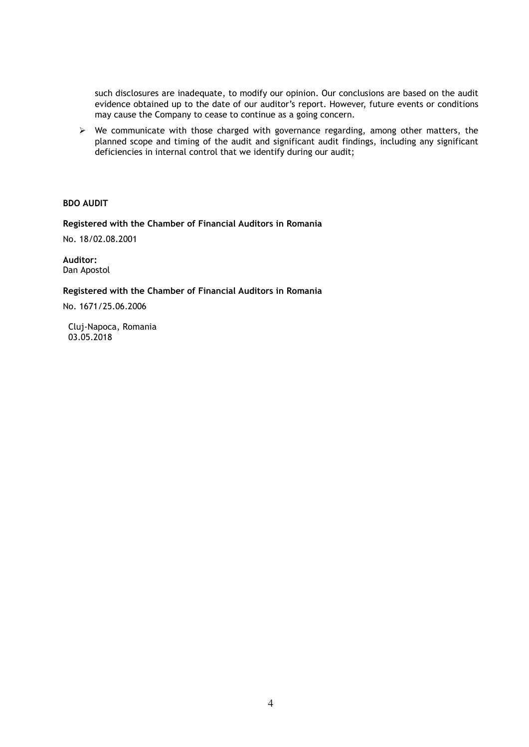such disclosures are inadequate, to modify our opinion. Our conclusions are based on the audit evidence obtained up to the date of our auditor's report. However, future events or conditions may cause the Company to cease to continue as a going concern.

- We communicate with those charged with governance regarding, among other matters, the planned scope and timing of the audit and significant audit findings, including any significant deficiencies in internal control that we identify during our audit;

**BDO AUDIT**

**Registered with the Chamber of Financial Auditors in Romania**

No. 18/02.08.2001

**Auditor:**
Dan Apostol

**Registered with the Chamber of Financial Auditors in Romania**

No. 1671/25.06.2006

Cluj-Napoca, Romania
03.05.2018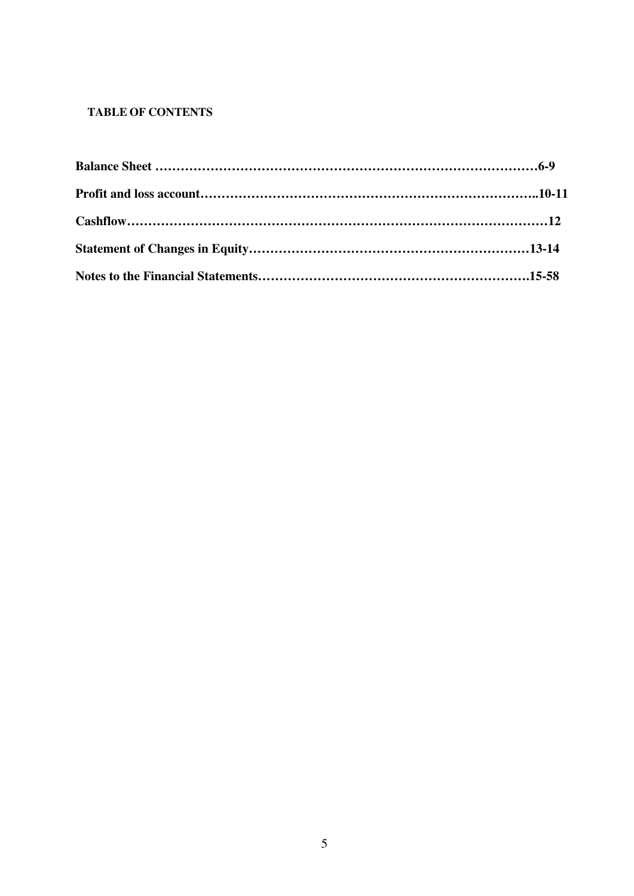**TABLE OF CONTENTS**

**Balance Sheet ………………………………………………………………………………6-9**

**Profit and loss account…………………………………………………………………..10-11**

**Cashflow………………………………………………………………………………………12**

**Statement of Changes in Equity…………………………………………………………13-14**

**Notes to the Financial Statements……………………………………………………….15-58**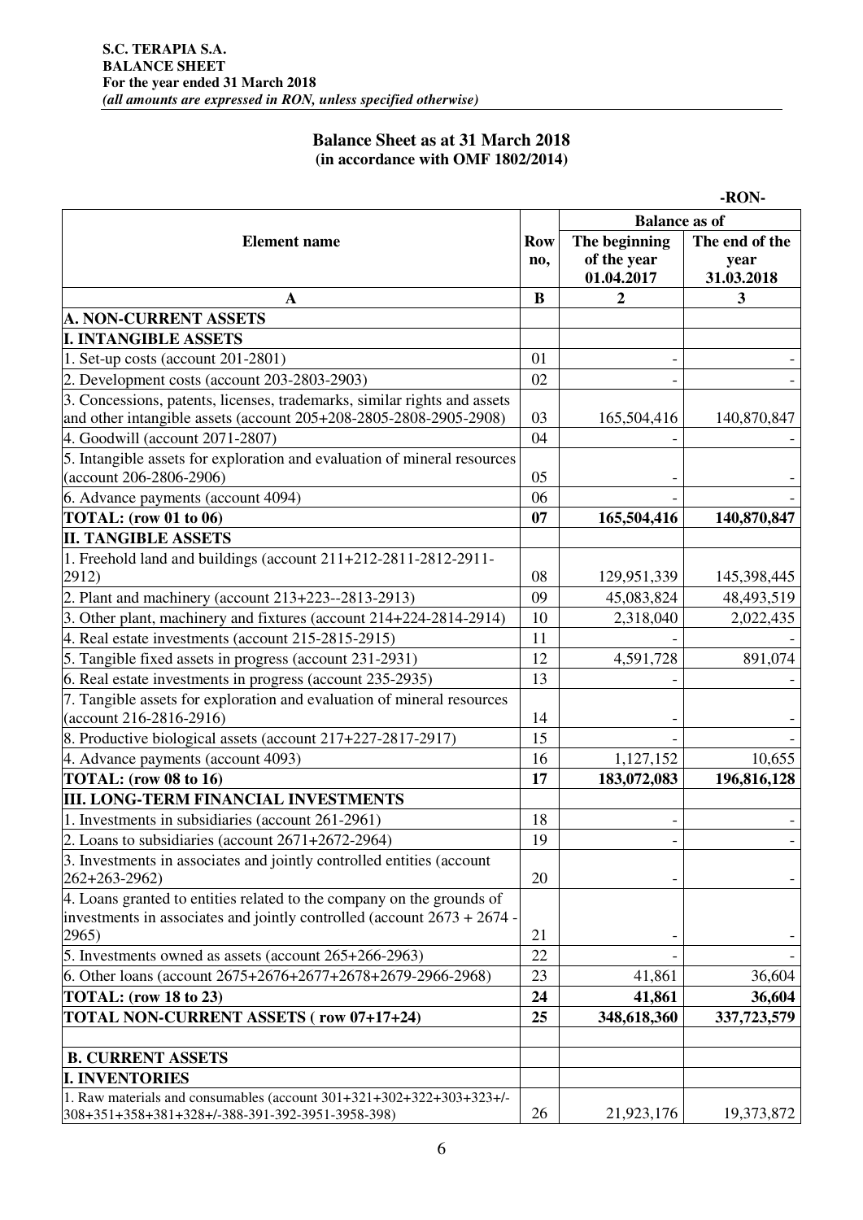**S.C. TERAPIA S.A.**
**BALANCE SHEET**
**For the year ended 31 March 2018**
***(all amounts are expressed in RON, unless specified otherwise)***

## Balance Sheet as at 31 March 2018
**(in accordance with OMF 1802/2014)**

**-RON-**

| Element name | Row no, | Balance as of | |
|---|---|---|---|
| | | The beginning of the year 01.04.2017 | The end of the year 31.03.2018 |
| **A** | **B** | **2** | **3** |
| **A. NON-CURRENT ASSETS** | | | |
| **I. INTANGIBLE ASSETS** | | | |
| 1. Set-up costs (account 201-2801) | 01 | - | - |
| 2. Development costs (account 203-2803-2903) | 02 | - | - |
| 3. Concessions, patents, licenses, trademarks, similar rights and assets and other intangible assets (account 205+208-2805-2808-2905-2908) | 03 | 165,504,416 | 140,870,847 |
| 4. Goodwill (account 2071-2807) | 04 | - | - |
| 5. Intangible assets for exploration and evaluation of mineral resources (account 206-2806-2906) | 05 | - | - |
| 6. Advance payments (account 4094) | 06 | - | - |
| **TOTAL: (row 01 to 06)** | **07** | **165,504,416** | **140,870,847** |
| **II. TANGIBLE ASSETS** | | | |
| 1. Freehold land and buildings (account 211+212-2811-2812-2911-2912) | 08 | 129,951,339 | 145,398,445 |
| 2. Plant and machinery (account 213+223--2813-2913) | 09 | 45,083,824 | 48,493,519 |
| 3. Other plant, machinery and fixtures (account 214+224-2814-2914) | 10 | 2,318,040 | 2,022,435 |
| 4. Real estate investments (account 215-2815-2915) | 11 | - | - |
| 5. Tangible fixed assets in progress (account 231-2931) | 12 | 4,591,728 | 891,074 |
| 6. Real estate investments in progress (account 235-2935) | 13 | - | - |
| 7. Tangible assets for exploration and evaluation of mineral resources (account 216-2816-2916) | 14 | - | - |
| 8. Productive biological assets (account 217+227-2817-2917) | 15 | - | - |
| 4. Advance payments (account 4093) | 16 | 1,127,152 | 10,655 |
| **TOTAL: (row 08 to 16)** | **17** | **183,072,083** | **196,816,128** |
| **III. LONG-TERM FINANCIAL INVESTMENTS** | | | |
| 1. Investments in subsidiaries (account 261-2961) | 18 | - | - |
| 2. Loans to subsidiaries (account 2671+2672-2964) | 19 | - | - |
| 3. Investments in associates and jointly controlled entities (account 262+263-2962) | 20 | - | - |
| 4. Loans granted to entities related to the company on the grounds of investments in associates and jointly controlled (account 2673 + 2674 - 2965) | 21 | - | - |
| 5. Investments owned as assets (account 265+266-2963) | 22 | - | - |
| 6. Other loans (account 2675+2676+2677+2678+2679-2966-2968) | 23 | 41,861 | 36,604 |
| **TOTAL: (row 18 to 23)** | **24** | **41,861** | **36,604** |
| **TOTAL NON-CURRENT ASSETS ( row 07+17+24)** | **25** | **348,618,360** | **337,723,579** |
| | | | |
| **B. CURRENT ASSETS** | | | |
| **I. INVENTORIES** | | | |
| 1. Raw materials and consumables (account 301+321+302+322+303+323+/-308+351+358+381+328+/-388-391-392-3951-3958-398) | 26 | 21,923,176 | 19,373,872 |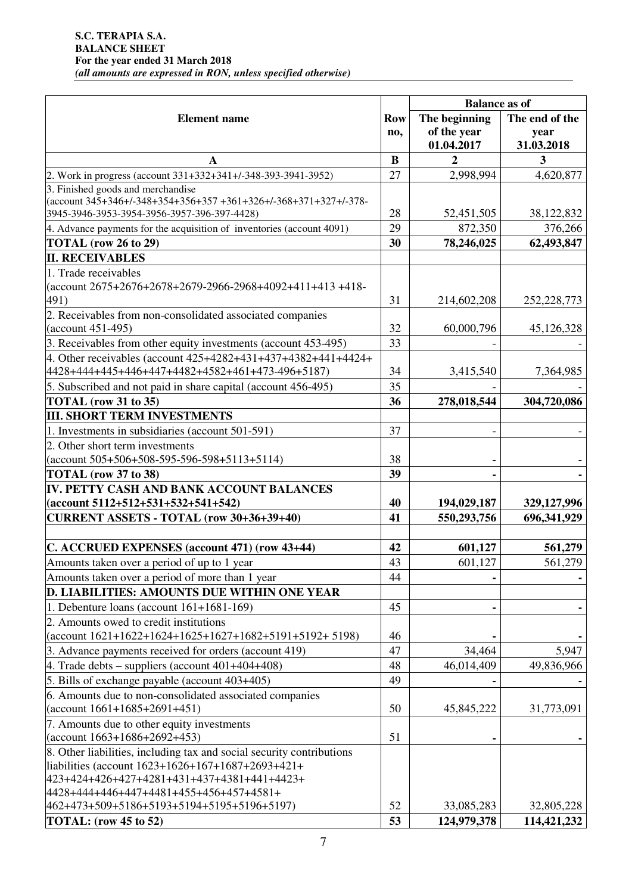**S.C. TERAPIA S.A.**
**BALANCE SHEET**
**For the year ended 31 March 2018**
***(all amounts are expressed in RON, unless specified otherwise)***

| Element name | Row no, | Balance as of | |
|---|---|---|---|
| | | The beginning of the year 01.04.2017 | The end of the year 31.03.2018 |
| **A** | **B** | **2** | **3** |
| 2. Work in progress (account 331+332+341+/-348-393-3941-3952) | 27 | 2,998,994 | 4,620,877 |
| 3. Finished goods and merchandise (account 345+346+/-348+354+356+357 +361+326+/-368+371+327+/-378-3945-3946-3953-3954-3956-3957-396-397-4428) | 28 | 52,451,505 | 38,122,832 |
| 4. Advance payments for the acquisition of inventories (account 4091) | 29 | 872,350 | 376,266 |
| **TOTAL (row 26 to 29)** | **30** | **78,246,025** | **62,493,847** |
| **II. RECEIVABLES** | | | |
| 1. Trade receivables (account 2675+2676+2678+2679-2966-2968+4092+411+413 +418-491) | 31 | 214,602,208 | 252,228,773 |
| 2. Receivables from non-consolidated associated companies (account 451-495) | 32 | 60,000,796 | 45,126,328 |
| 3. Receivables from other equity investments (account 453-495) | 33 | - | - |
| 4. Other receivables (account 425+4282+431+437+4382+441+4424+4428+444+445+446+447+4482+4582+461+473-496+5187) | 34 | 3,415,540 | 7,364,985 |
| 5. Subscribed and not paid in share capital (account 456-495) | 35 | - | - |
| **TOTAL (row 31 to 35)** | **36** | **278,018,544** | **304,720,086** |
| **III. SHORT TERM INVESTMENTS** | | | |
| 1. Investments in subsidiaries (account 501-591) | 37 | - | - |
| 2. Other short term investments (account 505+506+508-595-596-598+5113+5114) | 38 | - | - |
| **TOTAL (row 37 to 38)** | **39** | **-** | **-** |
| **IV. PETTY CASH AND BANK ACCOUNT BALANCES (account 5112+512+531+532+541+542)** | **40** | **194,029,187** | **329,127,996** |
| **CURRENT ASSETS - TOTAL (row 30+36+39+40)** | **41** | **550,293,756** | **696,341,929** |
| | | | |
| **C. ACCRUED EXPENSES (account 471) (row 43+44)** | **42** | **601,127** | **561,279** |
| Amounts taken over a period of up to 1 year | 43 | 601,127 | 561,279 |
| Amounts taken over a period of more than 1 year | 44 | **-** | **-** |
| **D. LIABILITIES: AMOUNTS DUE WITHIN ONE YEAR** | | | |
| 1. Debenture loans (account 161+1681-169) | 45 | **-** | **-** |
| 2. Amounts owed to credit institutions (account 1621+1622+1624+1625+1627+1682+5191+5192+ 5198) | 46 | **-** | **-** |
| 3. Advance payments received for orders (account 419) | 47 | 34,464 | 5,947 |
| 4. Trade debts – suppliers (account 401+404+408) | 48 | 46,014,409 | 49,836,966 |
| 5. Bills of exchange payable (account 403+405) | 49 | - | - |
| 6. Amounts due to non-consolidated associated companies (account 1661+1685+2691+451) | 50 | 45,845,222 | 31,773,091 |
| 7. Amounts due to other equity investments (account 1663+1686+2692+453) | 51 | **-** | **-** |
| 8. Other liabilities, including tax and social security contributions liabilities (account 1623+1626+167+1687+2693+421+423+424+426+427+4281+431+437+4381+441+4423+4428+444+446+447+4481+455+456+457+4581+462+473+509+5186+5193+5194+5195+5196+5197) | 52 | 33,085,283 | 32,805,228 |
| **TOTAL: (row 45 to 52)** | **53** | **124,979,378** | **114,421,232** |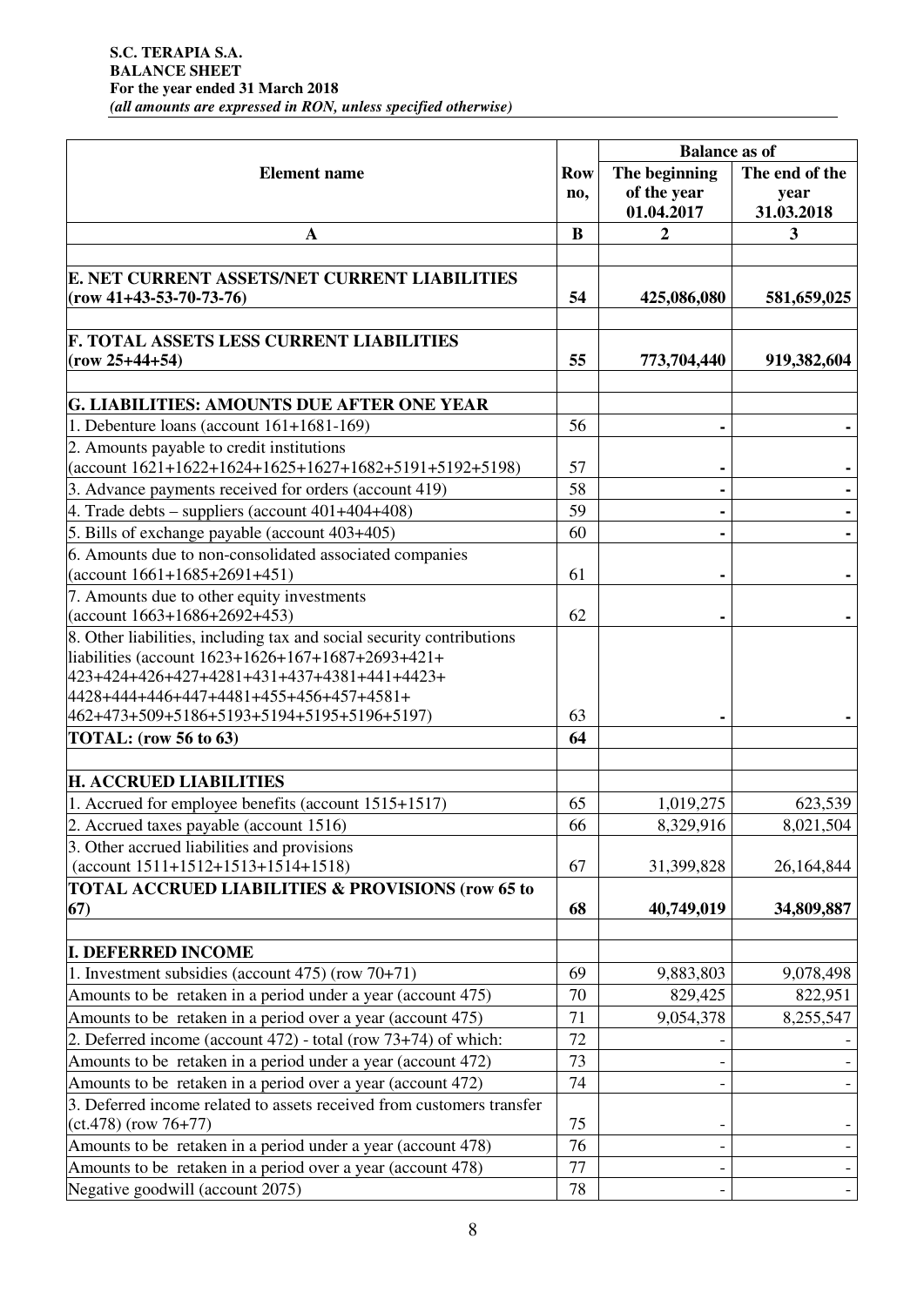**S.C. TERAPIA S.A.**
**BALANCE SHEET**
**For the year ended 31 March 2018**
***(all amounts are expressed in RON, unless specified otherwise)***

| Element name | Row no, | Balance as of | |
|---|---|---|---|
| | | The beginning of the year 01.04.2017 | The end of the year 31.03.2018 |
| **A** | **B** | **2** | **3** |
| **E. NET CURRENT ASSETS/NET CURRENT LIABILITIES (row 41+43-53-70-73-76)** | **54** | **425,086,080** | **581,659,025** |
| **F. TOTAL ASSETS LESS CURRENT LIABILITIES (row 25+44+54)** | **55** | **773,704,440** | **919,382,604** |
| **G. LIABILITIES: AMOUNTS DUE AFTER ONE YEAR** | | | |
| 1. Debenture loans (account 161+1681-169) | 56 | **-** | **-** |
| 2. Amounts payable to credit institutions (account 1621+1622+1624+1625+1627+1682+5191+5192+5198) | 57 | **-** | **-** |
| 3. Advance payments received for orders (account 419) | 58 | **-** | **-** |
| 4. Trade debts – suppliers (account 401+404+408) | 59 | **-** | **-** |
| 5. Bills of exchange payable (account 403+405) | 60 | **-** | **-** |
| 6. Amounts due to non-consolidated associated companies (account 1661+1685+2691+451) | 61 | **-** | **-** |
| 7. Amounts due to other equity investments (account 1663+1686+2692+453) | 62 | **-** | **-** |
| 8. Other liabilities, including tax and social security contributions liabilities (account 1623+1626+167+1687+2693+421+423+424+426+427+4281+431+437+4381+441+4423+4428+444+446+447+4481+455+456+457+4581+462+473+509+5186+5193+5194+5195+5196+5197) | 63 | **-** | **-** |
| **TOTAL: (row 56 to 63)** | **64** | | |
| **H. ACCRUED LIABILITIES** | | | |
| 1. Accrued for employee benefits (account 1515+1517) | 65 | 1,019,275 | 623,539 |
| 2. Accrued taxes payable (account 1516) | 66 | 8,329,916 | 8,021,504 |
| 3. Other accrued liabilities and provisions (account 1511+1512+1513+1514+1518) | 67 | 31,399,828 | 26,164,844 |
| **TOTAL ACCRUED LIABILITIES & PROVISIONS (row 65 to 67)** | **68** | **40,749,019** | **34,809,887** |
| **I. DEFERRED INCOME** | | | |
| 1. Investment subsidies (account 475) (row 70+71) | 69 | 9,883,803 | 9,078,498 |
| Amounts to be retaken in a period under a year (account 475) | 70 | 829,425 | 822,951 |
| Amounts to be retaken in a period over a year (account 475) | 71 | 9,054,378 | 8,255,547 |
| 2. Deferred income (account 472) - total (row 73+74) of which: | 72 | - | - |
| Amounts to be retaken in a period under a year (account 472) | 73 | - | - |
| Amounts to be retaken in a period over a year (account 472) | 74 | - | - |
| 3. Deferred income related to assets received from customers transfer (ct.478) (row 76+77) | 75 | - | - |
| Amounts to be retaken in a period under a year (account 478) | 76 | - | - |
| Amounts to be retaken in a period over a year (account 478) | 77 | - | - |
| Negative goodwill (account 2075) | 78 | - | - |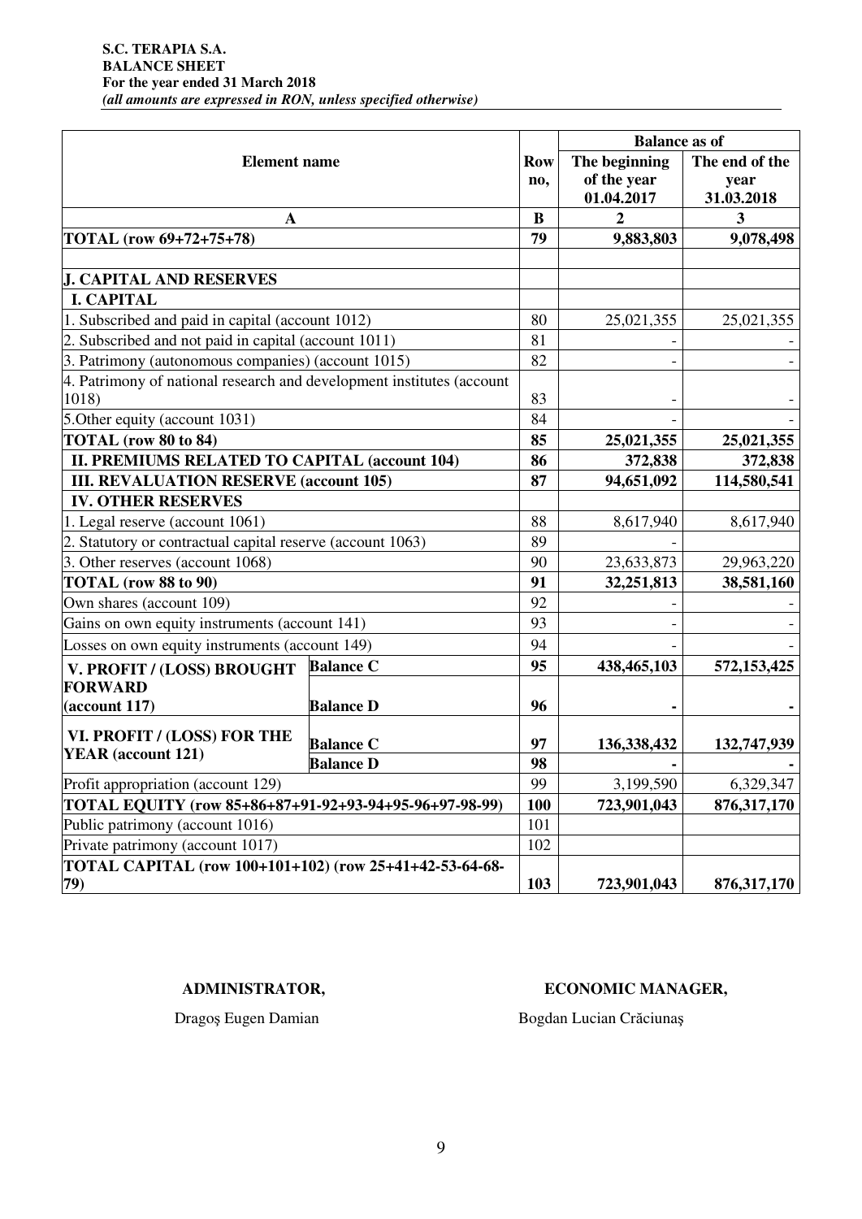**S.C. TERAPIA S.A.**
**BALANCE SHEET**
**For the year ended 31 March 2018**
***(all amounts are expressed in RON, unless specified otherwise)***

| Element name | | Row no, | Balance as of | |
|---|---|---|---|---|
| | | | The beginning of the year 01.04.2017 | The end of the year 31.03.2018 |
| A | | B | 2 | 3 |
| **TOTAL (row 69+72+75+78)** | | **79** | **9,883,803** | **9,078,498** |
| | | | | |
| **J. CAPITAL AND RESERVES** | | | | |
| **I. CAPITAL** | | | | |
| 1. Subscribed and paid in capital (account 1012) | | 80 | 25,021,355 | 25,021,355 |
| 2. Subscribed and not paid in capital (account 1011) | | 81 | - | - |
| 3. Patrimony (autonomous companies) (account 1015) | | 82 | - | - |
| 4. Patrimony of national research and development institutes (account 1018) | | 83 | - | - |
| 5.Other equity (account 1031) | | 84 | - | - |
| **TOTAL (row 80 to 84)** | | **85** | **25,021,355** | **25,021,355** |
| **II. PREMIUMS RELATED TO CAPITAL (account 104)** | | **86** | **372,838** | **372,838** |
| **III. REVALUATION RESERVE (account 105)** | | **87** | **94,651,092** | **114,580,541** |
| **IV. OTHER RESERVES** | | | | |
| 1. Legal reserve (account 1061) | | 88 | 8,617,940 | 8,617,940 |
| 2. Statutory or contractual capital reserve (account 1063) | | 89 | - | |
| 3. Other reserves (account 1068) | | 90 | 23,633,873 | 29,963,220 |
| **TOTAL (row 88 to 90)** | | **91** | **32,251,813** | **38,581,160** |
| Own shares (account 109) | | 92 | - | - |
| Gains on own equity instruments (account 141) | | 93 | - | - |
| Losses on own equity instruments (account 149) | | 94 | - | - |
| **V. PROFIT / (LOSS) BROUGHT FORWARD (account 117)** | **Balance C** | **95** | **438,465,103** | **572,153,425** |
| | **Balance D** | **96** | **-** | **-** |
| **VI. PROFIT / (LOSS) FOR THE YEAR (account 121)** | **Balance C** | **97** | **136,338,432** | **132,747,939** |
| | **Balance D** | **98** | **-** | **-** |
| Profit appropriation (account 129) | | 99 | 3,199,590 | 6,329,347 |
| **TOTAL EQUITY (row 85+86+87+91-92+93-94+95-96+97-98-99)** | | **100** | **723,901,043** | **876,317,170** |
| Public patrimony (account 1016) | | 101 | | |
| Private patrimony (account 1017) | | 102 | | |
| **TOTAL CAPITAL (row 100+101+102) (row 25+41+42-53-64-68-79)** | | **103** | **723,901,043** | **876,317,170** |

**ADMINISTRATOR,**
Dragoş Eugen Damian

**ECONOMIC MANAGER,**
Bogdan Lucian Crăciunaş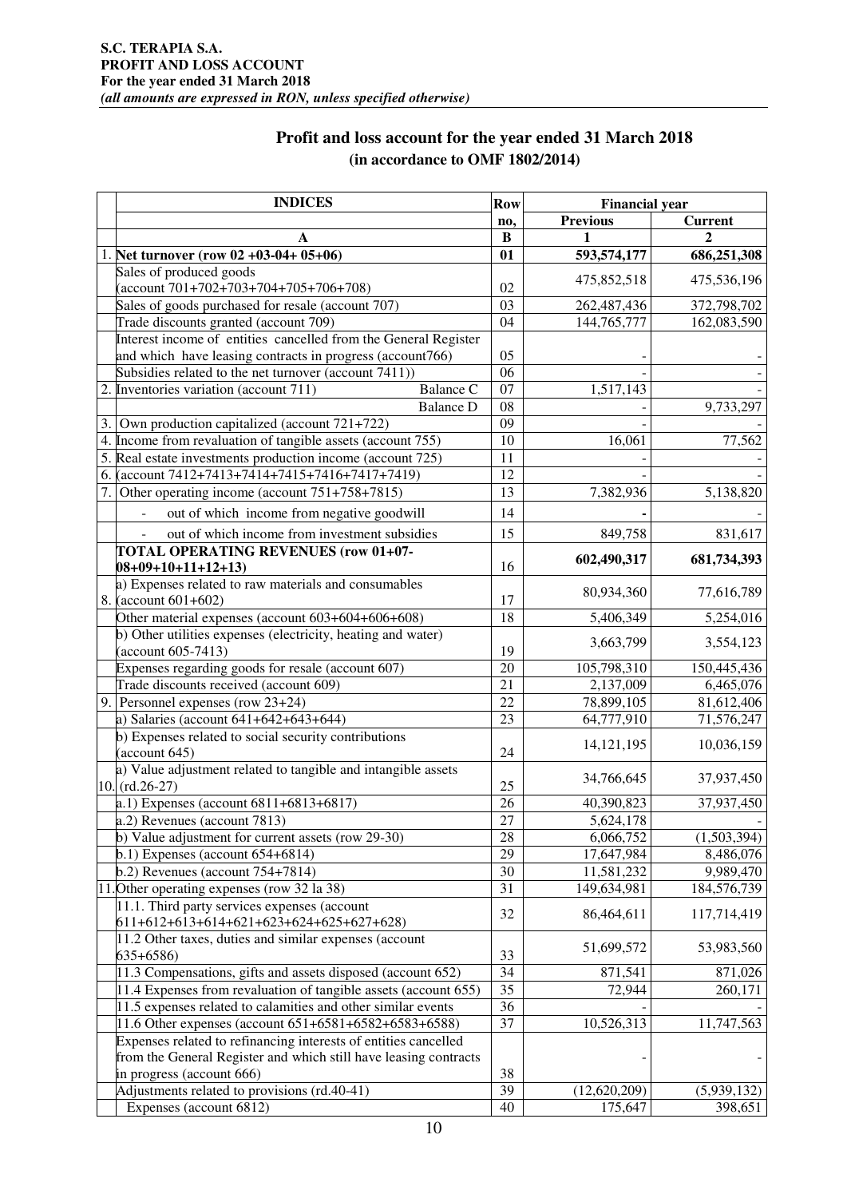**S.C. TERAPIA S.A.**
**PROFIT AND LOSS ACCOUNT**
**For the year ended 31 March 2018**
***(all amounts are expressed in RON, unless specified otherwise)***

## Profit and loss account for the year ended 31 March 2018
### (in accordance to OMF 1802/2014)

| | INDICES | | Row no, | Financial year | |
|---|---|---|---|---|---|
| | | | | Previous | Current |
| | A | | B | 1 | 2 |
| 1. | **Net turnover (row 02 +03-04+ 05+06)** | | **01** | **593,574,177** | **686,251,308** |
| | Sales of produced goods (account 701+702+703+704+705+706+708) | | 02 | 475,852,518 | 475,536,196 |
| | Sales of goods purchased for resale (account 707) | | 03 | 262,487,436 | 372,798,702 |
| | Trade discounts granted (account 709) | | 04 | 144,765,777 | 162,083,590 |
| | Interest income of entities cancelled from the General Register and which have leasing contracts in progress (account766) | | 05 | - | - |
| | Subsidies related to the net turnover (account 7411)) | | 06 | - | - |
| 2. | Inventories variation (account 711) | Balance C | 07 | 1,517,143 | - |
| | | Balance D | 08 | - | 9,733,297 |
| 3. | Own production capitalized (account 721+722) | | 09 | - | - |
| 4. | Income from revaluation of tangible assets (account 755) | | 10 | 16,061 | 77,562 |
| 5. | Real estate investments production income (account 725) | | 11 | - | - |
| 6. | (account 7412+7413+7414+7415+7416+7417+7419) | | 12 | - | - |
| 7. | Other operating income (account 751+758+7815) | | 13 | 7,382,936 | 5,138,820 |
| | - out of which income from negative goodwill | | 14 | - | - |
| | - out of which income from investment subsidies | | 15 | 849,758 | 831,617 |
| | **TOTAL OPERATING REVENUES (row 01+07-08+09+10+11+12+13)** | | 16 | **602,490,317** | **681,734,393** |
| 8. | a) Expenses related to raw materials and consumables (account 601+602) | | 17 | 80,934,360 | 77,616,789 |
| | Other material expenses (account 603+604+606+608) | | 18 | 5,406,349 | 5,254,016 |
| | b) Other utilities expenses (electricity, heating and water) (account 605-7413) | | 19 | 3,663,799 | 3,554,123 |
| | Expenses regarding goods for resale (account 607) | | 20 | 105,798,310 | 150,445,436 |
| | Trade discounts received (account 609) | | 21 | 2,137,009 | 6,465,076 |
| 9. | Personnel expenses (row 23+24) | | 22 | 78,899,105 | 81,612,406 |
| | a) Salaries (account 641+642+643+644) | | 23 | 64,777,910 | 71,576,247 |
| | b) Expenses related to social security contributions (account 645) | | 24 | 14,121,195 | 10,036,159 |
| 10. | a) Value adjustment related to tangible and intangible assets (rd.26-27) | | 25 | 34,766,645 | 37,937,450 |
| | a.1) Expenses (account 6811+6813+6817) | | 26 | 40,390,823 | 37,937,450 |
| | a.2) Revenues (account 7813) | | 27 | 5,624,178 | - |
| | b) Value adjustment for current assets (row 29-30) | | 28 | 6,066,752 | (1,503,394) |
| | b.1) Expenses (account 654+6814) | | 29 | 17,647,984 | 8,486,076 |
| | b.2) Revenues (account 754+7814) | | 30 | 11,581,232 | 9,989,470 |
| 11. | Other operating expenses (row 32 la 38) | | 31 | 149,634,981 | 184,576,739 |
| | 11.1. Third party services expenses (account 611+612+613+614+621+623+624+625+627+628) | | 32 | 86,464,611 | 117,714,419 |
| | 11.2 Other taxes, duties and similar expenses (account 635+6586) | | 33 | 51,699,572 | 53,983,560 |
| | 11.3 Compensations, gifts and assets disposed (account 652) | | 34 | 871,541 | 871,026 |
| | 11.4 Expenses from revaluation of tangible assets (account 655) | | 35 | 72,944 | 260,171 |
| | 11.5 expenses related to calamities and other similar events | | 36 | - | - |
| | 11.6 Other expenses (account 651+6581+6582+6583+6588) | | 37 | 10,526,313 | 11,747,563 |
| | Expenses related to refinancing interests of entities cancelled from the General Register and which still have leasing contracts in progress (account 666) | | 38 | - | - |
| | Adjustments related to provisions (rd.40-41) | | 39 | (12,620,209) | (5,939,132) |
| | Expenses (account 6812) | | 40 | 175,647 | 398,651 |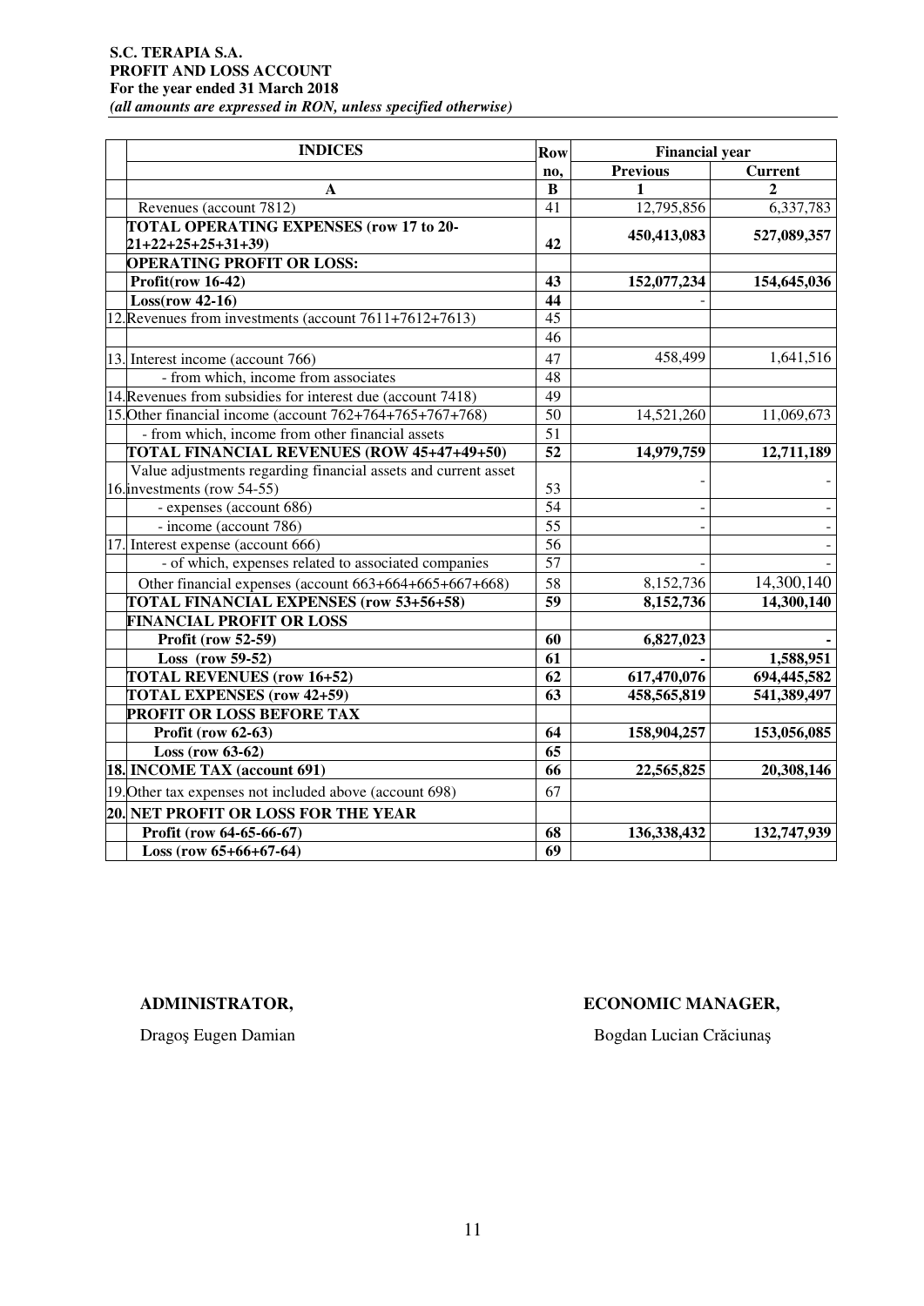**S.C. TERAPIA S.A.**
**PROFIT AND LOSS ACCOUNT**
**For the year ended 31 March 2018**
***(all amounts are expressed in RON, unless specified otherwise)***

| | INDICES | Row no, | Financial year | |
|---|---|---|---|---|
| | | | Previous | Current |
| | A | B | 1 | 2 |
| | Revenues (account 7812) | 41 | 12,795,856 | 6,337,783 |
| | **TOTAL OPERATING EXPENSES (row 17 to 20-21+22+25+25+31+39)** | **42** | **450,413,083** | **527,089,357** |
| | **OPERATING PROFIT OR LOSS:** | | | |
| | **Profit(row 16-42)** | **43** | **152,077,234** | **154,645,036** |
| | **Loss(row 42-16)** | **44** | - | |
| 12. | Revenues from investments (account 7611+7612+7613) | 45 | | |
| | | 46 | | |
| 13. | Interest income (account 766) | 47 | 458,499 | 1,641,516 |
| | - from which, income from associates | 48 | | |
| 14. | Revenues from subsidies for interest due (account 7418) | 49 | | |
| 15. | Other financial income (account 762+764+765+767+768) | 50 | 14,521,260 | 11,069,673 |
| | - from which, income from other financial assets | 51 | | |
| | **TOTAL FINANCIAL REVENUES (ROW 45+47+49+50)** | **52** | **14,979,759** | **12,711,189** |
| 16. | Value adjustments regarding financial assets and current asset investments (row 54-55) | 53 | - | - |
| | - expenses (account 686) | 54 | - | - |
| | - income (account 786) | 55 | - | - |
| 17. | Interest expense (account 666) | 56 | | - |
| | - of which, expenses related to associated companies | 57 | - | - |
| | Other financial expenses (account 663+664+665+667+668) | 58 | 8,152,736 | 14,300,140 |
| | **TOTAL FINANCIAL EXPENSES (row 53+56+58)** | **59** | **8,152,736** | **14,300,140** |
| | **FINANCIAL PROFIT OR LOSS** | | | |
| | **Profit (row 52-59)** | **60** | **6,827,023** | **-** |
| | **Loss (row 59-52)** | **61** | **-** | **1,588,951** |
| | **TOTAL REVENUES (row 16+52)** | **62** | **617,470,076** | **694,445,582** |
| | **TOTAL EXPENSES (row 42+59)** | **63** | **458,565,819** | **541,389,497** |
| | **PROFIT OR LOSS BEFORE TAX** | | | |
| | **Profit (row 62-63)** | **64** | **158,904,257** | **153,056,085** |
| | **Loss (row 63-62)** | **65** | | |
| **18.** | **INCOME TAX (account 691)** | **66** | **22,565,825** | **20,308,146** |
| 19. | Other tax expenses not included above (account 698) | 67 | | |
| **20.** | **NET PROFIT OR LOSS FOR THE YEAR** | | | |
| | **Profit (row 64-65-66-67)** | **68** | **136,338,432** | **132,747,939** |
| | **Loss (row 65+66+67-64)** | **69** | | |

**ADMINISTRATOR,**

Dragoş Eugen Damian

**ECONOMIC MANAGER,**

Bogdan Lucian Crăciunaș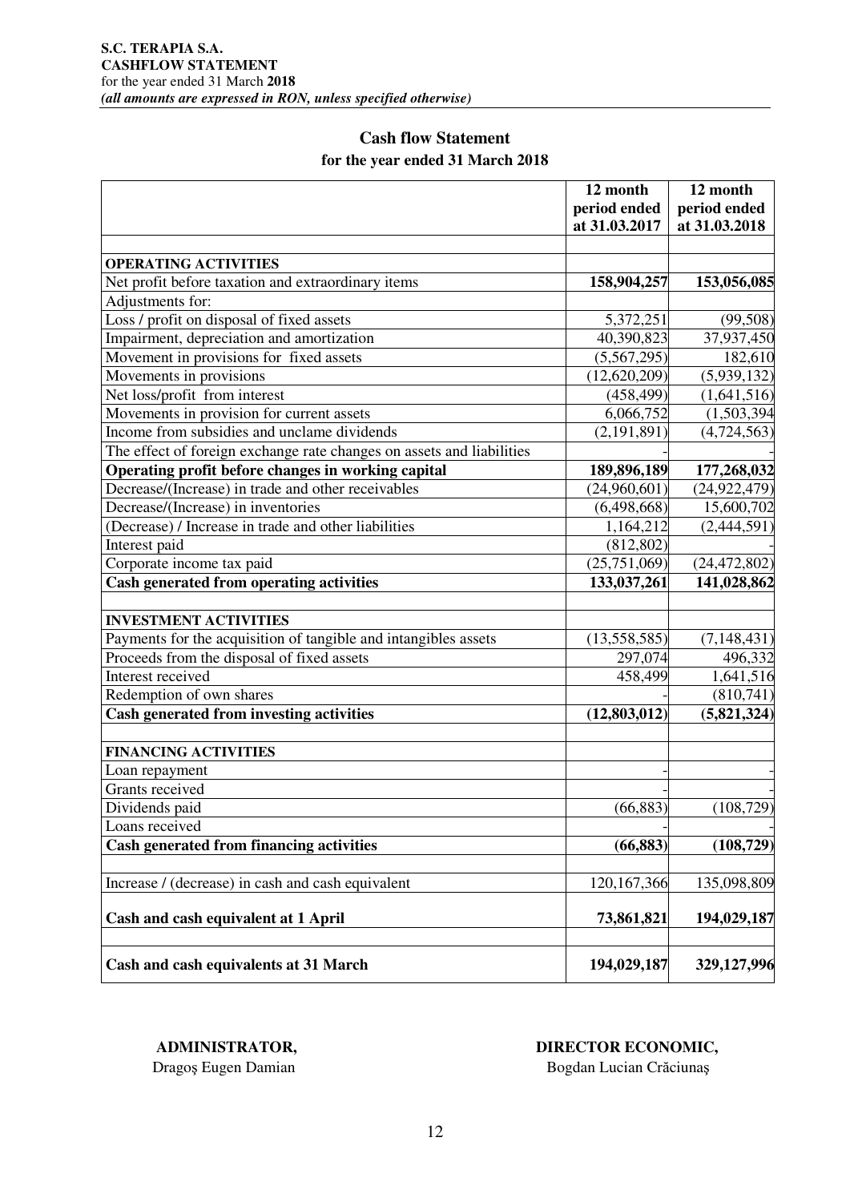**S.C. TERAPIA S.A.**
**CASHFLOW STATEMENT**
for the year ended 31 March **2018**
***(all amounts are expressed in RON, unless specified otherwise)***

## Cash flow Statement

### for the year ended 31 March 2018

| | 12 month period ended at 31.03.2017 | 12 month period ended at 31.03.2018 |
|---|---|---|
| **OPERATING ACTIVITIES** | | |
| Net profit before taxation and extraordinary items | **158,904,257** | **153,056,085** |
| Adjustments for: | | |
| Loss / profit on disposal of fixed assets | 5,372,251 | (99,508) |
| Impairment, depreciation and amortization | 40,390,823 | 37,937,450 |
| Movement in provisions for fixed assets | (5,567,295) | 182,610 |
| Movements in provisions | (12,620,209) | (5,939,132) |
| Net loss/profit from interest | (458,499) | (1,641,516) |
| Movements in provision for current assets | 6,066,752 | (1,503,394 |
| Income from subsidies and unclame dividends | (2,191,891) | (4,724,563) |
| The effect of foreign exchange rate changes on assets and liabilities | - | - |
| **Operating profit before changes in working capital** | **189,896,189** | **177,268,032** |
| Decrease/(Increase) in trade and other receivables | (24,960,601) | (24,922,479) |
| Decrease/(Increase) in inventories | (6,498,668) | 15,600,702 |
| (Decrease) / Increase in trade and other liabilities | 1,164,212 | (2,444,591) |
| Interest paid | (812,802) | - |
| Corporate income tax paid | (25,751,069) | (24,472,802) |
| **Cash generated from operating activities** | **133,037,261** | **141,028,862** |
| **INVESTMENT ACTIVITIES** | | |
| Payments for the acquisition of tangible and intangibles assets | (13,558,585) | (7,148,431) |
| Proceeds from the disposal of fixed assets | 297,074 | 496,332 |
| Interest received | 458,499 | 1,641,516 |
| Redemption of own shares | - | (810,741) |
| **Cash generated from investing activities** | **(12,803,012)** | **(5,821,324)** |
| **FINANCING ACTIVITIES** | | |
| Loan repayment | - | - |
| Grants received | - | - |
| Dividends paid | (66,883) | (108,729) |
| Loans received | - | - |
| **Cash generated from financing activities** | **(66,883)** | **(108,729)** |
| Increase / (decrease) in cash and cash equivalent | 120,167,366 | 135,098,809 |
| **Cash and cash equivalent at 1 April** | **73,861,821** | **194,029,187** |
| **Cash and cash equivalents at 31 March** | **194,029,187** | **329,127,996** |

**ADMINISTRATOR,**
Dragoş Eugen Damian

**DIRECTOR ECONOMIC,**
Bogdan Lucian Crăciunaş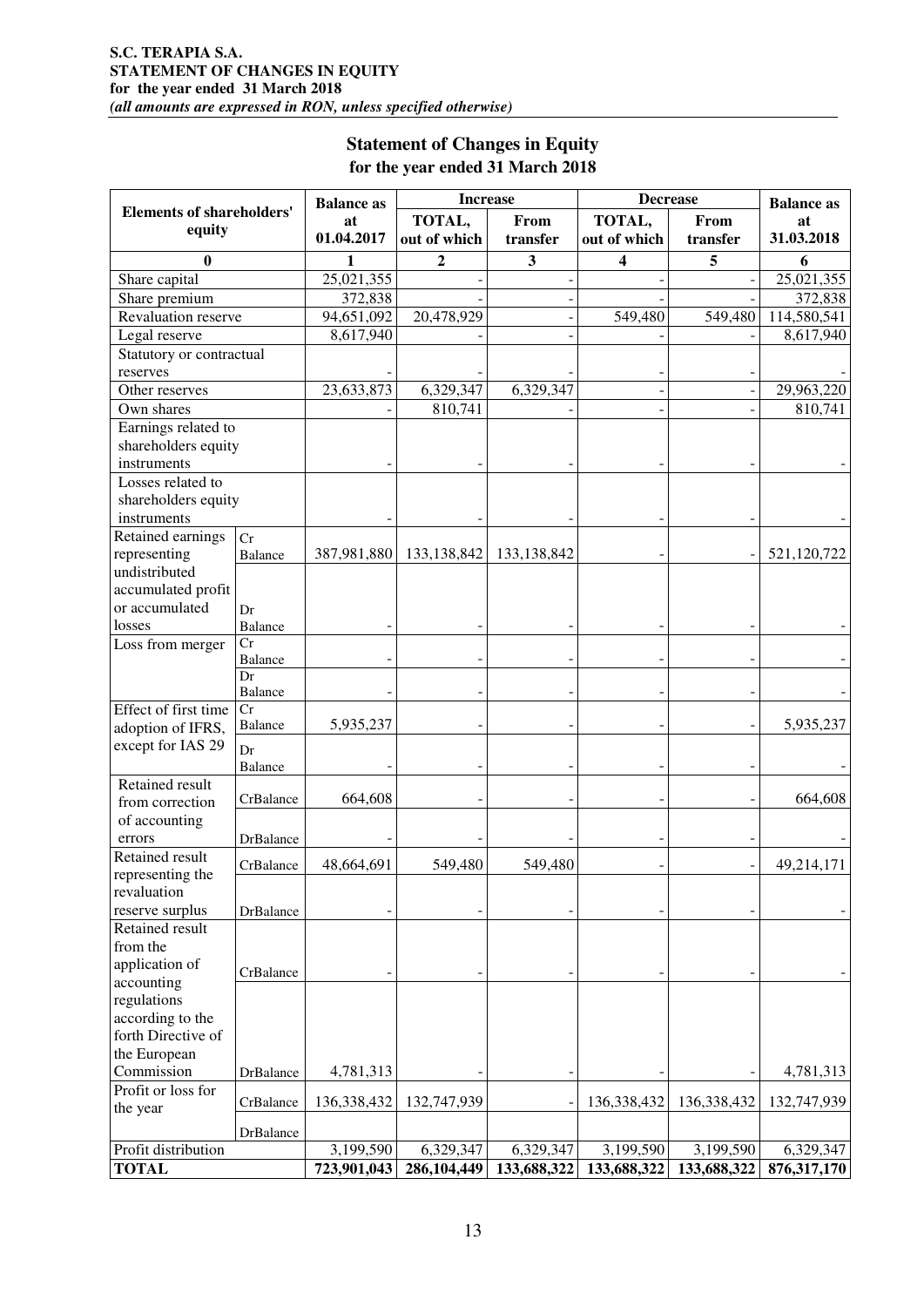**S.C. TERAPIA S.A.**
**STATEMENT OF CHANGES IN EQUITY**
**for the year ended 31 March 2018**
***(all amounts are expressed in RON, unless specified otherwise)***

## Statement of Changes in Equity
### for the year ended 31 March 2018

| Elements of shareholders' equity | | Balance as at 01.04.2017 | Increase | | Decrease | | Balance as at 31.03.2018 |
|---|---|---|---|---|---|---|---|
| | | | TOTAL, out of which | From transfer | TOTAL, out of which | From transfer | |
| **0** | | **1** | **2** | **3** | **4** | **5** | **6** |
| Share capital | | 25,021,355 | - | - | - | - | 25,021,355 |
| Share premium | | 372,838 | - | - | - | - | 372,838 |
| Revaluation reserve | | 94,651,092 | 20,478,929 | - | 549,480 | 549,480 | 114,580,541 |
| Legal reserve | | 8,617,940 | - | - | - | - | 8,617,940 |
| Statutory or contractual reserves | | - | - | - | - | - | - |
| Other reserves | | 23,633,873 | 6,329,347 | 6,329,347 | - | - | 29,963,220 |
| Own shares | | - | 810,741 | - | - | - | 810,741 |
| Earnings related to shareholders equity instruments | | - | - | - | - | - | - |
| Losses related to shareholders equity instruments | | - | - | - | - | - | - |
| Retained earnings representing undistributed accumulated profit or accumulated losses | Cr Balance | 387,981,880 | 133,138,842 | 133,138,842 | - | - | 521,120,722 |
| | Dr Balance | - | - | - | - | - | - |
| Loss from merger | Cr Balance | - | - | - | - | - | - |
| | Dr Balance | - | - | - | - | - | - |
| Effect of first time adoption of IFRS, except for IAS 29 | Cr Balance | 5,935,237 | - | - | - | - | 5,935,237 |
| | Dr Balance | - | - | - | - | - | - |
| Retained result from correction of accounting errors | CrBalance | 664,608 | - | - | - | - | 664,608 |
| | DrBalance | - | - | - | - | - | - |
| Retained result representing the revaluation reserve surplus | CrBalance | 48,664,691 | 549,480 | 549,480 | - | - | 49,214,171 |
| | DrBalance | - | - | - | - | - | - |
| Retained result from the application of accounting regulations according to the forth Directive of the European Commission | CrBalance | - | - | - | - | - | - |
| | DrBalance | 4,781,313 | - | - | - | - | 4,781,313 |
| Profit or loss for the year | CrBalance | 136,338,432 | 132,747,939 | - | 136,338,432 | 136,338,432 | 132,747,939 |
| | DrBalance | | | | | | |
| Profit distribution | | 3,199,590 | 6,329,347 | 6,329,347 | 3,199,590 | 3,199,590 | 6,329,347 |
| **TOTAL** | | **723,901,043** | **286,104,449** | **133,688,322** | **133,688,322** | **133,688,322** | **876,317,170** |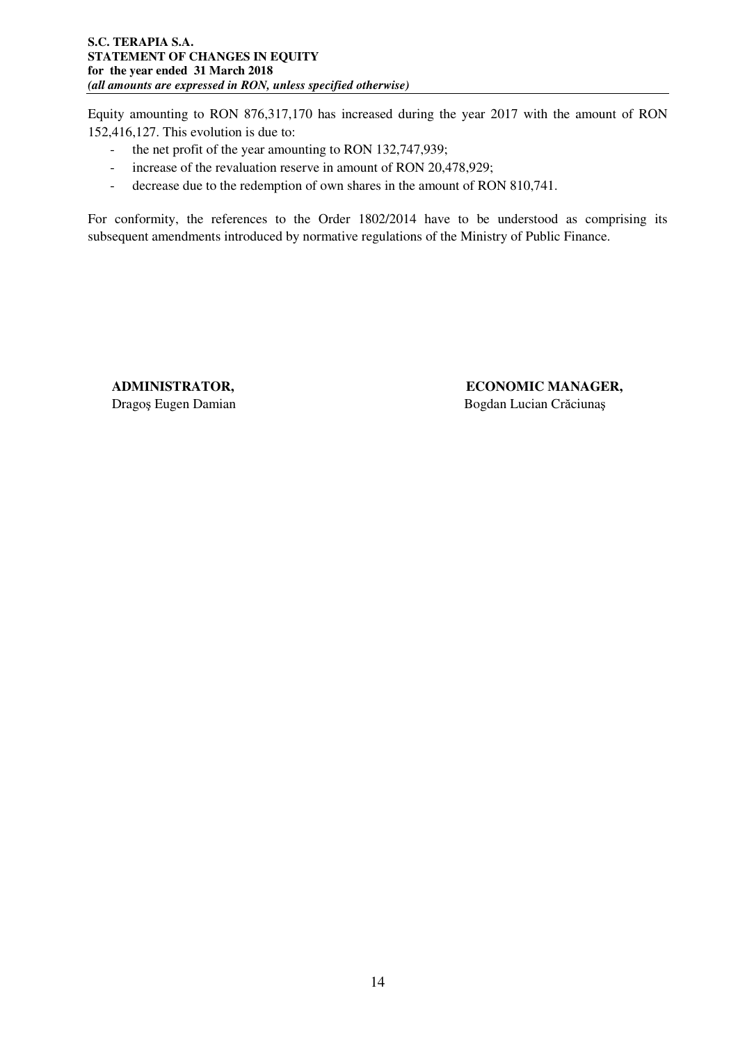Equity amounting to RON 876,317,170 has increased during the year 2017 with the amount of RON 152,416,127. This evolution is due to:

- the net profit of the year amounting to RON 132,747,939;
- increase of the revaluation reserve in amount of RON 20,478,929;
- decrease due to the redemption of own shares in the amount of RON 810,741.

For conformity, the references to the Order 1802/2014 have to be understood as comprising its subsequent amendments introduced by normative regulations of the Ministry of Public Finance.

| **ADMINISTRATOR,** | **ECONOMIC MANAGER,** |
|---|---|
| Dragoş Eugen Damian | Bogdan Lucian Crăciunaş |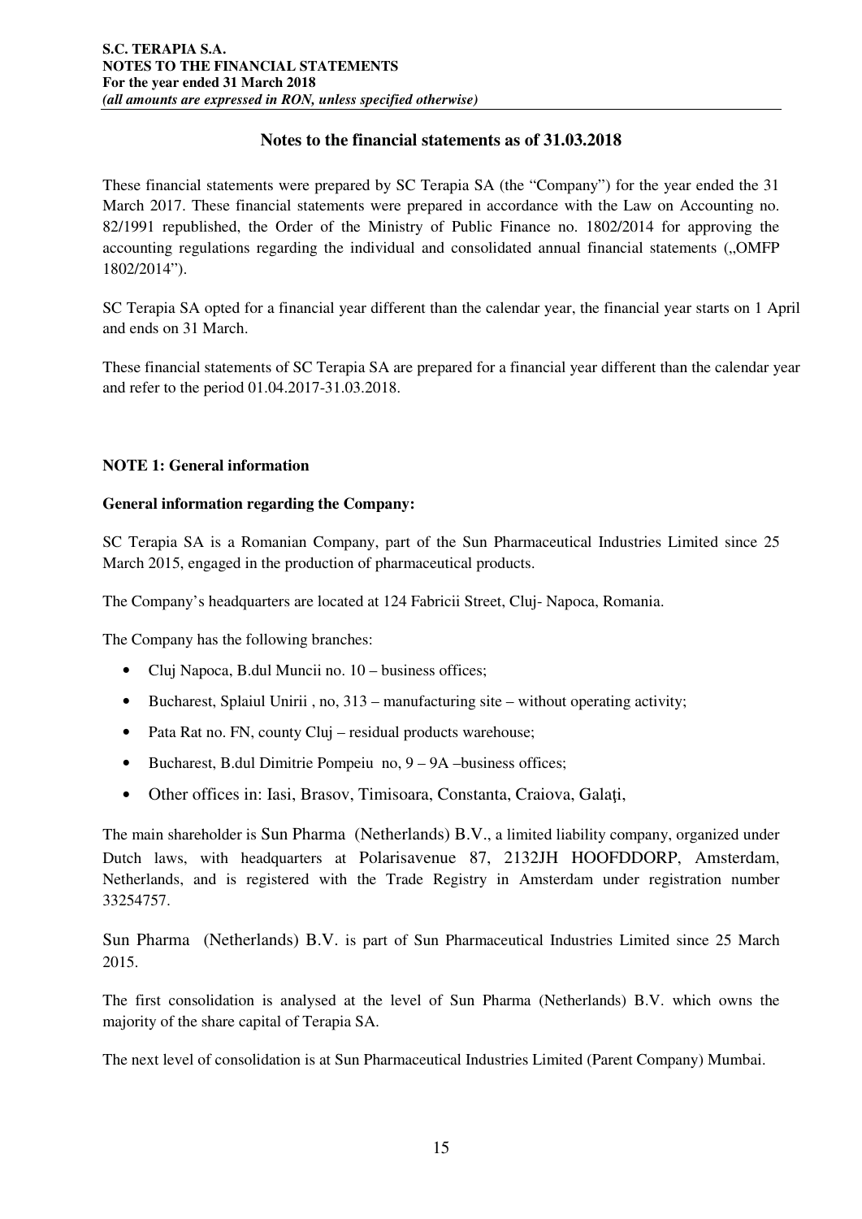## Notes to the financial statements as of 31.03.2018

These financial statements were prepared by SC Terapia SA (the "Company") for the year ended the 31 March 2017. These financial statements were prepared in accordance with the Law on Accounting no. 82/1991 republished, the Order of the Ministry of Public Finance no. 1802/2014 for approving the accounting regulations regarding the individual and consolidated annual financial statements („OMFP 1802/2014").

SC Terapia SA opted for a financial year different than the calendar year, the financial year starts on 1 April and ends on 31 March.

These financial statements of SC Terapia SA are prepared for a financial year different than the calendar year and refer to the period 01.04.2017-31.03.2018.

### NOTE 1: General information

**General information regarding the Company:**

SC Terapia SA is a Romanian Company, part of the Sun Pharmaceutical Industries Limited since 25 March 2015, engaged in the production of pharmaceutical products.

The Company's headquarters are located at 124 Fabricii Street, Cluj- Napoca, Romania.

The Company has the following branches:

- Cluj Napoca, B.dul Muncii no. 10 – business offices;
- Bucharest, Splaiul Unirii , no, 313 – manufacturing site – without operating activity;
- Pata Rat no. FN, county Cluj – residual products warehouse;
- Bucharest, B.dul Dimitrie Pompeiu no, 9 – 9A –business offices;
- Other offices in: Iasi, Brasov, Timisoara, Constanta, Craiova, Galaţi,

The main shareholder is Sun Pharma (Netherlands) B.V., a limited liability company, organized under Dutch laws, with headquarters at Polarisavenue 87, 2132JH HOOFDDORP, Amsterdam, Netherlands, and is registered with the Trade Registry in Amsterdam under registration number 33254757.

Sun Pharma (Netherlands) B.V. is part of Sun Pharmaceutical Industries Limited since 25 March 2015.

The first consolidation is analysed at the level of Sun Pharma (Netherlands) B.V. which owns the majority of the share capital of Terapia SA.

The next level of consolidation is at Sun Pharmaceutical Industries Limited (Parent Company) Mumbai.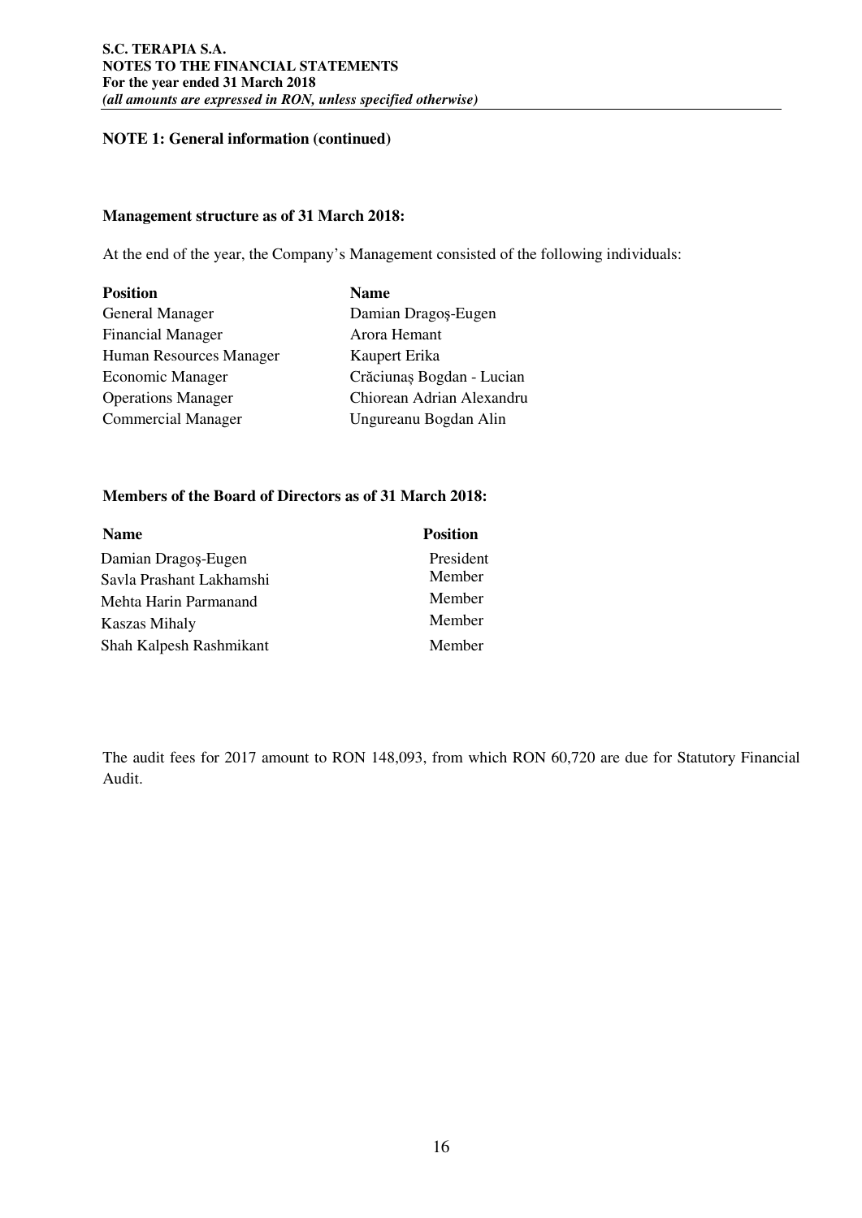## NOTE 1: General information (continued)

**Management structure as of 31 March 2018:**

At the end of the year, the Company's Management consisted of the following individuals:

| Position | Name |
|---|---|
| General Manager | Damian Dragoş-Eugen |
| Financial Manager | Arora Hemant |
| Human Resources Manager | Kaupert Erika |
| Economic Manager | Crăciunaș Bogdan - Lucian |
| Operations Manager | Chiorean Adrian Alexandru |
| Commercial Manager | Ungureanu Bogdan Alin |

**Members of the Board of Directors as of 31 March 2018:**

| Name | Position |
|---|---|
| Damian Dragoş-Eugen | President |
| Savla Prashant Lakhamshi | Member |
| Mehta Harin Parmanand | Member |
| Kaszas Mihaly | Member |
| Shah Kalpesh Rashmikant | Member |

The audit fees for 2017 amount to RON 148,093, from which RON 60,720 are due for Statutory Financial Audit.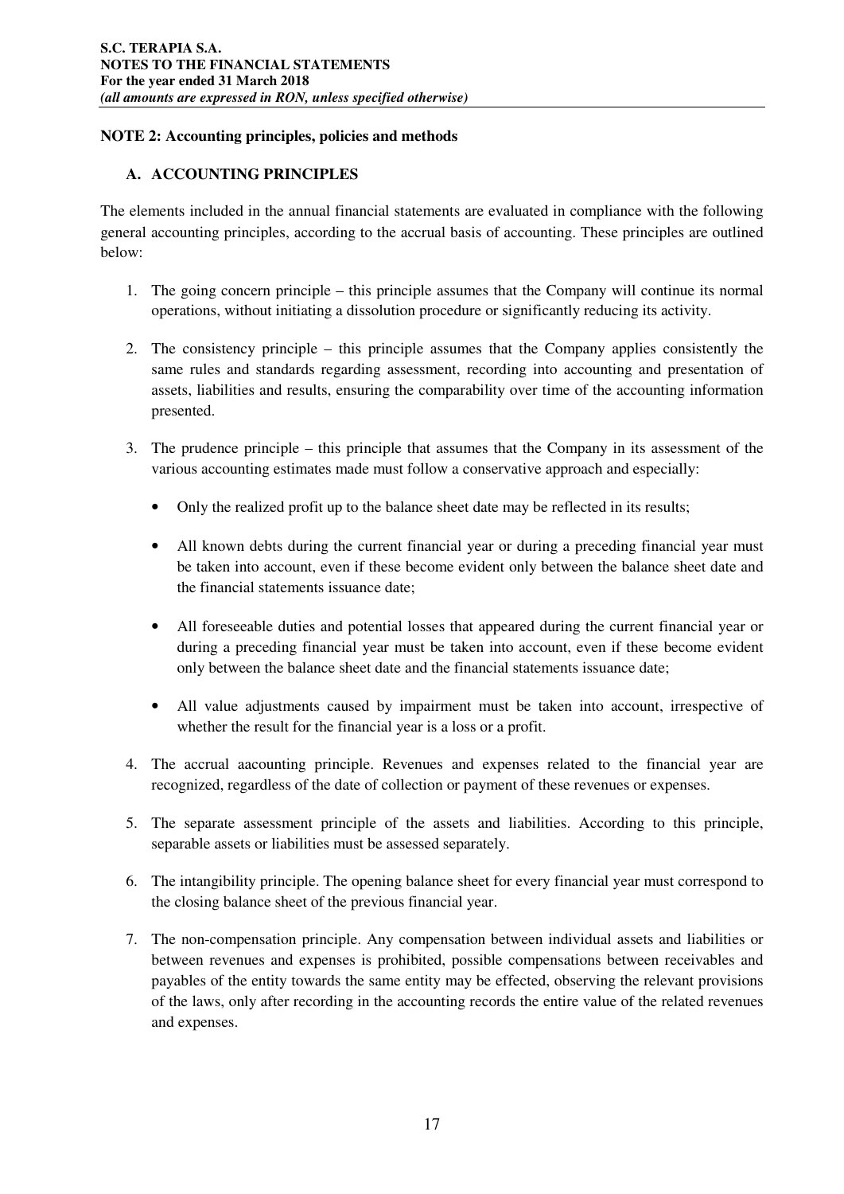## NOTE 2: Accounting principles, policies and methods

### A. ACCOUNTING PRINCIPLES

The elements included in the annual financial statements are evaluated in compliance with the following general accounting principles, according to the accrual basis of accounting. These principles are outlined below:

1. The going concern principle – this principle assumes that the Company will continue its normal operations, without initiating a dissolution procedure or significantly reducing its activity.

2. The consistency principle – this principle assumes that the Company applies consistently the same rules and standards regarding assessment, recording into accounting and presentation of assets, liabilities and results, ensuring the comparability over time of the accounting information presented.

3. The prudence principle – this principle that assumes that the Company in its assessment of the various accounting estimates made must follow a conservative approach and especially:

   - Only the realized profit up to the balance sheet date may be reflected in its results;
   - All known debts during the current financial year or during a preceding financial year must be taken into account, even if these become evident only between the balance sheet date and the financial statements issuance date;
   - All foreseeable duties and potential losses that appeared during the current financial year or during a preceding financial year must be taken into account, even if these become evident only between the balance sheet date and the financial statements issuance date;
   - All value adjustments caused by impairment must be taken into account, irrespective of whether the result for the financial year is a loss or a profit.

4. The accrual aacounting principle. Revenues and expenses related to the financial year are recognized, regardless of the date of collection or payment of these revenues or expenses.

5. The separate assessment principle of the assets and liabilities. According to this principle, separable assets or liabilities must be assessed separately.

6. The intangibility principle. The opening balance sheet for every financial year must correspond to the closing balance sheet of the previous financial year.

7. The non-compensation principle. Any compensation between individual assets and liabilities or between revenues and expenses is prohibited, possible compensations between receivables and payables of the entity towards the same entity may be effected, observing the relevant provisions of the laws, only after recording in the accounting records the entire value of the related revenues and expenses.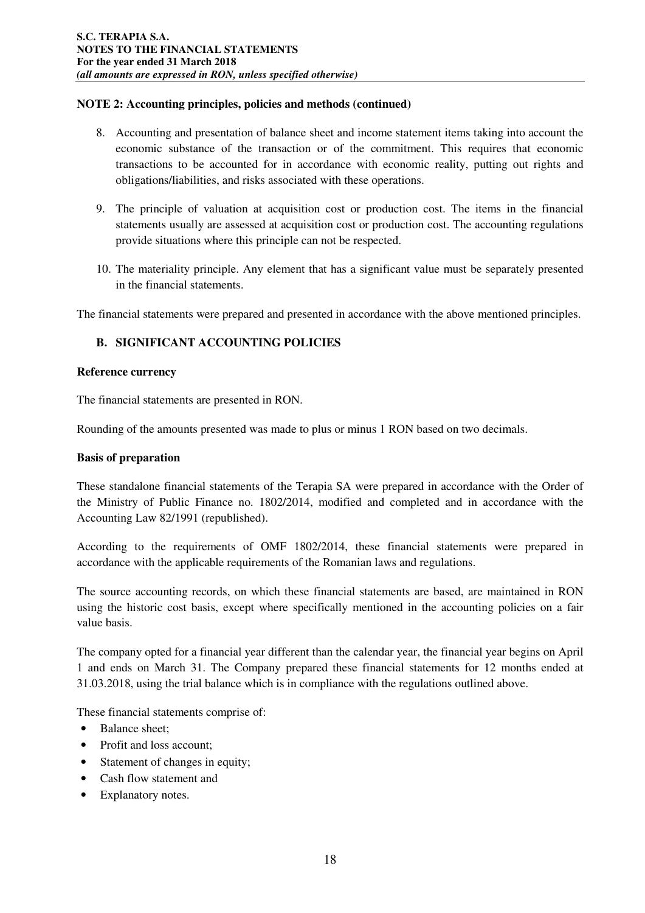**NOTE 2: Accounting principles, policies and methods (continued)**

8. Accounting and presentation of balance sheet and income statement items taking into account the economic substance of the transaction or of the commitment. This requires that economic transactions to be accounted for in accordance with economic reality, putting out rights and obligations/liabilities, and risks associated with these operations.

9. The principle of valuation at acquisition cost or production cost. The items in the financial statements usually are assessed at acquisition cost or production cost. The accounting regulations provide situations where this principle can not be respected.

10. The materiality principle. Any element that has a significant value must be separately presented in the financial statements.

The financial statements were prepared and presented in accordance with the above mentioned principles.

## B. SIGNIFICANT ACCOUNTING POLICIES

**Reference currency**

The financial statements are presented in RON.

Rounding of the amounts presented was made to plus or minus 1 RON based on two decimals.

**Basis of preparation**

These standalone financial statements of the Terapia SA were prepared in accordance with the Order of the Ministry of Public Finance no. 1802/2014, modified and completed and in accordance with the Accounting Law 82/1991 (republished).

According to the requirements of OMF 1802/2014, these financial statements were prepared in accordance with the applicable requirements of the Romanian laws and regulations.

The source accounting records, on which these financial statements are based, are maintained in RON using the historic cost basis, except where specifically mentioned in the accounting policies on a fair value basis.

The company opted for a financial year different than the calendar year, the financial year begins on April 1 and ends on March 31. The Company prepared these financial statements for 12 months ended at 31.03.2018, using the trial balance which is in compliance with the regulations outlined above.

These financial statements comprise of:

- Balance sheet;
- Profit and loss account;
- Statement of changes in equity;
- Cash flow statement and
- Explanatory notes.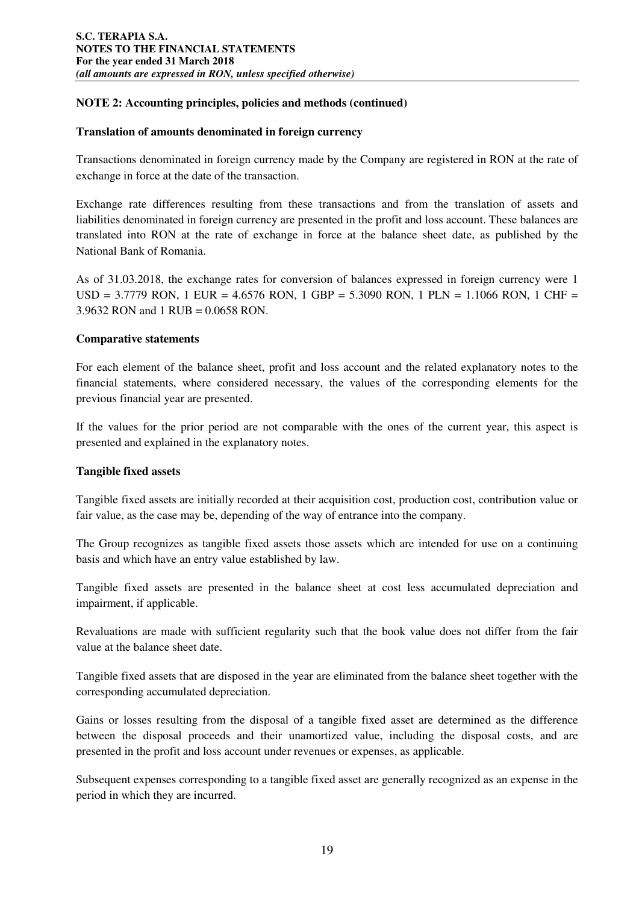**NOTE 2: Accounting principles, policies and methods (continued)**

**Translation of amounts denominated in foreign currency**

Transactions denominated in foreign currency made by the Company are registered in RON at the rate of exchange in force at the date of the transaction.

Exchange rate differences resulting from these transactions and from the translation of assets and liabilities denominated in foreign currency are presented in the profit and loss account. These balances are translated into RON at the rate of exchange in force at the balance sheet date, as published by the National Bank of Romania.

As of 31.03.2018, the exchange rates for conversion of balances expressed in foreign currency were 1 USD = 3.7779 RON, 1 EUR = 4.6576 RON, 1 GBP = 5.3090 RON, 1 PLN = 1.1066 RON, 1 CHF = 3.9632 RON and 1 RUB = 0.0658 RON.

**Comparative statements**

For each element of the balance sheet, profit and loss account and the related explanatory notes to the financial statements, where considered necessary, the values of the corresponding elements for the previous financial year are presented.

If the values for the prior period are not comparable with the ones of the current year, this aspect is presented and explained in the explanatory notes.

**Tangible fixed assets**

Tangible fixed assets are initially recorded at their acquisition cost, production cost, contribution value or fair value, as the case may be, depending of the way of entrance into the company.

The Group recognizes as tangible fixed assets those assets which are intended for use on a continuing basis and which have an entry value established by law.

Tangible fixed assets are presented in the balance sheet at cost less accumulated depreciation and impairment, if applicable.

Revaluations are made with sufficient regularity such that the book value does not differ from the fair value at the balance sheet date.

Tangible fixed assets that are disposed in the year are eliminated from the balance sheet together with the corresponding accumulated depreciation.

Gains or losses resulting from the disposal of a tangible fixed asset are determined as the difference between the disposal proceeds and their unamortized value, including the disposal costs, and are presented in the profit and loss account under revenues or expenses, as applicable.

Subsequent expenses corresponding to a tangible fixed asset are generally recognized as an expense in the period in which they are incurred.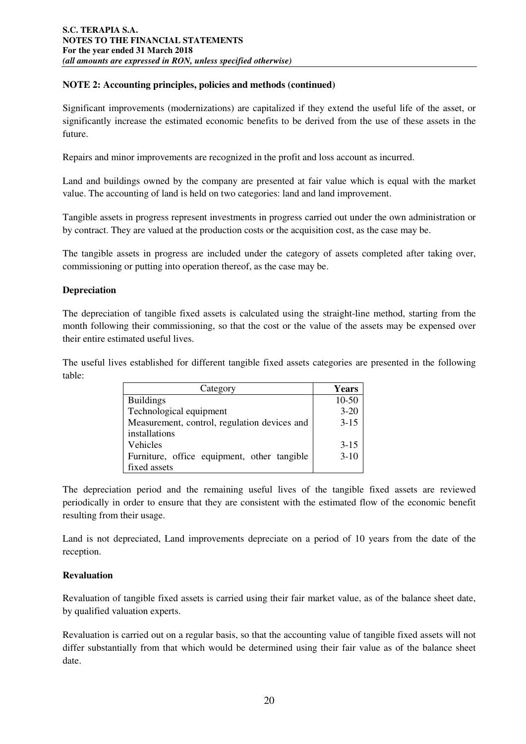**NOTE 2: Accounting principles, policies and methods (continued)**

Significant improvements (modernizations) are capitalized if they extend the useful life of the asset, or significantly increase the estimated economic benefits to be derived from the use of these assets in the future.

Repairs and minor improvements are recognized in the profit and loss account as incurred.

Land and buildings owned by the company are presented at fair value which is equal with the market value. The accounting of land is held on two categories: land and land improvement.

Tangible assets in progress represent investments in progress carried out under the own administration or by contract. They are valued at the production costs or the acquisition cost, as the case may be.

The tangible assets in progress are included under the category of assets completed after taking over, commissioning or putting into operation thereof, as the case may be.

**Depreciation**

The depreciation of tangible fixed assets is calculated using the straight-line method, starting from the month following their commissioning, so that the cost or the value of the assets may be expensed over their entire estimated useful lives.

The useful lives established for different tangible fixed assets categories are presented in the following table:

| Category | **Years** |
|---|---|
| Buildings | 10-50 |
| Technological equipment | 3-20 |
| Measurement, control, regulation devices and installations | 3-15 |
| Vehicles | 3-15 |
| Furniture, office equipment, other tangible fixed assets | 3-10 |

The depreciation period and the remaining useful lives of the tangible fixed assets are reviewed periodically in order to ensure that they are consistent with the estimated flow of the economic benefit resulting from their usage.

Land is not depreciated, Land improvements depreciate on a period of 10 years from the date of the reception.

**Revaluation**

Revaluation of tangible fixed assets is carried using their fair market value, as of the balance sheet date, by qualified valuation experts.

Revaluation is carried out on a regular basis, so that the accounting value of tangible fixed assets will not differ substantially from that which would be determined using their fair value as of the balance sheet date.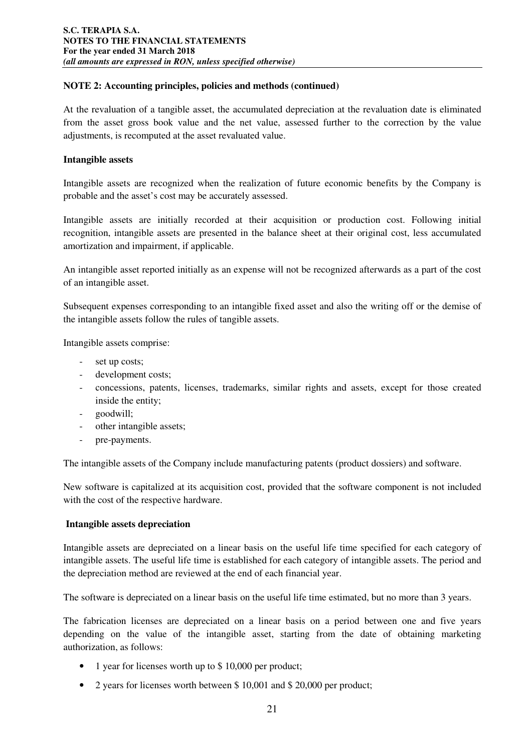**NOTE 2: Accounting principles, policies and methods (continued)**

At the revaluation of a tangible asset, the accumulated depreciation at the revaluation date is eliminated from the asset gross book value and the net value, assessed further to the correction by the value adjustments, is recomputed at the asset revaluated value.

**Intangible assets**

Intangible assets are recognized when the realization of future economic benefits by the Company is probable and the asset's cost may be accurately assessed.

Intangible assets are initially recorded at their acquisition or production cost. Following initial recognition, intangible assets are presented in the balance sheet at their original cost, less accumulated amortization and impairment, if applicable.

An intangible asset reported initially as an expense will not be recognized afterwards as a part of the cost of an intangible asset.

Subsequent expenses corresponding to an intangible fixed asset and also the writing off or the demise of the intangible assets follow the rules of tangible assets.

Intangible assets comprise:

- set up costs;
- development costs;
- concessions, patents, licenses, trademarks, similar rights and assets, except for those created inside the entity;
- goodwill;
- other intangible assets;
- pre-payments.

The intangible assets of the Company include manufacturing patents (product dossiers) and software.

New software is capitalized at its acquisition cost, provided that the software component is not included with the cost of the respective hardware.

**Intangible assets depreciation**

Intangible assets are depreciated on a linear basis on the useful life time specified for each category of intangible assets. The useful life time is established for each category of intangible assets. The period and the depreciation method are reviewed at the end of each financial year.

The software is depreciated on a linear basis on the useful life time estimated, but no more than 3 years.

The fabrication licenses are depreciated on a linear basis on a period between one and five years depending on the value of the intangible asset, starting from the date of obtaining marketing authorization, as follows:

- 1 year for licenses worth up to $ 10,000 per product;
- 2 years for licenses worth between $ 10,001 and $ 20,000 per product;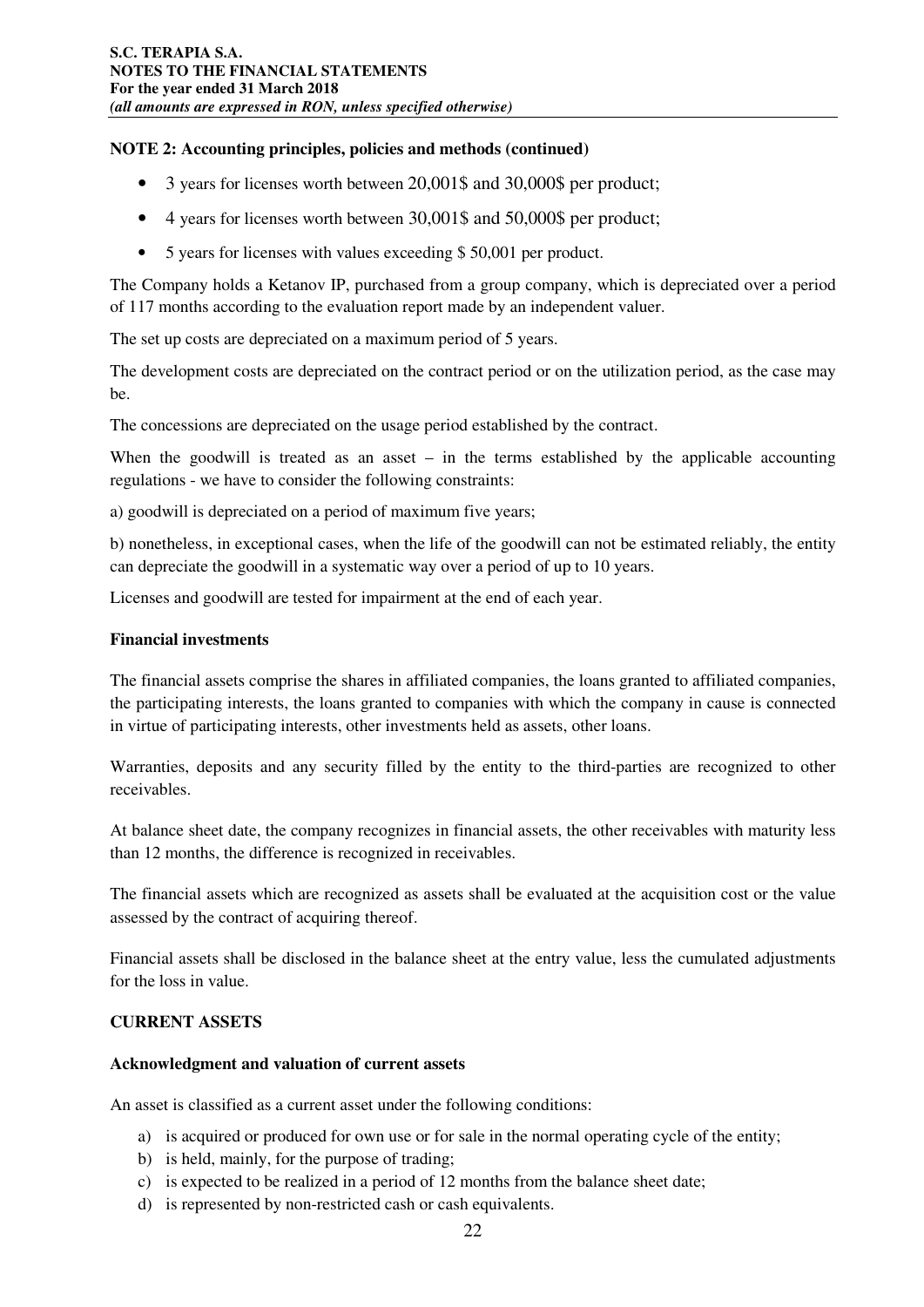**NOTE 2: Accounting principles, policies and methods (continued)**

- 3 years for licenses worth between 20,001$ and 30,000$ per product;
- 4 years for licenses worth between 30,001$ and 50,000$ per product;
- 5 years for licenses with values exceeding $ 50,001 per product.

The Company holds a Ketanov IP, purchased from a group company, which is depreciated over a period of 117 months according to the evaluation report made by an independent valuer.

The set up costs are depreciated on a maximum period of 5 years.

The development costs are depreciated on the contract period or on the utilization period, as the case may be.

The concessions are depreciated on the usage period established by the contract.

When the goodwill is treated as an asset – in the terms established by the applicable accounting regulations - we have to consider the following constraints:

a) goodwill is depreciated on a period of maximum five years;

b) nonetheless, in exceptional cases, when the life of the goodwill can not be estimated reliably, the entity can depreciate the goodwill in a systematic way over a period of up to 10 years.

Licenses and goodwill are tested for impairment at the end of each year.

**Financial investments**

The financial assets comprise the shares in affiliated companies, the loans granted to affiliated companies, the participating interests, the loans granted to companies with which the company in cause is connected in virtue of participating interests, other investments held as assets, other loans.

Warranties, deposits and any security filled by the entity to the third-parties are recognized to other receivables.

At balance sheet date, the company recognizes in financial assets, the other receivables with maturity less than 12 months, the difference is recognized in receivables.

The financial assets which are recognized as assets shall be evaluated at the acquisition cost or the value assessed by the contract of acquiring thereof.

Financial assets shall be disclosed in the balance sheet at the entry value, less the cumulated adjustments for the loss in value.

**CURRENT ASSETS**

**Acknowledgment and valuation of current assets**

An asset is classified as a current asset under the following conditions:

a) is acquired or produced for own use or for sale in the normal operating cycle of the entity;
b) is held, mainly, for the purpose of trading;
c) is expected to be realized in a period of 12 months from the balance sheet date;
d) is represented by non-restricted cash or cash equivalents.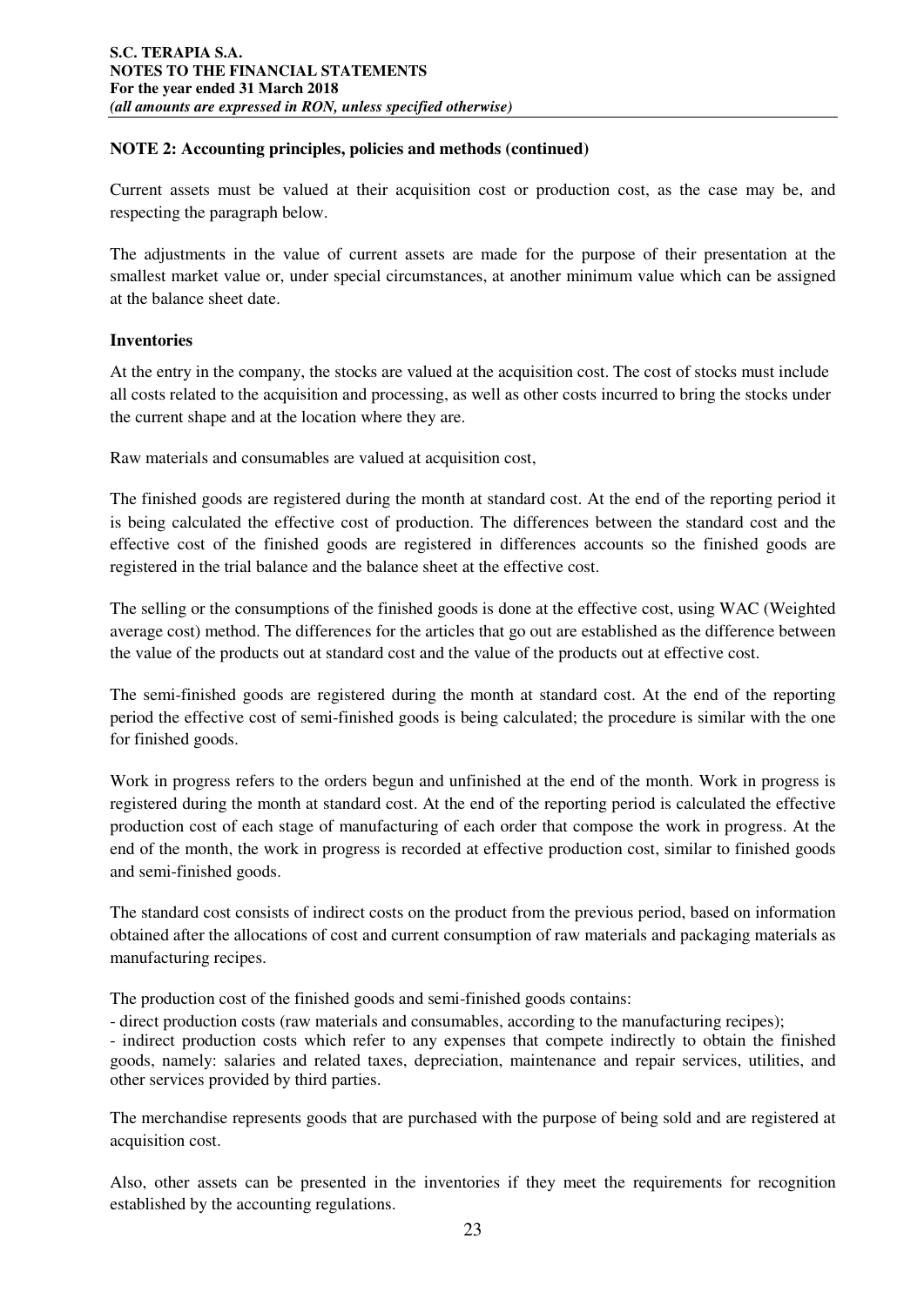**NOTE 2: Accounting principles, policies and methods (continued)**

Current assets must be valued at their acquisition cost or production cost, as the case may be, and respecting the paragraph below.

The adjustments in the value of current assets are made for the purpose of their presentation at the smallest market value or, under special circumstances, at another minimum value which can be assigned at the balance sheet date.

**Inventories**

At the entry in the company, the stocks are valued at the acquisition cost. The cost of stocks must include all costs related to the acquisition and processing, as well as other costs incurred to bring the stocks under the current shape and at the location where they are.

Raw materials and consumables are valued at acquisition cost,

The finished goods are registered during the month at standard cost. At the end of the reporting period it is being calculated the effective cost of production. The differences between the standard cost and the effective cost of the finished goods are registered in differences accounts so the finished goods are registered in the trial balance and the balance sheet at the effective cost.

The selling or the consumptions of the finished goods is done at the effective cost, using WAC (Weighted average cost) method. The differences for the articles that go out are established as the difference between the value of the products out at standard cost and the value of the products out at effective cost.

The semi-finished goods are registered during the month at standard cost. At the end of the reporting period the effective cost of semi-finished goods is being calculated; the procedure is similar with the one for finished goods.

Work in progress refers to the orders begun and unfinished at the end of the month. Work in progress is registered during the month at standard cost. At the end of the reporting period is calculated the effective production cost of each stage of manufacturing of each order that compose the work in progress. At the end of the month, the work in progress is recorded at effective production cost, similar to finished goods and semi-finished goods.

The standard cost consists of indirect costs on the product from the previous period, based on information obtained after the allocations of cost and current consumption of raw materials and packaging materials as manufacturing recipes.

The production cost of the finished goods and semi-finished goods contains:

- direct production costs (raw materials and consumables, according to the manufacturing recipes);
- indirect production costs which refer to any expenses that compete indirectly to obtain the finished goods, namely: salaries and related taxes, depreciation, maintenance and repair services, utilities, and other services provided by third parties.

The merchandise represents goods that are purchased with the purpose of being sold and are registered at acquisition cost.

Also, other assets can be presented in the inventories if they meet the requirements for recognition established by the accounting regulations.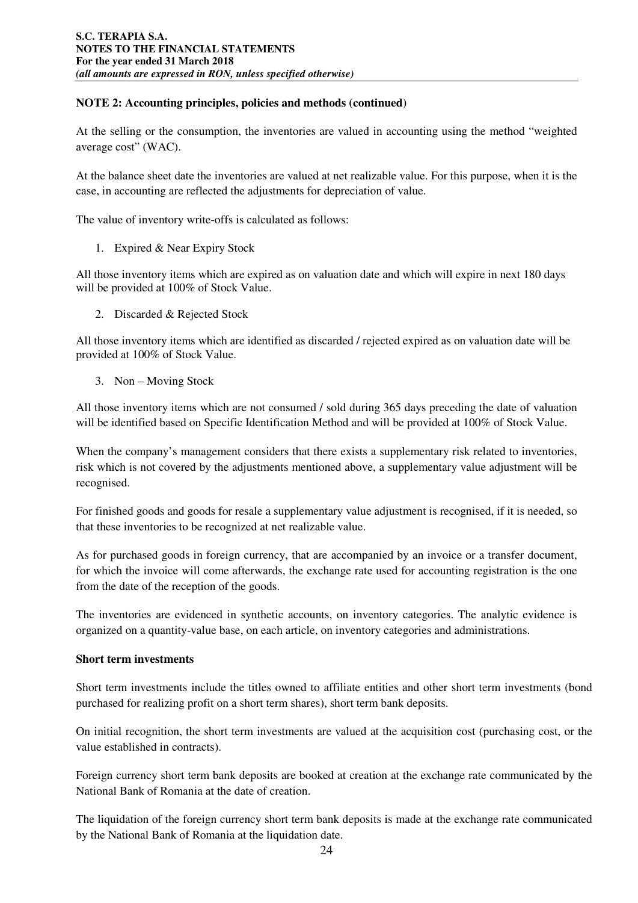**NOTE 2: Accounting principles, policies and methods (continued)**

At the selling or the consumption, the inventories are valued in accounting using the method "weighted average cost" (WAC).

At the balance sheet date the inventories are valued at net realizable value. For this purpose, when it is the case, in accounting are reflected the adjustments for depreciation of value.

The value of inventory write-offs is calculated as follows:

1. Expired & Near Expiry Stock

All those inventory items which are expired as on valuation date and which will expire in next 180 days will be provided at 100% of Stock Value.

2. Discarded & Rejected Stock

All those inventory items which are identified as discarded / rejected expired as on valuation date will be provided at 100% of Stock Value.

3. Non – Moving Stock

All those inventory items which are not consumed / sold during 365 days preceding the date of valuation will be identified based on Specific Identification Method and will be provided at 100% of Stock Value.

When the company's management considers that there exists a supplementary risk related to inventories, risk which is not covered by the adjustments mentioned above, a supplementary value adjustment will be recognised.

For finished goods and goods for resale a supplementary value adjustment is recognised, if it is needed, so that these inventories to be recognized at net realizable value.

As for purchased goods in foreign currency, that are accompanied by an invoice or a transfer document, for which the invoice will come afterwards, the exchange rate used for accounting registration is the one from the date of the reception of the goods.

The inventories are evidenced in synthetic accounts, on inventory categories. The analytic evidence is organized on a quantity-value base, on each article, on inventory categories and administrations.

**Short term investments**

Short term investments include the titles owned to affiliate entities and other short term investments (bond purchased for realizing profit on a short term shares), short term bank deposits.

On initial recognition, the short term investments are valued at the acquisition cost (purchasing cost, or the value established in contracts).

Foreign currency short term bank deposits are booked at creation at the exchange rate communicated by the National Bank of Romania at the date of creation.

The liquidation of the foreign currency short term bank deposits is made at the exchange rate communicated by the National Bank of Romania at the liquidation date.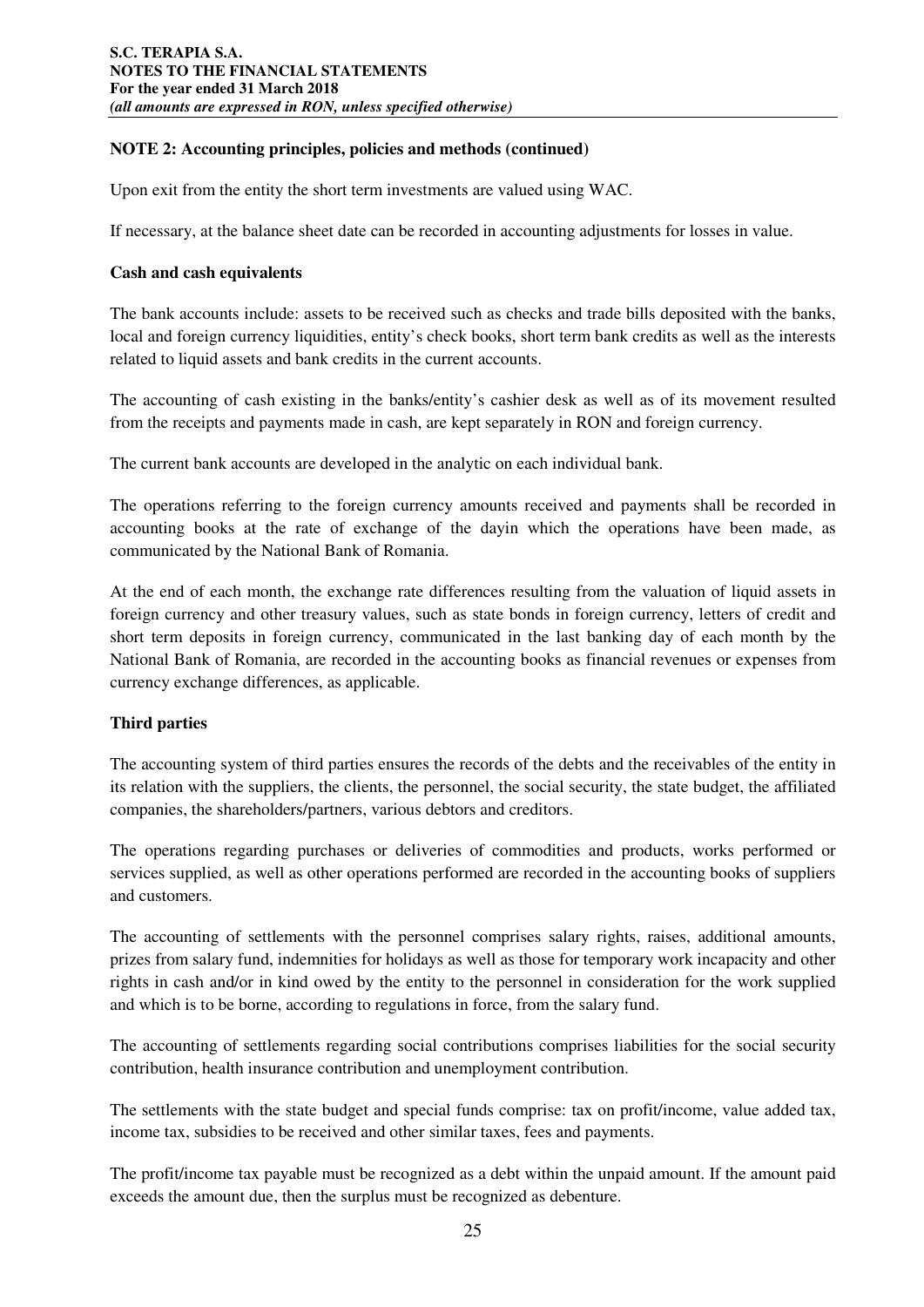**NOTE 2: Accounting principles, policies and methods (continued)**

Upon exit from the entity the short term investments are valued using WAC.

If necessary, at the balance sheet date can be recorded in accounting adjustments for losses in value.

**Cash and cash equivalents**

The bank accounts include: assets to be received such as checks and trade bills deposited with the banks, local and foreign currency liquidities, entity's check books, short term bank credits as well as the interests related to liquid assets and bank credits in the current accounts.

The accounting of cash existing in the banks/entity's cashier desk as well as of its movement resulted from the receipts and payments made in cash, are kept separately in RON and foreign currency.

The current bank accounts are developed in the analytic on each individual bank.

The operations referring to the foreign currency amounts received and payments shall be recorded in accounting books at the rate of exchange of the dayin which the operations have been made, as communicated by the National Bank of Romania.

At the end of each month, the exchange rate differences resulting from the valuation of liquid assets in foreign currency and other treasury values, such as state bonds in foreign currency, letters of credit and short term deposits in foreign currency, communicated in the last banking day of each month by the National Bank of Romania, are recorded in the accounting books as financial revenues or expenses from currency exchange differences, as applicable.

**Third parties**

The accounting system of third parties ensures the records of the debts and the receivables of the entity in its relation with the suppliers, the clients, the personnel, the social security, the state budget, the affiliated companies, the shareholders/partners, various debtors and creditors.

The operations regarding purchases or deliveries of commodities and products, works performed or services supplied, as well as other operations performed are recorded in the accounting books of suppliers and customers.

The accounting of settlements with the personnel comprises salary rights, raises, additional amounts, prizes from salary fund, indemnities for holidays as well as those for temporary work incapacity and other rights in cash and/or in kind owed by the entity to the personnel in consideration for the work supplied and which is to be borne, according to regulations in force, from the salary fund.

The accounting of settlements regarding social contributions comprises liabilities for the social security contribution, health insurance contribution and unemployment contribution.

The settlements with the state budget and special funds comprise: tax on profit/income, value added tax, income tax, subsidies to be received and other similar taxes, fees and payments.

The profit/income tax payable must be recognized as a debt within the unpaid amount. If the amount paid exceeds the amount due, then the surplus must be recognized as debenture.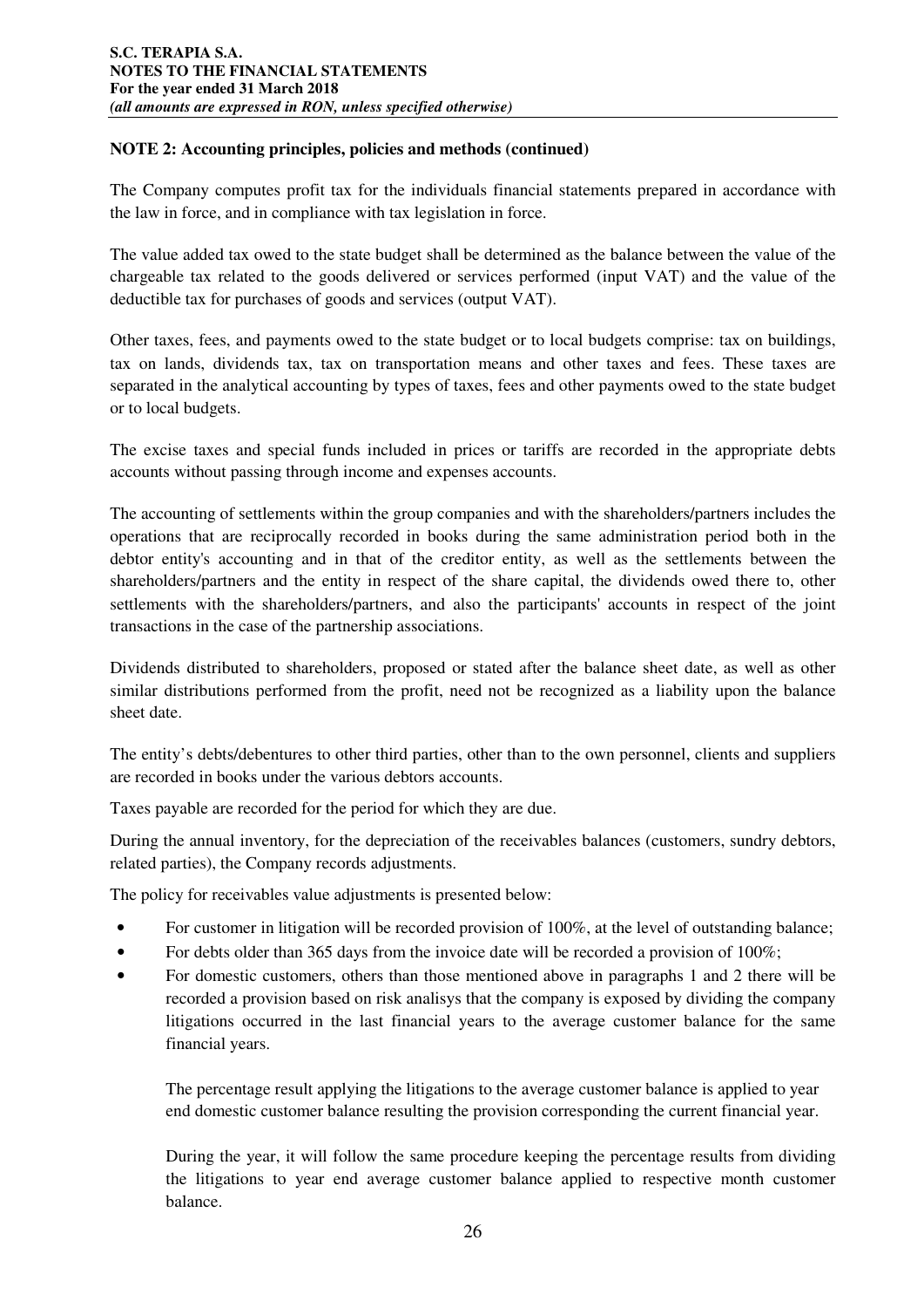**NOTE 2: Accounting principles, policies and methods (continued)**

The Company computes profit tax for the individuals financial statements prepared in accordance with the law in force, and in compliance with tax legislation in force.

The value added tax owed to the state budget shall be determined as the balance between the value of the chargeable tax related to the goods delivered or services performed (input VAT) and the value of the deductible tax for purchases of goods and services (output VAT).

Other taxes, fees, and payments owed to the state budget or to local budgets comprise: tax on buildings, tax on lands, dividends tax, tax on transportation means and other taxes and fees. These taxes are separated in the analytical accounting by types of taxes, fees and other payments owed to the state budget or to local budgets.

The excise taxes and special funds included in prices or tariffs are recorded in the appropriate debts accounts without passing through income and expenses accounts.

The accounting of settlements within the group companies and with the shareholders/partners includes the operations that are reciprocally recorded in books during the same administration period both in the debtor entity's accounting and in that of the creditor entity, as well as the settlements between the shareholders/partners and the entity in respect of the share capital, the dividends owed there to, other settlements with the shareholders/partners, and also the participants' accounts in respect of the joint transactions in the case of the partnership associations.

Dividends distributed to shareholders, proposed or stated after the balance sheet date, as well as other similar distributions performed from the profit, need not be recognized as a liability upon the balance sheet date.

The entity’s debts/debentures to other third parties, other than to the own personnel, clients and suppliers are recorded in books under the various debtors accounts.

Taxes payable are recorded for the period for which they are due.

During the annual inventory, for the depreciation of the receivables balances (customers, sundry debtors, related parties), the Company records adjustments.

The policy for receivables value adjustments is presented below:

- For customer in litigation will be recorded provision of 100%, at the level of outstanding balance;
- For debts older than 365 days from the invoice date will be recorded a provision of 100%;
- For domestic customers, others than those mentioned above in paragraphs 1 and 2 there will be recorded a provision based on risk analisys that the company is exposed by dividing the company litigations occurred in the last financial years to the average customer balance for the same financial years.

  The percentage result applying the litigations to the average customer balance is applied to year end domestic customer balance resulting the provision corresponding the current financial year.

  During the year, it will follow the same procedure keeping the percentage results from dividing the litigations to year end average customer balance applied to respective month customer balance.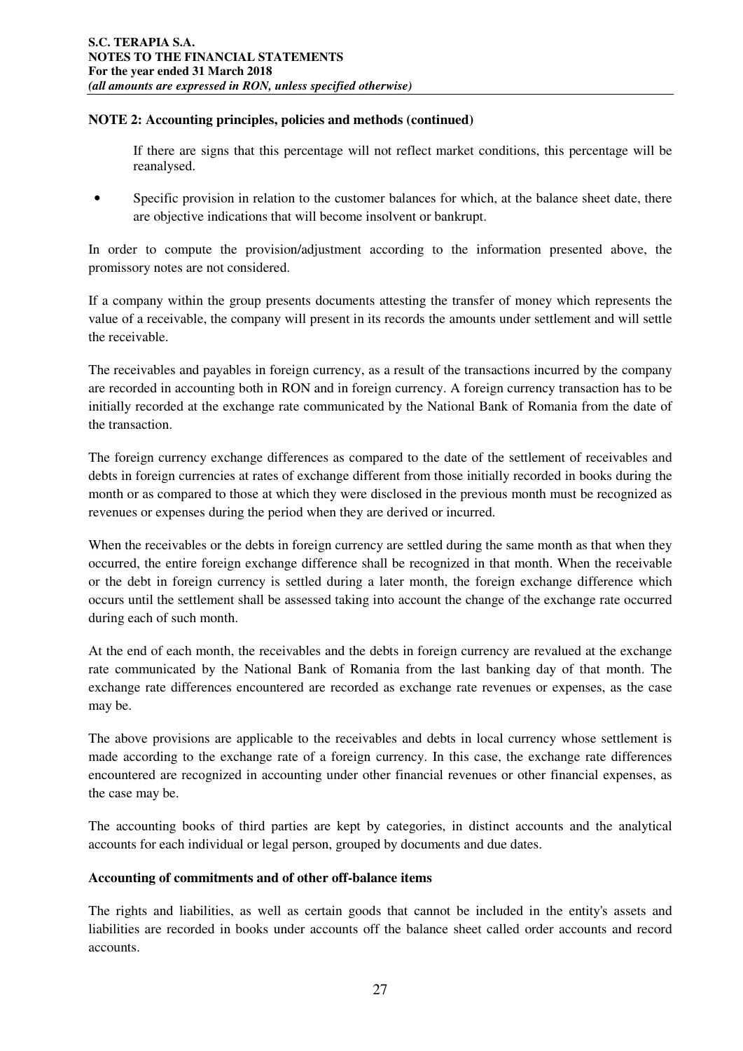**NOTE 2: Accounting principles, policies and methods (continued)**

If there are signs that this percentage will not reflect market conditions, this percentage will be reanalysed.

- Specific provision in relation to the customer balances for which, at the balance sheet date, there are objective indications that will become insolvent or bankrupt.

In order to compute the provision/adjustment according to the information presented above, the promissory notes are not considered.

If a company within the group presents documents attesting the transfer of money which represents the value of a receivable, the company will present in its records the amounts under settlement and will settle the receivable.

The receivables and payables in foreign currency, as a result of the transactions incurred by the company are recorded in accounting both in RON and in foreign currency. A foreign currency transaction has to be initially recorded at the exchange rate communicated by the National Bank of Romania from the date of the transaction.

The foreign currency exchange differences as compared to the date of the settlement of receivables and debts in foreign currencies at rates of exchange different from those initially recorded in books during the month or as compared to those at which they were disclosed in the previous month must be recognized as revenues or expenses during the period when they are derived or incurred.

When the receivables or the debts in foreign currency are settled during the same month as that when they occurred, the entire foreign exchange difference shall be recognized in that month. When the receivable or the debt in foreign currency is settled during a later month, the foreign exchange difference which occurs until the settlement shall be assessed taking into account the change of the exchange rate occurred during each of such month.

At the end of each month, the receivables and the debts in foreign currency are revalued at the exchange rate communicated by the National Bank of Romania from the last banking day of that month. The exchange rate differences encountered are recorded as exchange rate revenues or expenses, as the case may be.

The above provisions are applicable to the receivables and debts in local currency whose settlement is made according to the exchange rate of a foreign currency. In this case, the exchange rate differences encountered are recognized in accounting under other financial revenues or other financial expenses, as the case may be.

The accounting books of third parties are kept by categories, in distinct accounts and the analytical accounts for each individual or legal person, grouped by documents and due dates.

**Accounting of commitments and of other off-balance items**

The rights and liabilities, as well as certain goods that cannot be included in the entity's assets and liabilities are recorded in books under accounts off the balance sheet called order accounts and record accounts.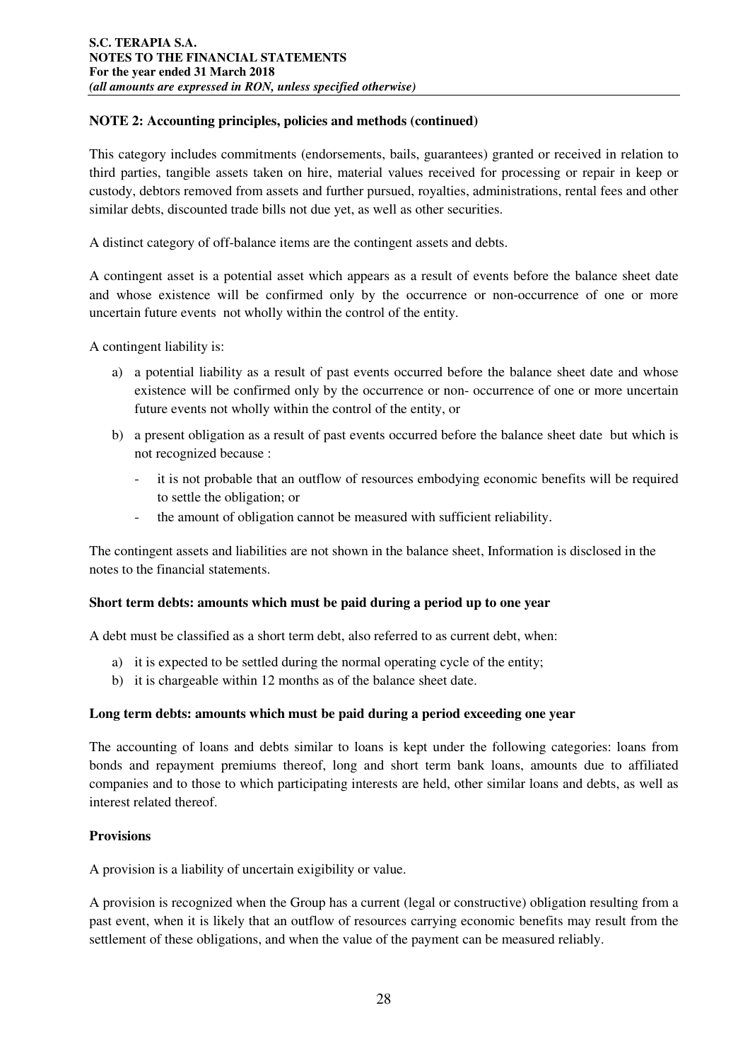**NOTE 2: Accounting principles, policies and methods (continued)**

This category includes commitments (endorsements, bails, guarantees) granted or received in relation to third parties, tangible assets taken on hire, material values received for processing or repair in keep or custody, debtors removed from assets and further pursued, royalties, administrations, rental fees and other similar debts, discounted trade bills not due yet, as well as other securities.

A distinct category of off-balance items are the contingent assets and debts.

A contingent asset is a potential asset which appears as a result of events before the balance sheet date and whose existence will be confirmed only by the occurrence or non-occurrence of one or more uncertain future events not wholly within the control of the entity.

A contingent liability is:

a) a potential liability as a result of past events occurred before the balance sheet date and whose existence will be confirmed only by the occurrence or non- occurrence of one or more uncertain future events not wholly within the control of the entity, or
b) a present obligation as a result of past events occurred before the balance sheet date but which is not recognized because :
   - it is not probable that an outflow of resources embodying economic benefits will be required to settle the obligation; or
   - the amount of obligation cannot be measured with sufficient reliability.

The contingent assets and liabilities are not shown in the balance sheet, Information is disclosed in the notes to the financial statements.

**Short term debts: amounts which must be paid during a period up to one year**

A debt must be classified as a short term debt, also referred to as current debt, when:

a) it is expected to be settled during the normal operating cycle of the entity;
b) it is chargeable within 12 months as of the balance sheet date.

**Long term debts: amounts which must be paid during a period exceeding one year**

The accounting of loans and debts similar to loans is kept under the following categories: loans from bonds and repayment premiums thereof, long and short term bank loans, amounts due to affiliated companies and to those to which participating interests are held, other similar loans and debts, as well as interest related thereof.

**Provisions**

A provision is a liability of uncertain exigibility or value.

A provision is recognized when the Group has a current (legal or constructive) obligation resulting from a past event, when it is likely that an outflow of resources carrying economic benefits may result from the settlement of these obligations, and when the value of the payment can be measured reliably.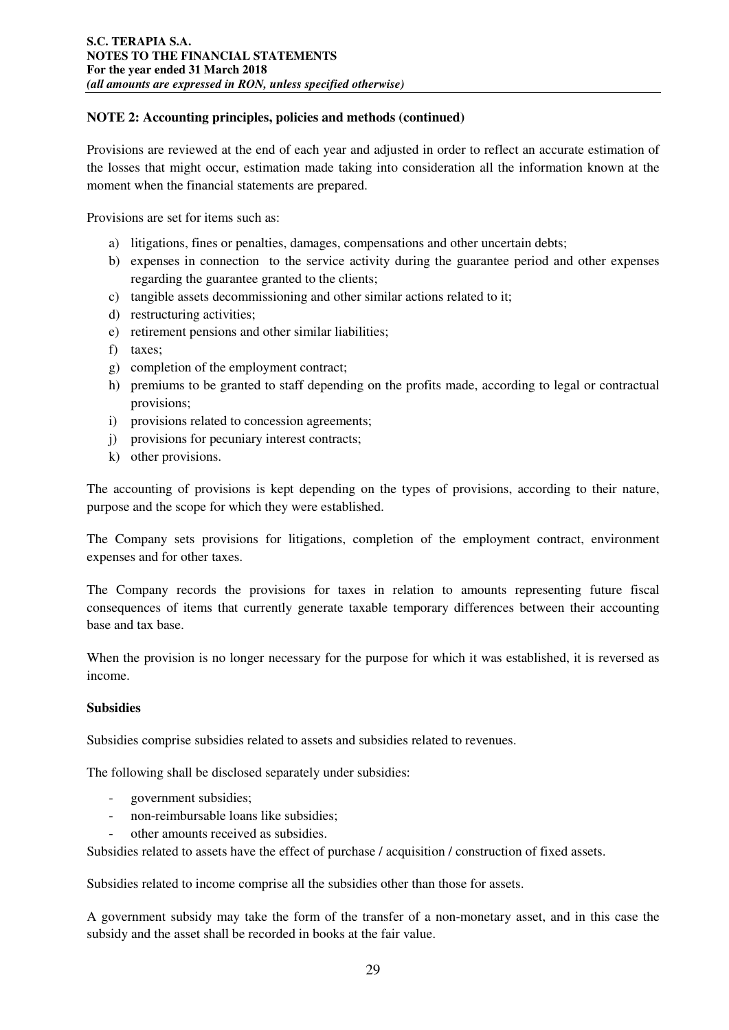**NOTE 2: Accounting principles, policies and methods (continued)**

Provisions are reviewed at the end of each year and adjusted in order to reflect an accurate estimation of the losses that might occur, estimation made taking into consideration all the information known at the moment when the financial statements are prepared.

Provisions are set for items such as:

a) litigations, fines or penalties, damages, compensations and other uncertain debts;
b) expenses in connection to the service activity during the guarantee period and other expenses regarding the guarantee granted to the clients;
c) tangible assets decommissioning and other similar actions related to it;
d) restructuring activities;
e) retirement pensions and other similar liabilities;
f) taxes;
g) completion of the employment contract;
h) premiums to be granted to staff depending on the profits made, according to legal or contractual provisions;
i) provisions related to concession agreements;
j) provisions for pecuniary interest contracts;
k) other provisions.

The accounting of provisions is kept depending on the types of provisions, according to their nature, purpose and the scope for which they were established.

The Company sets provisions for litigations, completion of the employment contract, environment expenses and for other taxes.

The Company records the provisions for taxes in relation to amounts representing future fiscal consequences of items that currently generate taxable temporary differences between their accounting base and tax base.

When the provision is no longer necessary for the purpose for which it was established, it is reversed as income.

**Subsidies**

Subsidies comprise subsidies related to assets and subsidies related to revenues.

The following shall be disclosed separately under subsidies:

- government subsidies;
- non-reimbursable loans like subsidies;
- other amounts received as subsidies.

Subsidies related to assets have the effect of purchase / acquisition / construction of fixed assets.

Subsidies related to income comprise all the subsidies other than those for assets.

A government subsidy may take the form of the transfer of a non-monetary asset, and in this case the subsidy and the asset shall be recorded in books at the fair value.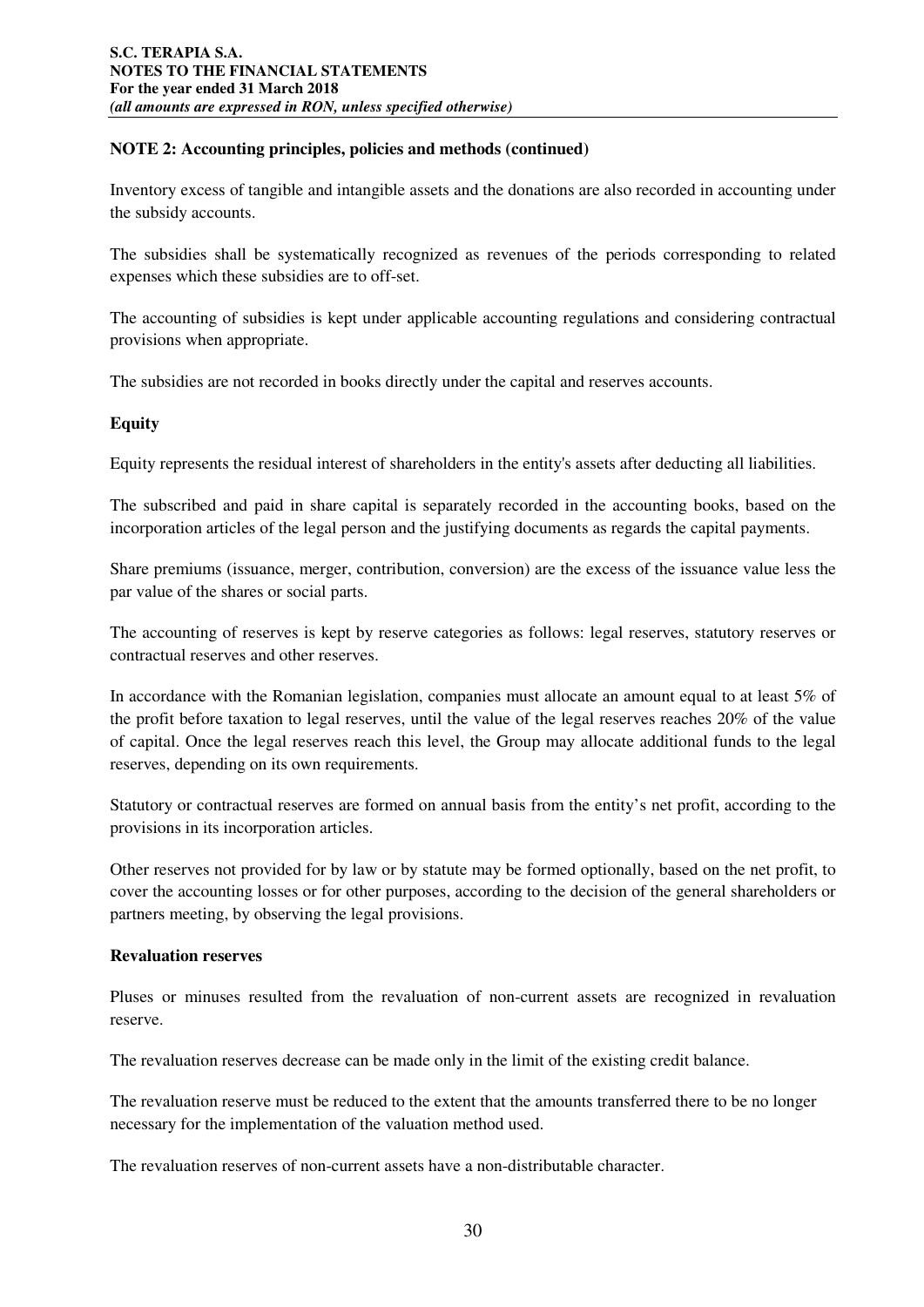**NOTE 2: Accounting principles, policies and methods (continued)**

Inventory excess of tangible and intangible assets and the donations are also recorded in accounting under the subsidy accounts.

The subsidies shall be systematically recognized as revenues of the periods corresponding to related expenses which these subsidies are to off-set.

The accounting of subsidies is kept under applicable accounting regulations and considering contractual provisions when appropriate.

The subsidies are not recorded in books directly under the capital and reserves accounts.

**Equity**

Equity represents the residual interest of shareholders in the entity's assets after deducting all liabilities.

The subscribed and paid in share capital is separately recorded in the accounting books, based on the incorporation articles of the legal person and the justifying documents as regards the capital payments.

Share premiums (issuance, merger, contribution, conversion) are the excess of the issuance value less the par value of the shares or social parts.

The accounting of reserves is kept by reserve categories as follows: legal reserves, statutory reserves or contractual reserves and other reserves.

In accordance with the Romanian legislation, companies must allocate an amount equal to at least 5% of the profit before taxation to legal reserves, until the value of the legal reserves reaches 20% of the value of capital. Once the legal reserves reach this level, the Group may allocate additional funds to the legal reserves, depending on its own requirements.

Statutory or contractual reserves are formed on annual basis from the entity's net profit, according to the provisions in its incorporation articles.

Other reserves not provided for by law or by statute may be formed optionally, based on the net profit, to cover the accounting losses or for other purposes, according to the decision of the general shareholders or partners meeting, by observing the legal provisions.

**Revaluation reserves**

Pluses or minuses resulted from the revaluation of non-current assets are recognized in revaluation reserve.

The revaluation reserves decrease can be made only in the limit of the existing credit balance.

The revaluation reserve must be reduced to the extent that the amounts transferred there to be no longer necessary for the implementation of the valuation method used.

The revaluation reserves of non-current assets have a non-distributable character.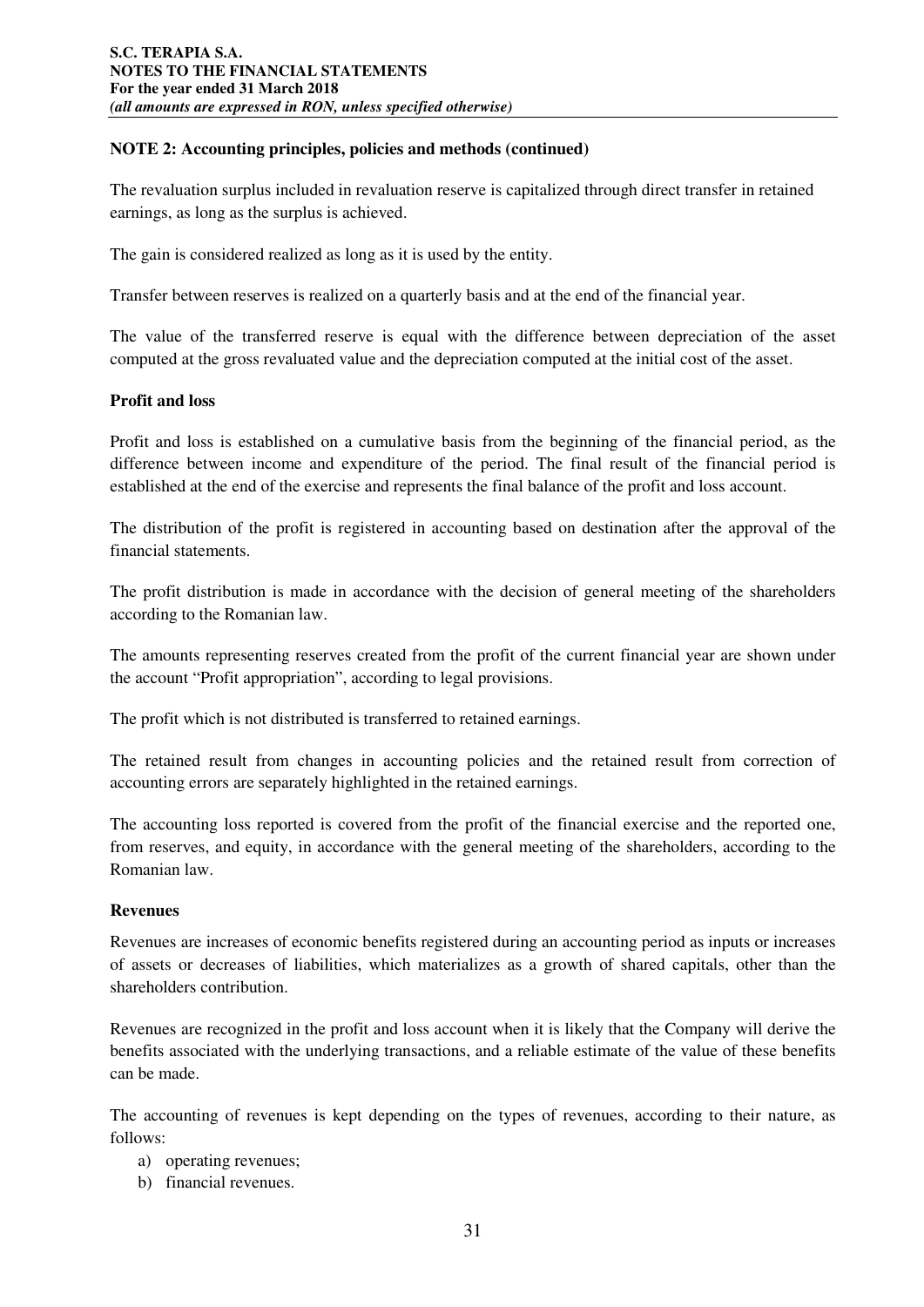**NOTE 2: Accounting principles, policies and methods (continued)**

The revaluation surplus included in revaluation reserve is capitalized through direct transfer in retained earnings, as long as the surplus is achieved.

The gain is considered realized as long as it is used by the entity.

Transfer between reserves is realized on a quarterly basis and at the end of the financial year.

The value of the transferred reserve is equal with the difference between depreciation of the asset computed at the gross revaluated value and the depreciation computed at the initial cost of the asset.

**Profit and loss**

Profit and loss is established on a cumulative basis from the beginning of the financial period, as the difference between income and expenditure of the period. The final result of the financial period is established at the end of the exercise and represents the final balance of the profit and loss account.

The distribution of the profit is registered in accounting based on destination after the approval of the financial statements.

The profit distribution is made in accordance with the decision of general meeting of the shareholders according to the Romanian law.

The amounts representing reserves created from the profit of the current financial year are shown under the account "Profit appropriation", according to legal provisions.

The profit which is not distributed is transferred to retained earnings.

The retained result from changes in accounting policies and the retained result from correction of accounting errors are separately highlighted in the retained earnings.

The accounting loss reported is covered from the profit of the financial exercise and the reported one, from reserves, and equity, in accordance with the general meeting of the shareholders, according to the Romanian law.

**Revenues**

Revenues are increases of economic benefits registered during an accounting period as inputs or increases of assets or decreases of liabilities, which materializes as a growth of shared capitals, other than the shareholders contribution.

Revenues are recognized in the profit and loss account when it is likely that the Company will derive the benefits associated with the underlying transactions, and a reliable estimate of the value of these benefits can be made.

The accounting of revenues is kept depending on the types of revenues, according to their nature, as follows:

a) operating revenues;
b) financial revenues.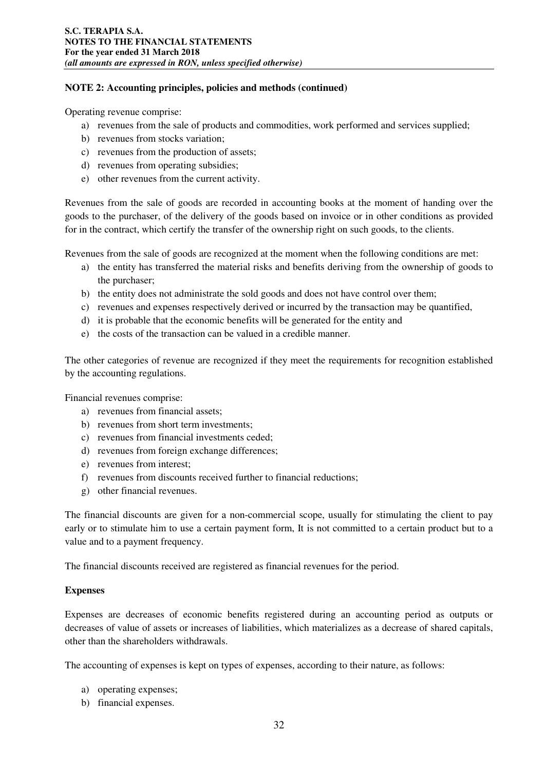**NOTE 2: Accounting principles, policies and methods (continued)**

Operating revenue comprise:

a) revenues from the sale of products and commodities, work performed and services supplied;
b) revenues from stocks variation;
c) revenues from the production of assets;
d) revenues from operating subsidies;
e) other revenues from the current activity.

Revenues from the sale of goods are recorded in accounting books at the moment of handing over the goods to the purchaser, of the delivery of the goods based on invoice or in other conditions as provided for in the contract, which certify the transfer of the ownership right on such goods, to the clients.

Revenues from the sale of goods are recognized at the moment when the following conditions are met:

a) the entity has transferred the material risks and benefits deriving from the ownership of goods to the purchaser;
b) the entity does not administrate the sold goods and does not have control over them;
c) revenues and expenses respectively derived or incurred by the transaction may be quantified,
d) it is probable that the economic benefits will be generated for the entity and
e) the costs of the transaction can be valued in a credible manner.

The other categories of revenue are recognized if they meet the requirements for recognition established by the accounting regulations.

Financial revenues comprise:

a) revenues from financial assets;
b) revenues from short term investments;
c) revenues from financial investments ceded;
d) revenues from foreign exchange differences;
e) revenues from interest;
f) revenues from discounts received further to financial reductions;
g) other financial revenues.

The financial discounts are given for a non-commercial scope, usually for stimulating the client to pay early or to stimulate him to use a certain payment form, It is not committed to a certain product but to a value and to a payment frequency.

The financial discounts received are registered as financial revenues for the period.

**Expenses**

Expenses are decreases of economic benefits registered during an accounting period as outputs or decreases of value of assets or increases of liabilities, which materializes as a decrease of shared capitals, other than the shareholders withdrawals.

The accounting of expenses is kept on types of expenses, according to their nature, as follows:

a) operating expenses;
b) financial expenses.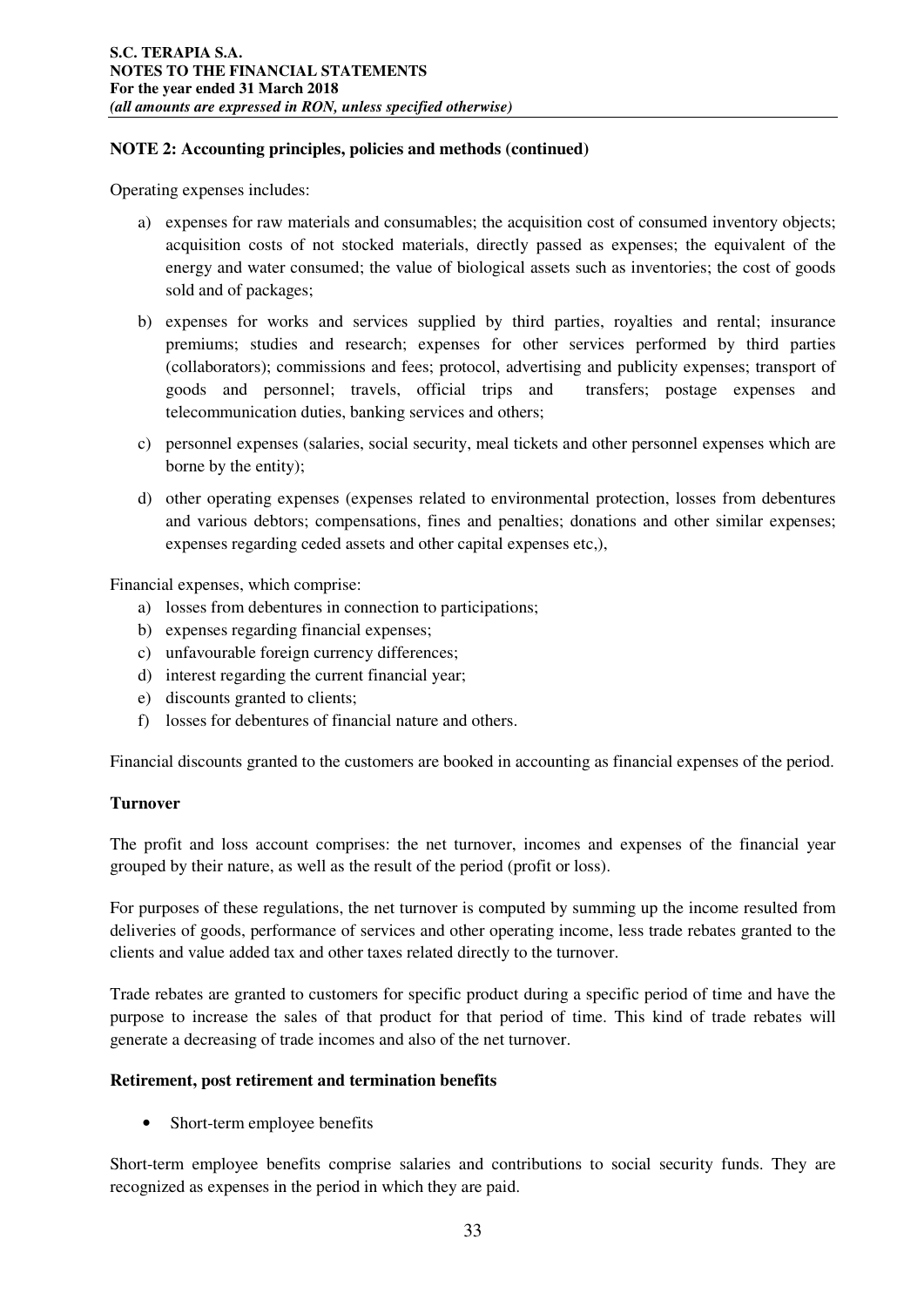**NOTE 2: Accounting principles, policies and methods (continued)**

Operating expenses includes:

a) expenses for raw materials and consumables; the acquisition cost of consumed inventory objects; acquisition costs of not stocked materials, directly passed as expenses; the equivalent of the energy and water consumed; the value of biological assets such as inventories; the cost of goods sold and of packages;

b) expenses for works and services supplied by third parties, royalties and rental; insurance premiums; studies and research; expenses for other services performed by third parties (collaborators); commissions and fees; protocol, advertising and publicity expenses; transport of goods and personnel; travels, official trips and transfers; postage expenses and telecommunication duties, banking services and others;

c) personnel expenses (salaries, social security, meal tickets and other personnel expenses which are borne by the entity);

d) other operating expenses (expenses related to environmental protection, losses from debentures and various debtors; compensations, fines and penalties; donations and other similar expenses; expenses regarding ceded assets and other capital expenses etc,),

Financial expenses, which comprise:

a) losses from debentures in connection to participations;
b) expenses regarding financial expenses;
c) unfavourable foreign currency differences;
d) interest regarding the current financial year;
e) discounts granted to clients;
f) losses for debentures of financial nature and others.

Financial discounts granted to the customers are booked in accounting as financial expenses of the period.

**Turnover**

The profit and loss account comprises: the net turnover, incomes and expenses of the financial year grouped by their nature, as well as the result of the period (profit or loss).

For purposes of these regulations, the net turnover is computed by summing up the income resulted from deliveries of goods, performance of services and other operating income, less trade rebates granted to the clients and value added tax and other taxes related directly to the turnover.

Trade rebates are granted to customers for specific product during a specific period of time and have the purpose to increase the sales of that product for that period of time. This kind of trade rebates will generate a decreasing of trade incomes and also of the net turnover.

**Retirement, post retirement and termination benefits**

- Short-term employee benefits

Short-term employee benefits comprise salaries and contributions to social security funds. They are recognized as expenses in the period in which they are paid.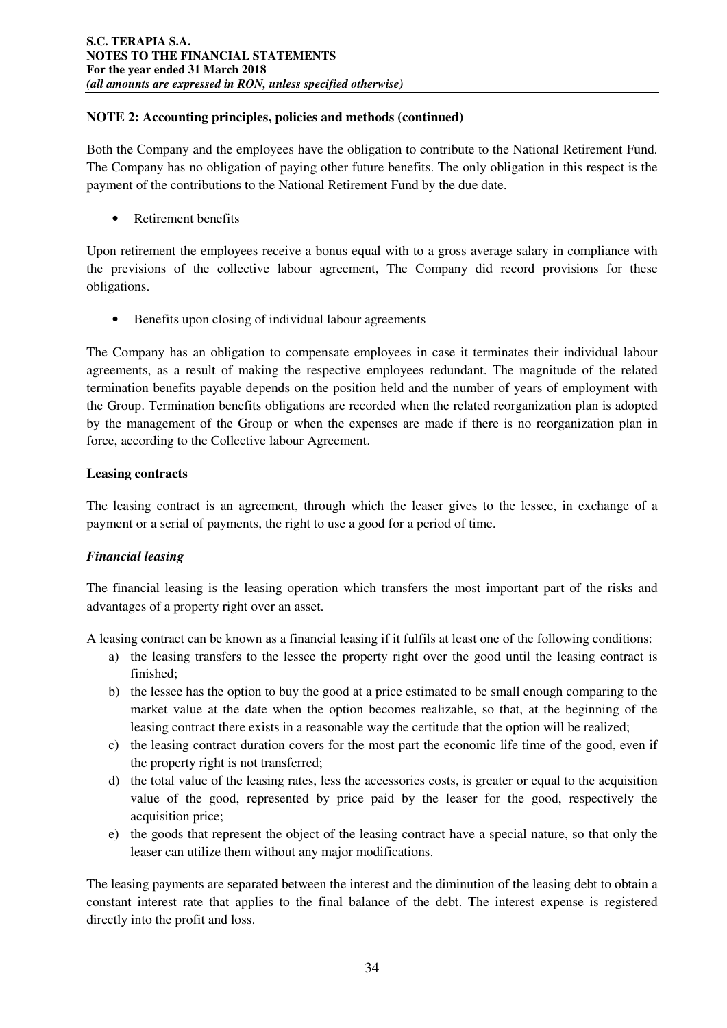**NOTE 2: Accounting principles, policies and methods (continued)**

Both the Company and the employees have the obligation to contribute to the National Retirement Fund. The Company has no obligation of paying other future benefits. The only obligation in this respect is the payment of the contributions to the National Retirement Fund by the due date.

- Retirement benefits

Upon retirement the employees receive a bonus equal with to a gross average salary in compliance with the previsions of the collective labour agreement, The Company did record provisions for these obligations.

- Benefits upon closing of individual labour agreements

The Company has an obligation to compensate employees in case it terminates their individual labour agreements, as a result of making the respective employees redundant. The magnitude of the related termination benefits payable depends on the position held and the number of years of employment with the Group. Termination benefits obligations are recorded when the related reorganization plan is adopted by the management of the Group or when the expenses are made if there is no reorganization plan in force, according to the Collective labour Agreement.

**Leasing contracts**

The leasing contract is an agreement, through which the leaser gives to the lessee, in exchange of a payment or a serial of payments, the right to use a good for a period of time.

***Financial leasing***

The financial leasing is the leasing operation which transfers the most important part of the risks and advantages of a property right over an asset.

A leasing contract can be known as a financial leasing if it fulfils at least one of the following conditions:

a) the leasing transfers to the lessee the property right over the good until the leasing contract is finished;
b) the lessee has the option to buy the good at a price estimated to be small enough comparing to the market value at the date when the option becomes realizable, so that, at the beginning of the leasing contract there exists in a reasonable way the certitude that the option will be realized;
c) the leasing contract duration covers for the most part the economic life time of the good, even if the property right is not transferred;
d) the total value of the leasing rates, less the accessories costs, is greater or equal to the acquisition value of the good, represented by price paid by the leaser for the good, respectively the acquisition price;
e) the goods that represent the object of the leasing contract have a special nature, so that only the leaser can utilize them without any major modifications.

The leasing payments are separated between the interest and the diminution of the leasing debt to obtain a constant interest rate that applies to the final balance of the debt. The interest expense is registered directly into the profit and loss.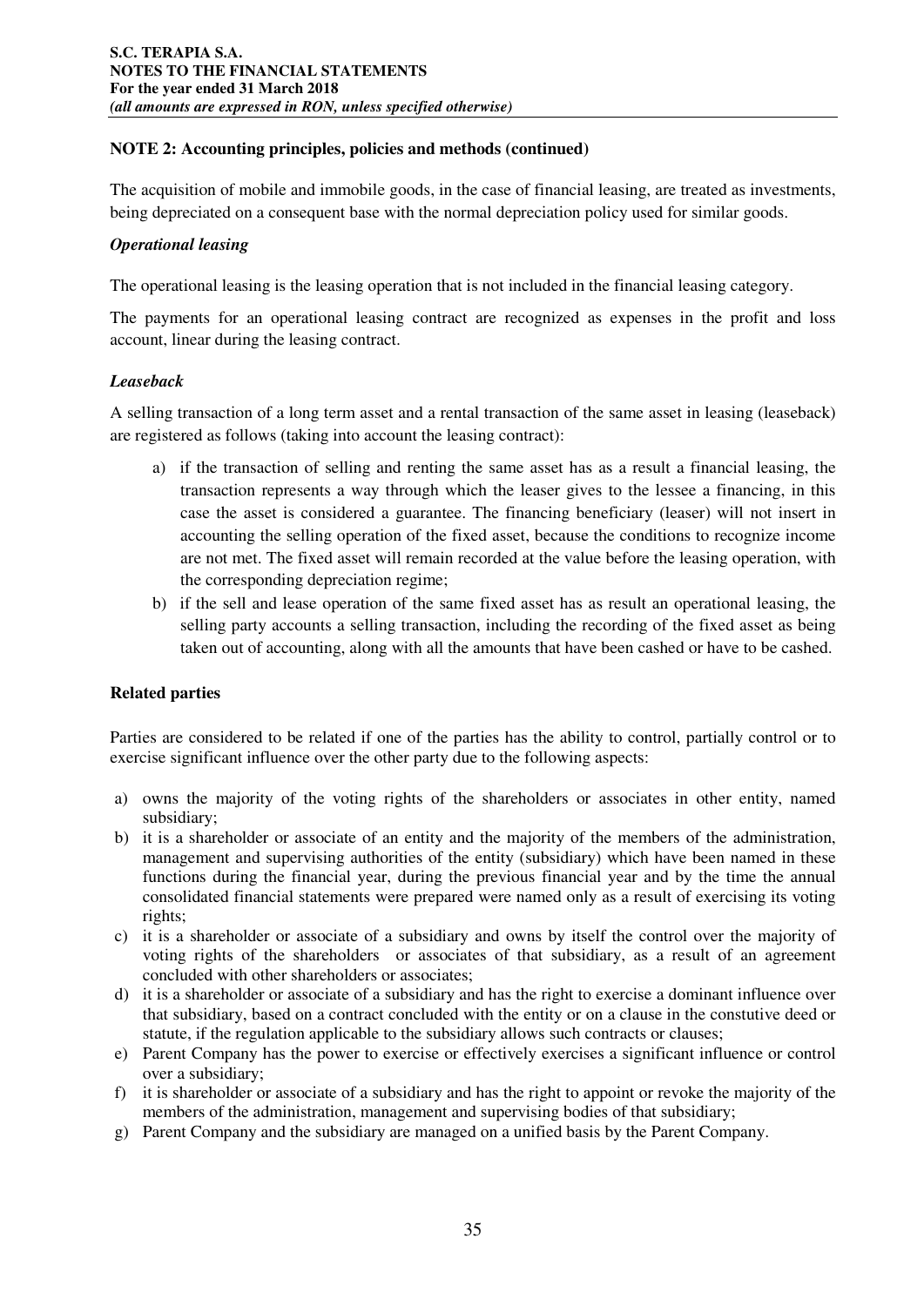**NOTE 2: Accounting principles, policies and methods (continued)**

The acquisition of mobile and immobile goods, in the case of financial leasing, are treated as investments, being depreciated on a consequent base with the normal depreciation policy used for similar goods.

***Operational leasing***

The operational leasing is the leasing operation that is not included in the financial leasing category.

The payments for an operational leasing contract are recognized as expenses in the profit and loss account, linear during the leasing contract.

***Leaseback***

A selling transaction of a long term asset and a rental transaction of the same asset in leasing (leaseback) are registered as follows (taking into account the leasing contract):

a) if the transaction of selling and renting the same asset has as a result a financial leasing, the transaction represents a way through which the leaser gives to the lessee a financing, in this case the asset is considered a guarantee. The financing beneficiary (leaser) will not insert in accounting the selling operation of the fixed asset, because the conditions to recognize income are not met. The fixed asset will remain recorded at the value before the leasing operation, with the corresponding depreciation regime;
b) if the sell and lease operation of the same fixed asset has as result an operational leasing, the selling party accounts a selling transaction, including the recording of the fixed asset as being taken out of accounting, along with all the amounts that have been cashed or have to be cashed.

**Related parties**

Parties are considered to be related if one of the parties has the ability to control, partially control or to exercise significant influence over the other party due to the following aspects:

a) owns the majority of the voting rights of the shareholders or associates in other entity, named subsidiary;
b) it is a shareholder or associate of an entity and the majority of the members of the administration, management and supervising authorities of the entity (subsidiary) which have been named in these functions during the financial year, during the previous financial year and by the time the annual consolidated financial statements were prepared were named only as a result of exercising its voting rights;
c) it is a shareholder or associate of a subsidiary and owns by itself the control over the majority of voting rights of the shareholders or associates of that subsidiary, as a result of an agreement concluded with other shareholders or associates;
d) it is a shareholder or associate of a subsidiary and has the right to exercise a dominant influence over that subsidiary, based on a contract concluded with the entity or on a clause in the constutive deed or statute, if the regulation applicable to the subsidiary allows such contracts or clauses;
e) Parent Company has the power to exercise or effectively exercises a significant influence or control over a subsidiary;
f) it is shareholder or associate of a subsidiary and has the right to appoint or revoke the majority of the members of the administration, management and supervising bodies of that subsidiary;
g) Parent Company and the subsidiary are managed on a unified basis by the Parent Company.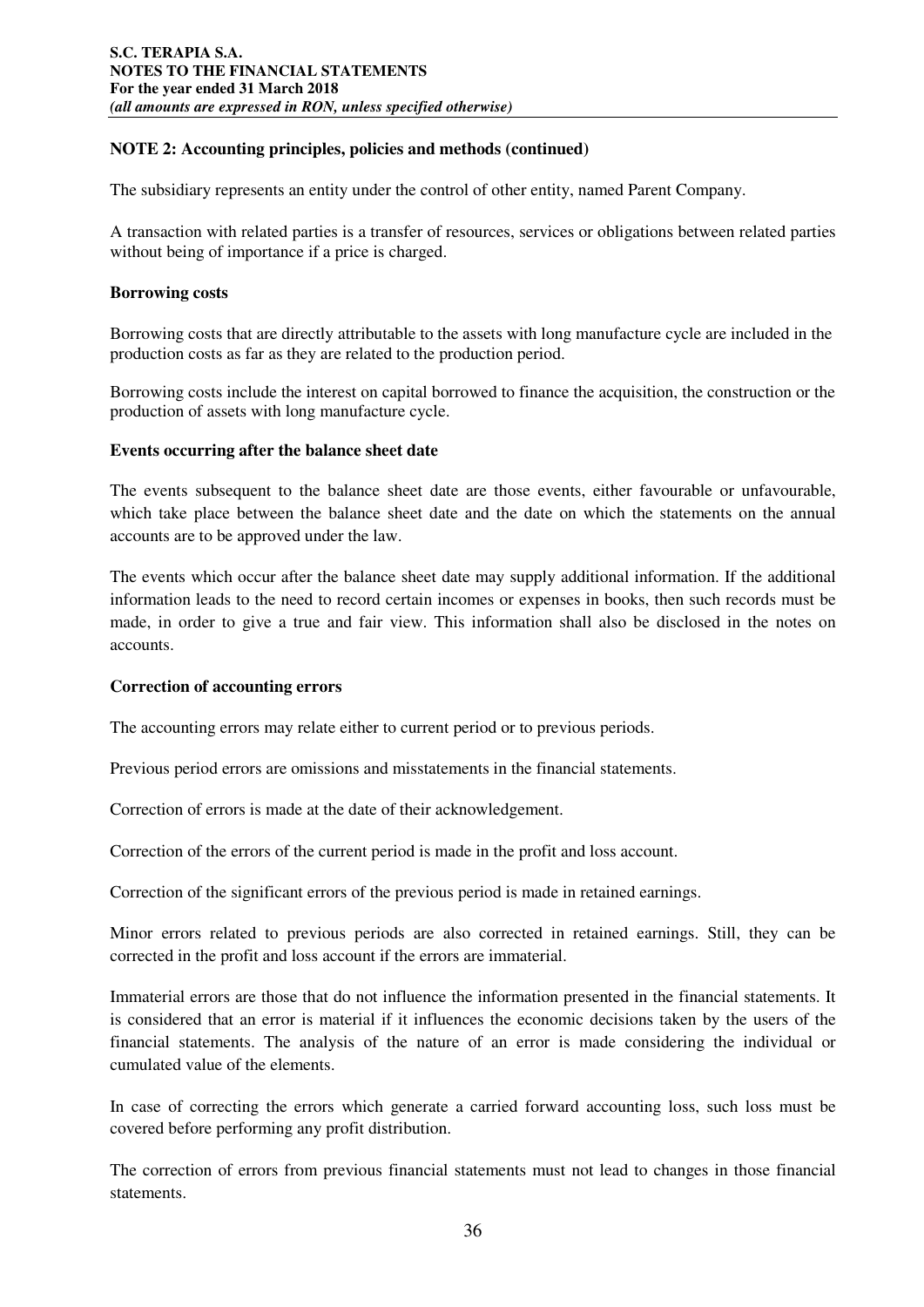**NOTE 2: Accounting principles, policies and methods (continued)**

The subsidiary represents an entity under the control of other entity, named Parent Company.

A transaction with related parties is a transfer of resources, services or obligations between related parties without being of importance if a price is charged.

**Borrowing costs**

Borrowing costs that are directly attributable to the assets with long manufacture cycle are included in the production costs as far as they are related to the production period.

Borrowing costs include the interest on capital borrowed to finance the acquisition, the construction or the production of assets with long manufacture cycle.

**Events occurring after the balance sheet date**

The events subsequent to the balance sheet date are those events, either favourable or unfavourable, which take place between the balance sheet date and the date on which the statements on the annual accounts are to be approved under the law.

The events which occur after the balance sheet date may supply additional information. If the additional information leads to the need to record certain incomes or expenses in books, then such records must be made, in order to give a true and fair view. This information shall also be disclosed in the notes on accounts.

**Correction of accounting errors**

The accounting errors may relate either to current period or to previous periods.

Previous period errors are omissions and misstatements in the financial statements.

Correction of errors is made at the date of their acknowledgement.

Correction of the errors of the current period is made in the profit and loss account.

Correction of the significant errors of the previous period is made in retained earnings.

Minor errors related to previous periods are also corrected in retained earnings. Still, they can be corrected in the profit and loss account if the errors are immaterial.

Immaterial errors are those that do not influence the information presented in the financial statements. It is considered that an error is material if it influences the economic decisions taken by the users of the financial statements. The analysis of the nature of an error is made considering the individual or cumulated value of the elements.

In case of correcting the errors which generate a carried forward accounting loss, such loss must be covered before performing any profit distribution.

The correction of errors from previous financial statements must not lead to changes in those financial statements.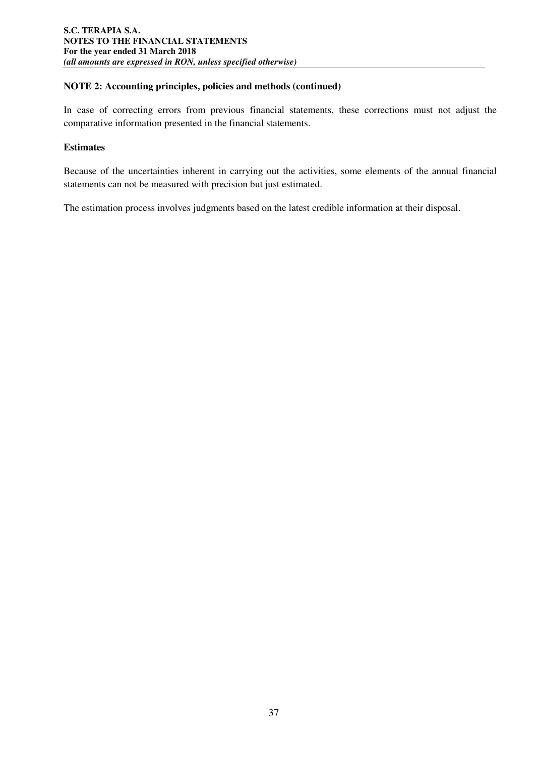## NOTE 2: Accounting principles, policies and methods (continued)

In case of correcting errors from previous financial statements, these corrections must not adjust the comparative information presented in the financial statements.

### Estimates

Because of the uncertainties inherent in carrying out the activities, some elements of the annual financial statements can not be measured with precision but just estimated.

The estimation process involves judgments based on the latest credible information at their disposal.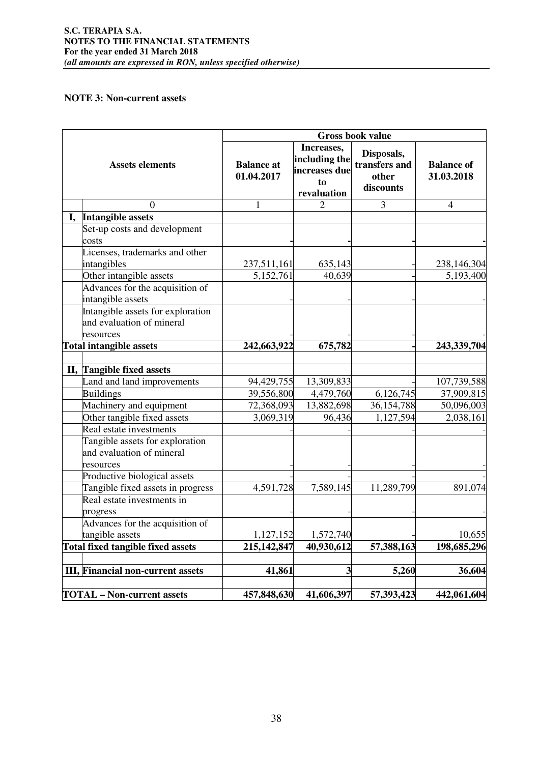**NOTE 3: Non-current assets**

| | Assets elements | Gross book value | | | |
|---|---|---|---|---|---|
| | | Balance at 01.04.2017 | Increases, including the increases due to revaluation | Disposals, transfers and other discounts | Balance of 31.03.2018 |
| | 0 | 1 | 2 | 3 | 4 |
| **I,** | **Intangible assets** | | | | |
| | Set-up costs and development costs | **-** | **-** | **-** | **-** |
| | Licenses, trademarks and other intangibles | 237,511,161 | 635,143 | - | 238,146,304 |
| | Other intangible assets | 5,152,761 | 40,639 | - | 5,193,400 |
| | Advances for the acquisition of intangible assets | - | - | - | - |
| | Intangible assets for exploration and evaluation of mineral resources | - | - | - | - |
| **Total intangible assets** | | **242,663,922** | **675,782** | **-** | **243,339,704** |
| **II,** | **Tangible fixed assets** | | | | |
| | Land and land improvements | 94,429,755 | 13,309,833 | - | 107,739,588 |
| | Buildings | 39,556,800 | 4,479,760 | 6,126,745 | 37,909,815 |
| | Machinery and equipment | 72,368,093 | 13,882,698 | 36,154,788 | 50,096,003 |
| | Other tangible fixed assets | 3,069,319 | 96,436 | 1,127,594 | 2,038,161 |
| | Real estate investments | - | - | - | - |
| | Tangible assets for exploration and evaluation of mineral resources | - | - | - | - |
| | Productive biological assets | - | - | - | - |
| | Tangible fixed assets in progress | 4,591,728 | 7,589,145 | 11,289,799 | 891,074 |
| | Real estate investments in progress | - | - | - | - |
| | Advances for the acquisition of tangible assets | 1,127,152 | 1,572,740 | - | 10,655 |
| **Total fixed tangible fixed assets** | | **215,142,847** | **40,930,612** | **57,388,163** | **198,685,296** |
| **III,** | **Financial non-current assets** | **41,861** | **3** | **5,260** | **36,604** |
| **TOTAL – Non-current assets** | | **457,848,630** | **41,606,397** | **57,393,423** | **442,061,604** |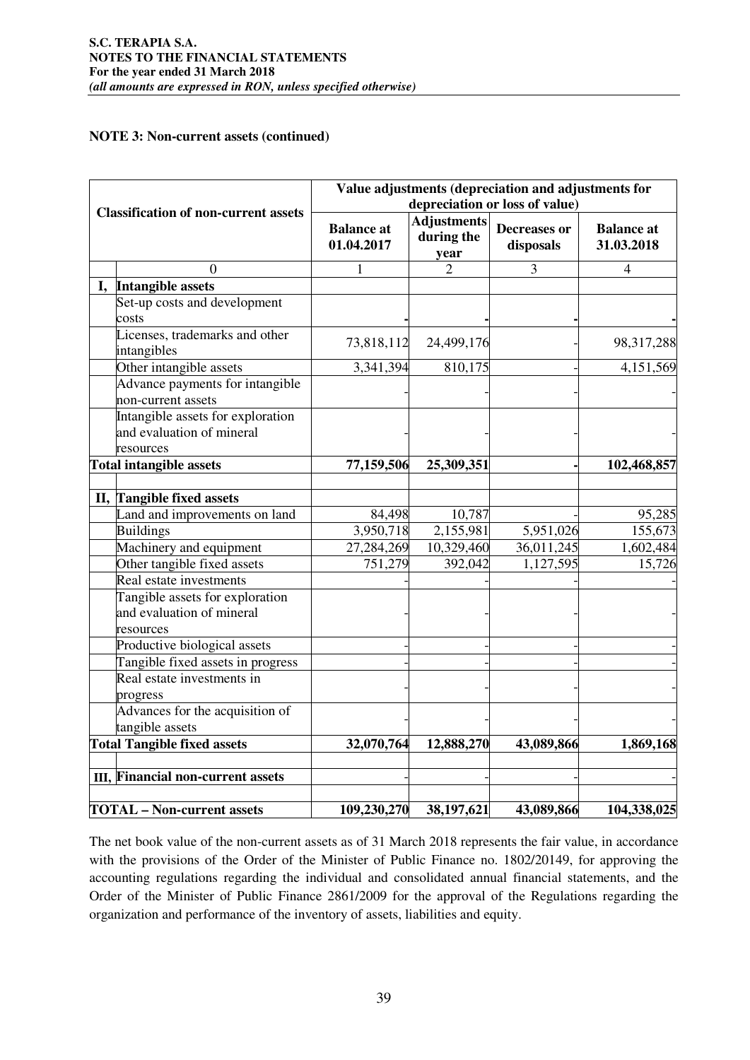**NOTE 3: Non-current assets (continued)**

| Classification of non-current assets | | Value adjustments (depreciation and adjustments for depreciation or loss of value) | | | |
|---|---|---|---|---|---|
| | | Balance at 01.04.2017 | Adjustments during the year | Decreases or disposals | Balance at 31.03.2018 |
| | 0 | 1 | 2 | 3 | 4 |
| I, | **Intangible assets** | | | | |
| | Set-up costs and development costs | - | - | - | - |
| | Licenses, trademarks and other intangibles | 73,818,112 | 24,499,176 | - | 98,317,288 |
| | Other intangible assets | 3,341,394 | 810,175 | - | 4,151,569 |
| | Advance payments for intangible non-current assets | - | - | - | - |
| | Intangible assets for exploration and evaluation of mineral resources | - | - | - | - |
| **Total intangible assets** | | **77,159,506** | **25,309,351** | **-** | **102,468,857** |
| II, | **Tangible fixed assets** | | | | |
| | Land and improvements on land | 84,498 | 10,787 | - | 95,285 |
| | Buildings | 3,950,718 | 2,155,981 | 5,951,026 | 155,673 |
| | Machinery and equipment | 27,284,269 | 10,329,460 | 36,011,245 | 1,602,484 |
| | Other tangible fixed assets | 751,279 | 392,042 | 1,127,595 | 15,726 |
| | Real estate investments | - | - | - | - |
| | Tangible assets for exploration and evaluation of mineral resources | - | - | - | - |
| | Productive biological assets | - | - | - | - |
| | Tangible fixed assets in progress | - | - | - | - |
| | Real estate investments in progress | - | - | - | - |
| | Advances for the acquisition of tangible assets | - | - | - | - |
| **Total Tangible fixed assets** | | **32,070,764** | **12,888,270** | **43,089,866** | **1,869,168** |
| III, | **Financial non-current assets** | - | - | - | - |
| **TOTAL – Non-current assets** | | **109,230,270** | **38,197,621** | **43,089,866** | **104,338,025** |

The net book value of the non-current assets as of 31 March 2018 represents the fair value, in accordance with the provisions of the Order of the Minister of Public Finance no. 1802/20149, for approving the accounting regulations regarding the individual and consolidated annual financial statements, and the Order of the Minister of Public Finance 2861/2009 for the approval of the Regulations regarding the organization and performance of the inventory of assets, liabilities and equity.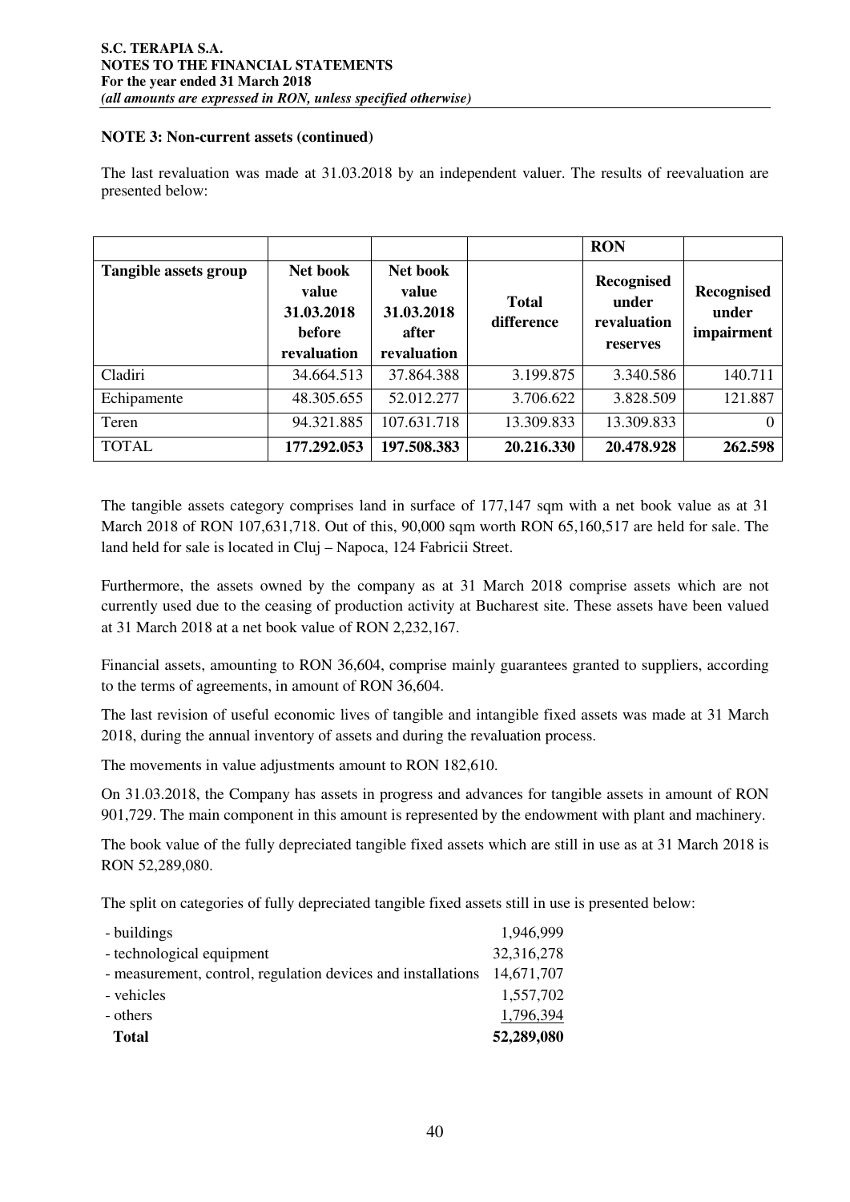**NOTE 3: Non-current assets (continued)**

The last revaluation was made at 31.03.2018 by an independent valuer. The results of reevaluation are presented below:

| | | | | RON | |
|---|---|---|---|---|---|
| **Tangible assets group** | **Net book value 31.03.2018 before revaluation** | **Net book value 31.03.2018 after revaluation** | **Total difference** | **Recognised under revaluation reserves** | **Recognised under impairment** |
| Cladiri | 34.664.513 | 37.864.388 | 3.199.875 | 3.340.586 | 140.711 |
| Echipamente | 48.305.655 | 52.012.277 | 3.706.622 | 3.828.509 | 121.887 |
| Teren | 94.321.885 | 107.631.718 | 13.309.833 | 13.309.833 | 0 |
| TOTAL | **177.292.053** | **197.508.383** | **20.216.330** | **20.478.928** | **262.598** |

The tangible assets category comprises land in surface of 177,147 sqm with a net book value as at 31 March 2018 of RON 107,631,718. Out of this, 90,000 sqm worth RON 65,160,517 are held for sale. The land held for sale is located in Cluj – Napoca, 124 Fabricii Street.

Furthermore, the assets owned by the company as at 31 March 2018 comprise assets which are not currently used due to the ceasing of production activity at Bucharest site. These assets have been valued at 31 March 2018 at a net book value of RON 2,232,167.

Financial assets, amounting to RON 36,604, comprise mainly guarantees granted to suppliers, according to the terms of agreements, in amount of RON 36,604.

The last revision of useful economic lives of tangible and intangible fixed assets was made at 31 March 2018, during the annual inventory of assets and during the revaluation process.

The movements in value adjustments amount to RON 182,610.

On 31.03.2018, the Company has assets in progress and advances for tangible assets in amount of RON 901,729. The main component in this amount is represented by the endowment with plant and machinery.

The book value of the fully depreciated tangible fixed assets which are still in use as at 31 March 2018 is RON 52,289,080.

The split on categories of fully depreciated tangible fixed assets still in use is presented below:

| | |
|---|---|
| - buildings | 1,946,999 |
| - technological equipment | 32,316,278 |
| - measurement, control, regulation devices and installations | 14,671,707 |
| - vehicles | 1,557,702 |
| - others | 1,796,394 |
| **Total** | **52,289,080** |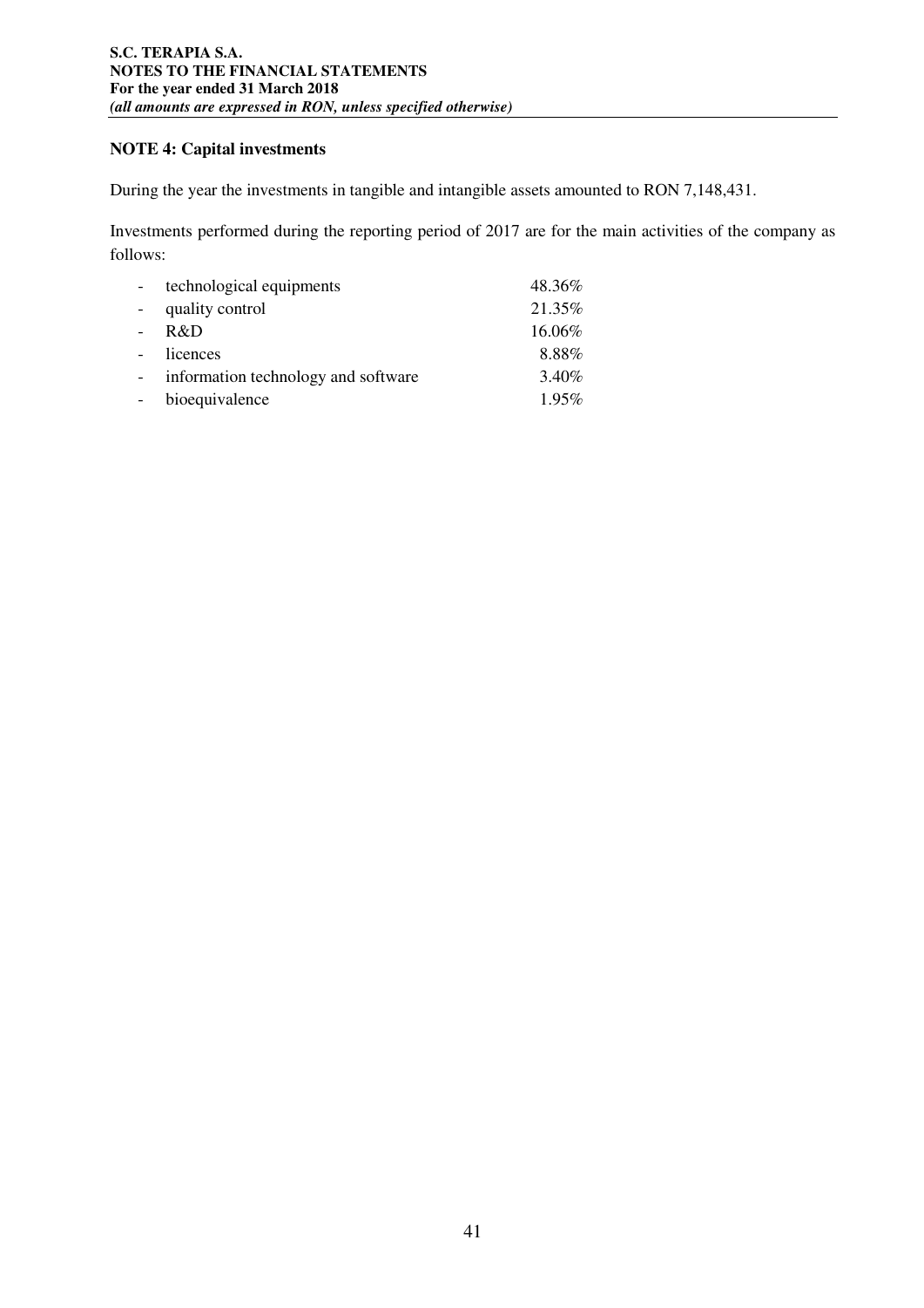## NOTE 4: Capital investments

During the year the investments in tangible and intangible assets amounted to RON 7,148,431.

Investments performed during the reporting period of 2017 are for the main activities of the company as follows:

| | |
|---|---|
| - technological equipments | 48.36% |
| - quality control | 21.35% |
| - R&D | 16.06% |
| - licences | 8.88% |
| - information technology and software | 3.40% |
| - bioequivalence | 1.95% |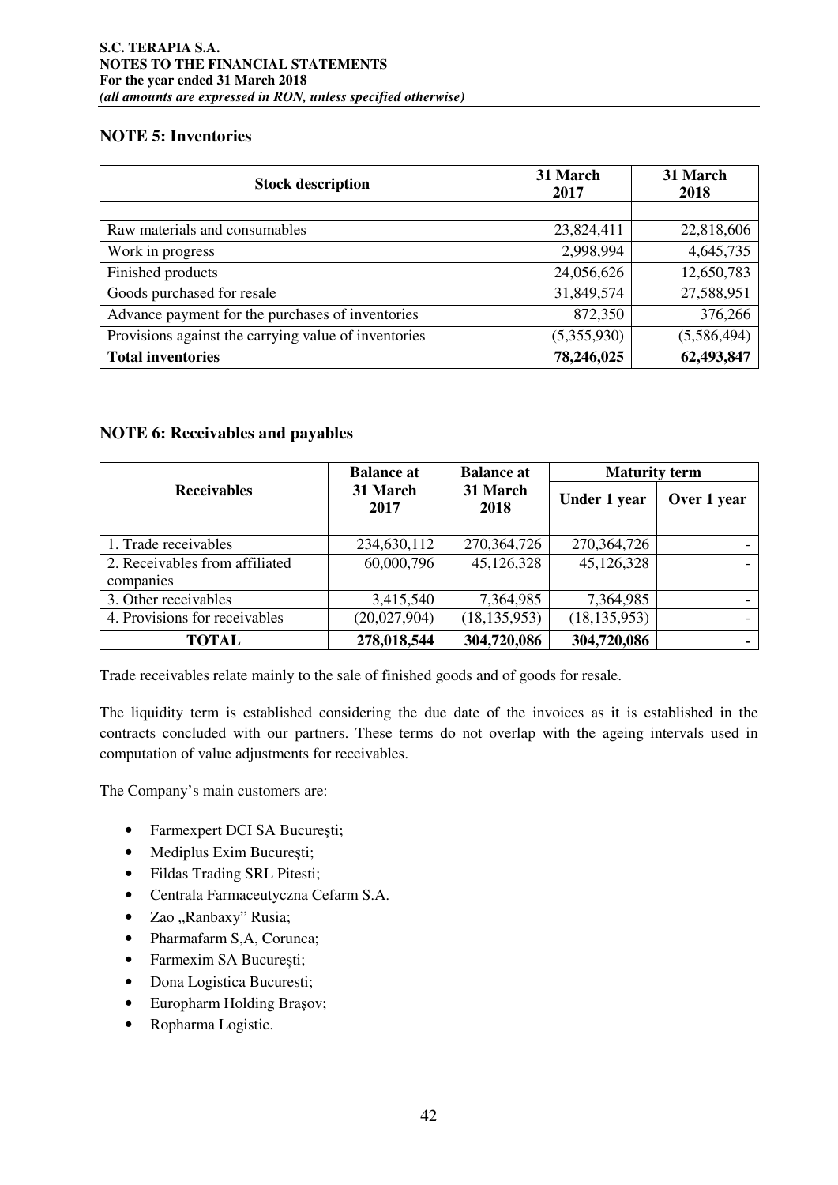## NOTE 5: Inventories

| Stock description | 31 March 2017 | 31 March 2018 |
|---|---|---|
| | | |
| Raw materials and consumables | 23,824,411 | 22,818,606 |
| Work in progress | 2,998,994 | 4,645,735 |
| Finished products | 24,056,626 | 12,650,783 |
| Goods purchased for resale | 31,849,574 | 27,588,951 |
| Advance payment for the purchases of inventories | 872,350 | 376,266 |
| Provisions against the carrying value of inventories | (5,355,930) | (5,586,494) |
| **Total inventories** | **78,246,025** | **62,493,847** |

## NOTE 6: Receivables and payables

| Receivables | Balance at 31 March 2017 | Balance at 31 March 2018 | Maturity term | |
|---|---|---|---|---|
| | | | Under 1 year | Over 1 year |
| | | | | |
| 1. Trade receivables | 234,630,112 | 270,364,726 | 270,364,726 | - |
| 2. Receivables from affiliated companies | 60,000,796 | 45,126,328 | 45,126,328 | - |
| 3. Other receivables | 3,415,540 | 7,364,985 | 7,364,985 | - |
| 4. Provisions for receivables | (20,027,904) | (18,135,953) | (18,135,953) | - |
| **TOTAL** | **278,018,544** | **304,720,086** | **304,720,086** | **-** |

Trade receivables relate mainly to the sale of finished goods and of goods for resale.

The liquidity term is established considering the due date of the invoices as it is established in the contracts concluded with our partners. These terms do not overlap with the ageing intervals used in computation of value adjustments for receivables.

The Company's main customers are:

- Farmexpert DCI SA Bucureşti;
- Mediplus Exim Bucureşti;
- Fildas Trading SRL Pitesti;
- Centrala Farmaceutyczna Cefarm S.A.
- Zao „Ranbaxy" Rusia;
- Pharmafarm S,A, Corunca;
- Farmexim SA Bucureşti;
- Dona Logistica Bucuresti;
- Europharm Holding Braşov;
- Ropharma Logistic.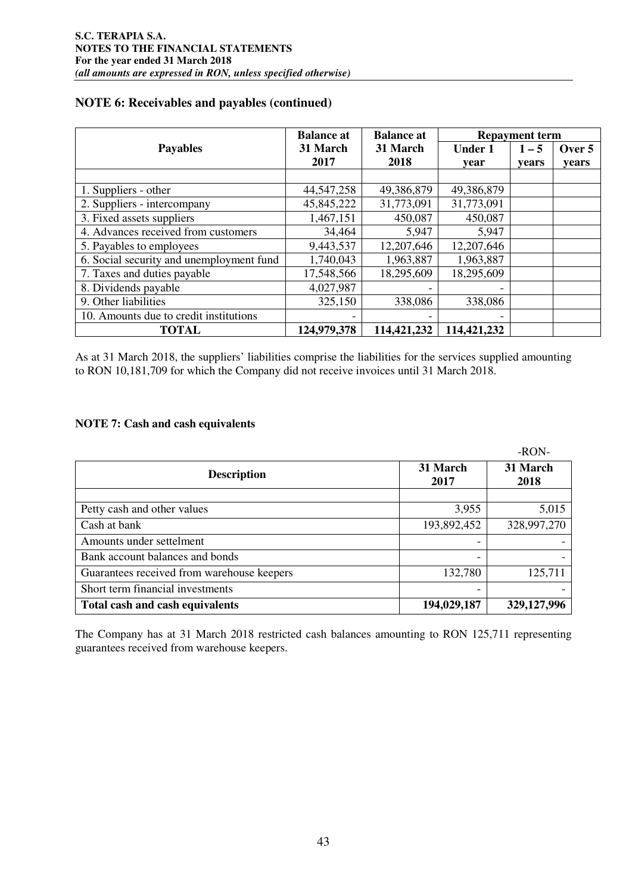## NOTE 6: Receivables and payables (continued)

| Payables | Balance at 31 March 2017 | Balance at 31 March 2018 | Repayment term | | |
|---|---|---|---|---|---|
| | | | Under 1 year | 1 – 5 years | Over 5 years |
| | | | | | |
| 1. Suppliers - other | 44,547,258 | 49,386,879 | 49,386,879 | | |
| 2. Suppliers - intercompany | 45,845,222 | 31,773,091 | 31,773,091 | | |
| 3. Fixed assets suppliers | 1,467,151 | 450,087 | 450,087 | | |
| 4. Advances received from customers | 34,464 | 5,947 | 5,947 | | |
| 5. Payables to employees | 9,443,537 | 12,207,646 | 12,207,646 | | |
| 6. Social security and unemployment fund | 1,740,043 | 1,963,887 | 1,963,887 | | |
| 7. Taxes and duties payable | 17,548,566 | 18,295,609 | 18,295,609 | | |
| 8. Dividends payable | 4,027,987 | - | - | | |
| 9. Other liabilities | 325,150 | 338,086 | 338,086 | | |
| 10. Amounts due to credit institutions | - | - | - | | |
| **TOTAL** | **124,979,378** | **114,421,232** | **114,421,232** | | |

As at 31 March 2018, the suppliers' liabilities comprise the liabilities for the services supplied amounting to RON 10,181,709 for which the Company did not receive invoices until 31 March 2018.

## NOTE 7: Cash and cash equivalents

-RON-

| Description | 31 March 2017 | 31 March 2018 |
|---|---|---|
| | | |
| Petty cash and other values | 3,955 | 5,015 |
| Cash at bank | 193,892,452 | 328,997,270 |
| Amounts under settelment | - | - |
| Bank account balances and bonds | - | - |
| Guarantees received from warehouse keepers | 132,780 | 125,711 |
| Short term financial investments | - | - |
| **Total cash and cash equivalents** | **194,029,187** | **329,127,996** |

The Company has at 31 March 2018 restricted cash balances amounting to RON 125,711 representing guarantees received from warehouse keepers.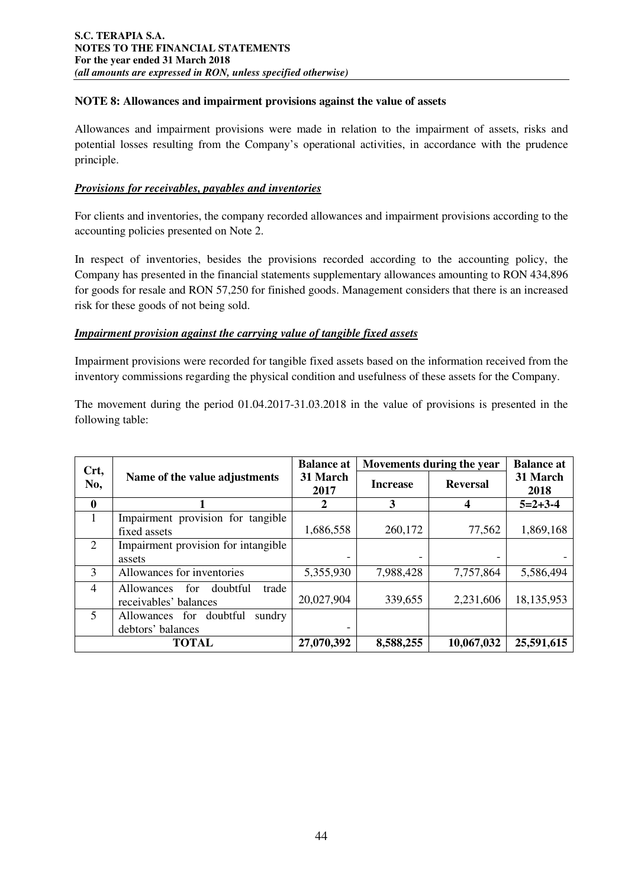**NOTE 8: Allowances and impairment provisions against the value of assets**

Allowances and impairment provisions were made in relation to the impairment of assets, risks and potential losses resulting from the Company's operational activities, in accordance with the prudence principle.

***Provisions for receivables, payables and inventories***

For clients and inventories, the company recorded allowances and impairment provisions according to the accounting policies presented on Note 2.

In respect of inventories, besides the provisions recorded according to the accounting policy, the Company has presented in the financial statements supplementary allowances amounting to RON 434,896 for goods for resale and RON 57,250 for finished goods. Management considers that there is an increased risk for these goods of not being sold.

***Impairment provision against the carrying value of tangible fixed assets***

Impairment provisions were recorded for tangible fixed assets based on the information received from the inventory commissions regarding the physical condition and usefulness of these assets for the Company.

The movement during the period 01.04.2017-31.03.2018 in the value of provisions is presented in the following table:

| Crt, No, | Name of the value adjustments | Balance at 31 March 2017 | Movements during the year | | Balance at 31 March 2018 |
|---|---|---|---|---|---|
| | | | Increase | Reversal | |
| **0** | **1** | **2** | **3** | **4** | **5=2+3-4** |
| 1 | Impairment provision for tangible fixed assets | 1,686,558 | 260,172 | 77,562 | 1,869,168 |
| 2 | Impairment provision for intangible assets | - | - | - | - |
| 3 | Allowances for inventories | 5,355,930 | 7,988,428 | 7,757,864 | 5,586,494 |
| 4 | Allowances for doubtful trade receivables' balances | 20,027,904 | 339,655 | 2,231,606 | 18,135,953 |
| 5 | Allowances for doubtful sundry debtors' balances | - | | | |
| | **TOTAL** | **27,070,392** | **8,588,255** | **10,067,032** | **25,591,615** |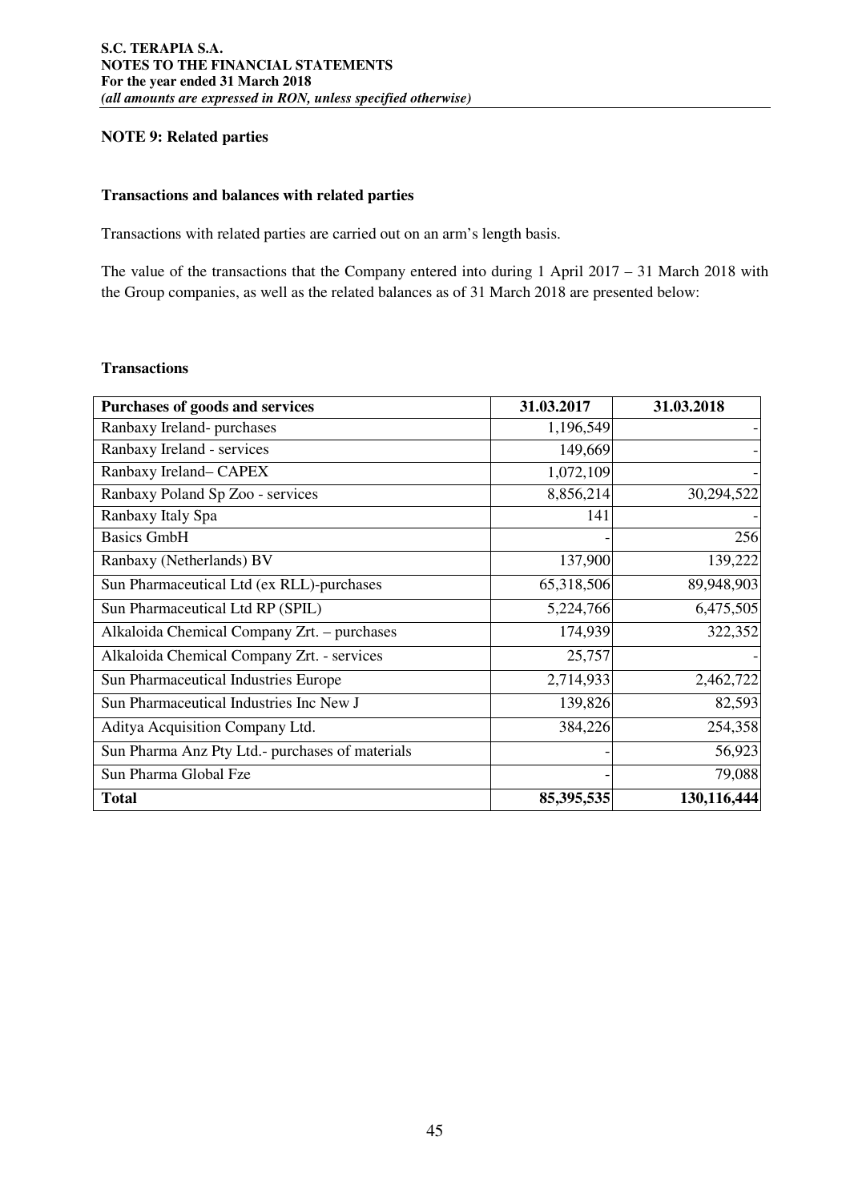## NOTE 9: Related parties

### Transactions and balances with related parties

Transactions with related parties are carried out on an arm's length basis.

The value of the transactions that the Company entered into during 1 April 2017 – 31 March 2018 with the Group companies, as well as the related balances as of 31 March 2018 are presented below:

### Transactions

| Purchases of goods and services | 31.03.2017 | 31.03.2018 |
|---|---|---|
| Ranbaxy Ireland- purchases | 1,196,549 | - |
| Ranbaxy Ireland - services | 149,669 | - |
| Ranbaxy Ireland– CAPEX | 1,072,109 | - |
| Ranbaxy Poland Sp Zoo - services | 8,856,214 | 30,294,522 |
| Ranbaxy Italy Spa | 141 | - |
| Basics GmbH | - | 256 |
| Ranbaxy (Netherlands) BV | 137,900 | 139,222 |
| Sun Pharmaceutical Ltd (ex RLL)-purchases | 65,318,506 | 89,948,903 |
| Sun Pharmaceutical Ltd RP (SPIL) | 5,224,766 | 6,475,505 |
| Alkaloida Chemical Company Zrt. – purchases | 174,939 | 322,352 |
| Alkaloida Chemical Company Zrt. - services | 25,757 | - |
| Sun Pharmaceutical Industries Europe | 2,714,933 | 2,462,722 |
| Sun Pharmaceutical Industries Inc New J | 139,826 | 82,593 |
| Aditya Acquisition Company Ltd. | 384,226 | 254,358 |
| Sun Pharma Anz Pty Ltd.- purchases of materials | - | 56,923 |
| Sun Pharma Global Fze | - | 79,088 |
| **Total** | **85,395,535** | **130,116,444** |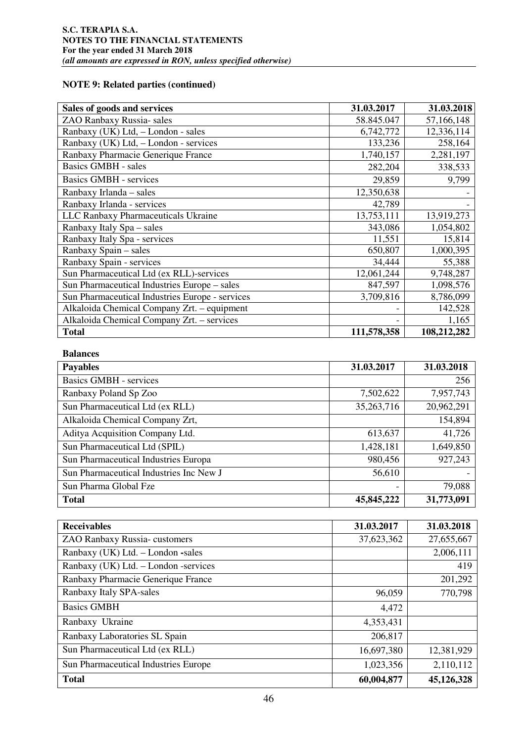**NOTE 9: Related parties (continued)**

| Sales of goods and services | 31.03.2017 | 31.03.2018 |
|---|---|---|
| ZAO Ranbaxy Russia- sales | 58.845.047 | 57,166,148 |
| Ranbaxy (UK) Ltd, – London - sales | 6,742,772 | 12,336,114 |
| Ranbaxy (UK) Ltd, – London - services | 133,236 | 258,164 |
| Ranbaxy Pharmacie Generique France | 1,740,157 | 2,281,197 |
| Basics GMBH - sales | 282,204 | 338,533 |
| Basics GMBH - services | 29,859 | 9,799 |
| Ranbaxy Irlanda – sales | 12,350,638 | - |
| Ranbaxy Irlanda - services | 42,789 | - |
| LLC Ranbaxy Pharmaceuticals Ukraine | 13,753,111 | 13,919,273 |
| Ranbaxy Italy Spa – sales | 343,086 | 1,054,802 |
| Ranbaxy Italy Spa - services | 11,551 | 15,814 |
| Ranbaxy Spain – sales | 650,807 | 1,000,395 |
| Ranbaxy Spain - services | 34,444 | 55,388 |
| Sun Pharmaceutical Ltd (ex RLL)-services | 12,061,244 | 9,748,287 |
| Sun Pharmaceutical Industries Europe – sales | 847,597 | 1,098,576 |
| Sun Pharmaceutical Industries Europe - services | 3,709,816 | 8,786,099 |
| Alkaloida Chemical Company Zrt. – equipment | - | 142,528 |
| Alkaloida Chemical Company Zrt. – services | - | 1,165 |
| **Total** | **111,578,358** | **108,212,282** |

**Balances**

| Payables | 31.03.2017 | 31.03.2018 |
|---|---|---|
| Basics GMBH - services | | 256 |
| Ranbaxy Poland Sp Zoo | 7,502,622 | 7,957,743 |
| Sun Pharmaceutical Ltd (ex RLL) | 35,263,716 | 20,962,291 |
| Alkaloida Chemical Company Zrt, | | 154,894 |
| Aditya Acquisition Company Ltd. | 613,637 | 41,726 |
| Sun Pharmaceutical Ltd (SPIL) | 1,428,181 | 1,649,850 |
| Sun Pharmaceutical Industries Europa | 980,456 | 927,243 |
| Sun Pharmaceutical Industries Inc New J | 56,610 | - |
| Sun Pharma Global Fze | - | 79,088 |
| **Total** | **45,845,222** | **31,773,091** |

| Receivables | 31.03.2017 | 31.03.2018 |
|---|---|---|
| ZAO Ranbaxy Russia- customers | 37,623,362 | 27,655,667 |
| Ranbaxy (UK) Ltd. – London -sales | | 2,006,111 |
| Ranbaxy (UK) Ltd. – London -services | | 419 |
| Ranbaxy Pharmacie Generique France | | 201,292 |
| Ranbaxy Italy SPA-sales | 96,059 | 770,798 |
| Basics GMBH | 4,472 | |
| Ranbaxy Ukraine | 4,353,431 | |
| Ranbaxy Laboratories SL Spain | 206,817 | |
| Sun Pharmaceutical Ltd (ex RLL) | 16,697,380 | 12,381,929 |
| Sun Pharmaceutical Industries Europe | 1,023,356 | 2,110,112 |
| **Total** | **60,004,877** | **45,126,328** |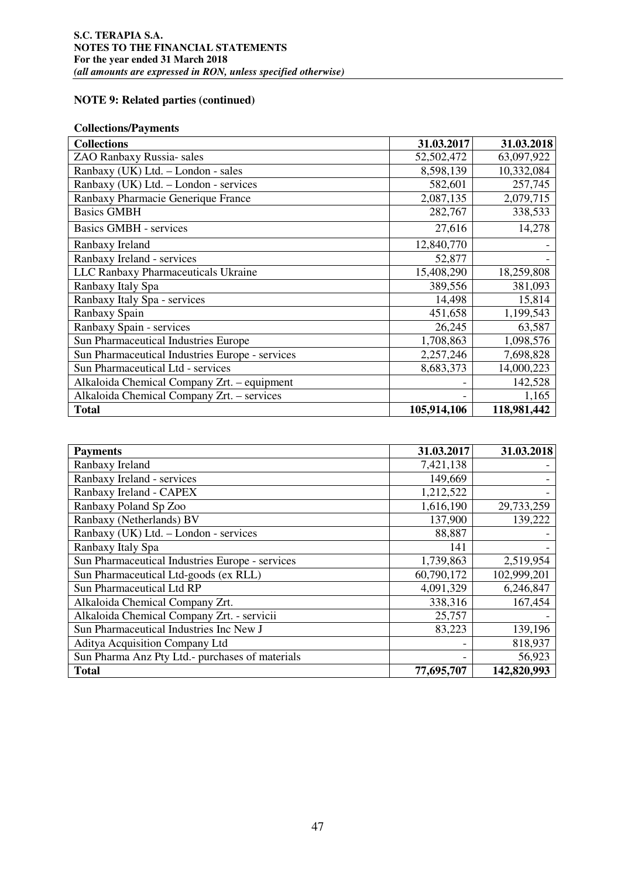## NOTE 9: Related parties (continued)

### Collections/Payments

| Collections | 31.03.2017 | 31.03.2018 |
|---|---|---|
| ZAO Ranbaxy Russia- sales | 52,502,472 | 63,097,922 |
| Ranbaxy (UK) Ltd. – London - sales | 8,598,139 | 10,332,084 |
| Ranbaxy (UK) Ltd. – London - services | 582,601 | 257,745 |
| Ranbaxy Pharmacie Generique France | 2,087,135 | 2,079,715 |
| Basics GMBH | 282,767 | 338,533 |
| Basics GMBH - services | 27,616 | 14,278 |
| Ranbaxy Ireland | 12,840,770 | - |
| Ranbaxy Ireland - services | 52,877 | - |
| LLC Ranbaxy Pharmaceuticals Ukraine | 15,408,290 | 18,259,808 |
| Ranbaxy Italy Spa | 389,556 | 381,093 |
| Ranbaxy Italy Spa - services | 14,498 | 15,814 |
| Ranbaxy Spain | 451,658 | 1,199,543 |
| Ranbaxy Spain - services | 26,245 | 63,587 |
| Sun Pharmaceutical Industries Europe | 1,708,863 | 1,098,576 |
| Sun Pharmaceutical Industries Europe - services | 2,257,246 | 7,698,828 |
| Sun Pharmaceutical Ltd - services | 8,683,373 | 14,000,223 |
| Alkaloida Chemical Company Zrt. – equipment | - | 142,528 |
| Alkaloida Chemical Company Zrt. – services | - | 1,165 |
| **Total** | **105,914,106** | **118,981,442** |

| Payments | 31.03.2017 | 31.03.2018 |
|---|---|---|
| Ranbaxy Ireland | 7,421,138 | - |
| Ranbaxy Ireland - services | 149,669 | - |
| Ranbaxy Ireland - CAPEX | 1,212,522 | - |
| Ranbaxy Poland Sp Zoo | 1,616,190 | 29,733,259 |
| Ranbaxy (Netherlands) BV | 137,900 | 139,222 |
| Ranbaxy (UK) Ltd. – London - services | 88,887 | - |
| Ranbaxy Italy Spa | 141 | - |
| Sun Pharmaceutical Industries Europe - services | 1,739,863 | 2,519,954 |
| Sun Pharmaceutical Ltd-goods (ex RLL) | 60,790,172 | 102,999,201 |
| Sun Pharmaceutical Ltd RP | 4,091,329 | 6,246,847 |
| Alkaloida Chemical Company Zrt. | 338,316 | 167,454 |
| Alkaloida Chemical Company Zrt. - servicii | 25,757 | - |
| Sun Pharmaceutical Industries Inc New J | 83,223 | 139,196 |
| Aditya Acquisition Company Ltd | - | 818,937 |
| Sun Pharma Anz Pty Ltd.- purchases of materials | - | 56,923 |
| **Total** | **77,695,707** | **142,820,993** |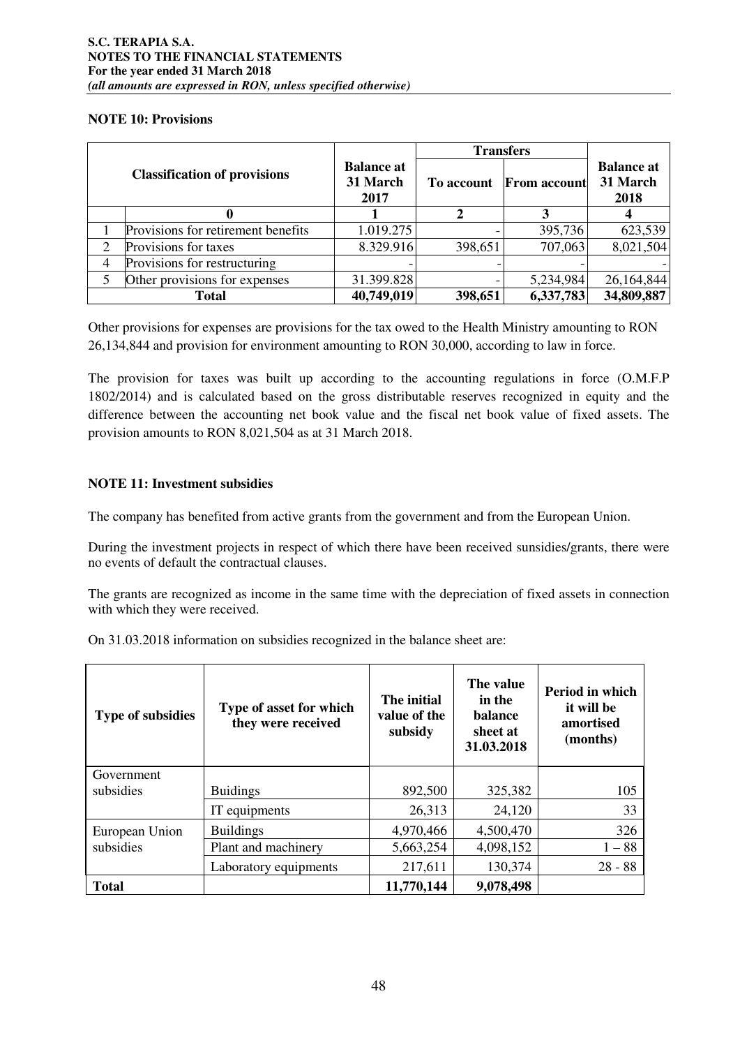### NOTE 10: Provisions

| | Classification of provisions | Balance at 31 March 2017 | Transfers | | Balance at 31 March 2018 |
|---|---|---|---|---|---|
| | | | To account | From account | |
| | 0 | 1 | 2 | 3 | 4 |
| 1 | Provisions for retirement benefits | 1.019.275 | - | 395,736 | 623,539 |
| 2 | Provisions for taxes | 8.329.916 | 398,651 | 707,063 | 8,021,504 |
| 4 | Provisions for restructuring | - | - | - | - |
| 5 | Other provisions for expenses | 31.399.828 | - | 5,234,984 | 26,164,844 |
| | **Total** | **40,749,019** | **398,651** | **6,337,783** | **34,809,887** |

Other provisions for expenses are provisions for the tax owed to the Health Ministry amounting to RON 26,134,844 and provision for environment amounting to RON 30,000, according to law in force.

The provision for taxes was built up according to the accounting regulations in force (O.M.F.P 1802/2014) and is calculated based on the gross distributable reserves recognized in equity and the difference between the accounting net book value and the fiscal net book value of fixed assets. The provision amounts to RON 8,021,504 as at 31 March 2018.

### NOTE 11: Investment subsidies

The company has benefited from active grants from the government and from the European Union.

During the investment projects in respect of which there have been received sunsidies/grants, there were no events of default the contractual clauses.

The grants are recognized as income in the same time with the depreciation of fixed assets in connection with which they were received.

On 31.03.2018 information on subsidies recognized in the balance sheet are:

| Type of subsidies | Type of asset for which they were received | The initial value of the subsidy | The value in the balance sheet at 31.03.2018 | Period in which it will be amortised (months) |
|---|---|---|---|---|
| Government subsidies | Buidings | 892,500 | 325,382 | 105 |
| | IT equipments | 26,313 | 24,120 | 33 |
| European Union subsidies | Buildings | 4,970,466 | 4,500,470 | 326 |
| | Plant and machinery | 5,663,254 | 4,098,152 | 1 – 88 |
| | Laboratory equipments | 217,611 | 130,374 | 28 - 88 |
| **Total** | | **11,770,144** | **9,078,498** | |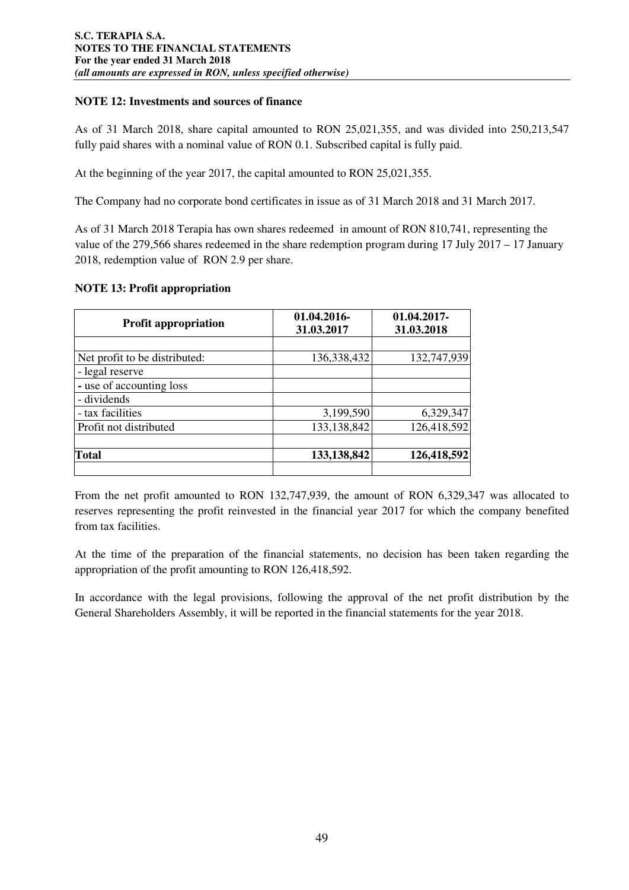#### NOTE 12: Investments and sources of finance

As of 31 March 2018, share capital amounted to RON 25,021,355, and was divided into 250,213,547 fully paid shares with a nominal value of RON 0.1. Subscribed capital is fully paid.

At the beginning of the year 2017, the capital amounted to RON 25,021,355.

The Company had no corporate bond certificates in issue as of 31 March 2018 and 31 March 2017.

As of 31 March 2018 Terapia has own shares redeemed in amount of RON 810,741, representing the value of the 279,566 shares redeemed in the share redemption program during 17 July 2017 – 17 January 2018, redemption value of RON 2.9 per share.

#### NOTE 13: Profit appropriation

| Profit appropriation | 01.04.2016-31.03.2017 | 01.04.2017-31.03.2018 |
|---|---|---|
| | | |
| Net profit to be distributed: | 136,338,432 | 132,747,939 |
| - legal reserve | | |
| - use of accounting loss | | |
| - dividends | | |
| - tax facilities | 3,199,590 | 6,329,347 |
| Profit not distributed | 133,138,842 | 126,418,592 |
| | | |
| **Total** | **133,138,842** | **126,418,592** |
| | | |

From the net profit amounted to RON 132,747,939, the amount of RON 6,329,347 was allocated to reserves representing the profit reinvested in the financial year 2017 for which the company benefited from tax facilities.

At the time of the preparation of the financial statements, no decision has been taken regarding the appropriation of the profit amounting to RON 126,418,592.

In accordance with the legal provisions, following the approval of the net profit distribution by the General Shareholders Assembly, it will be reported in the financial statements for the year 2018.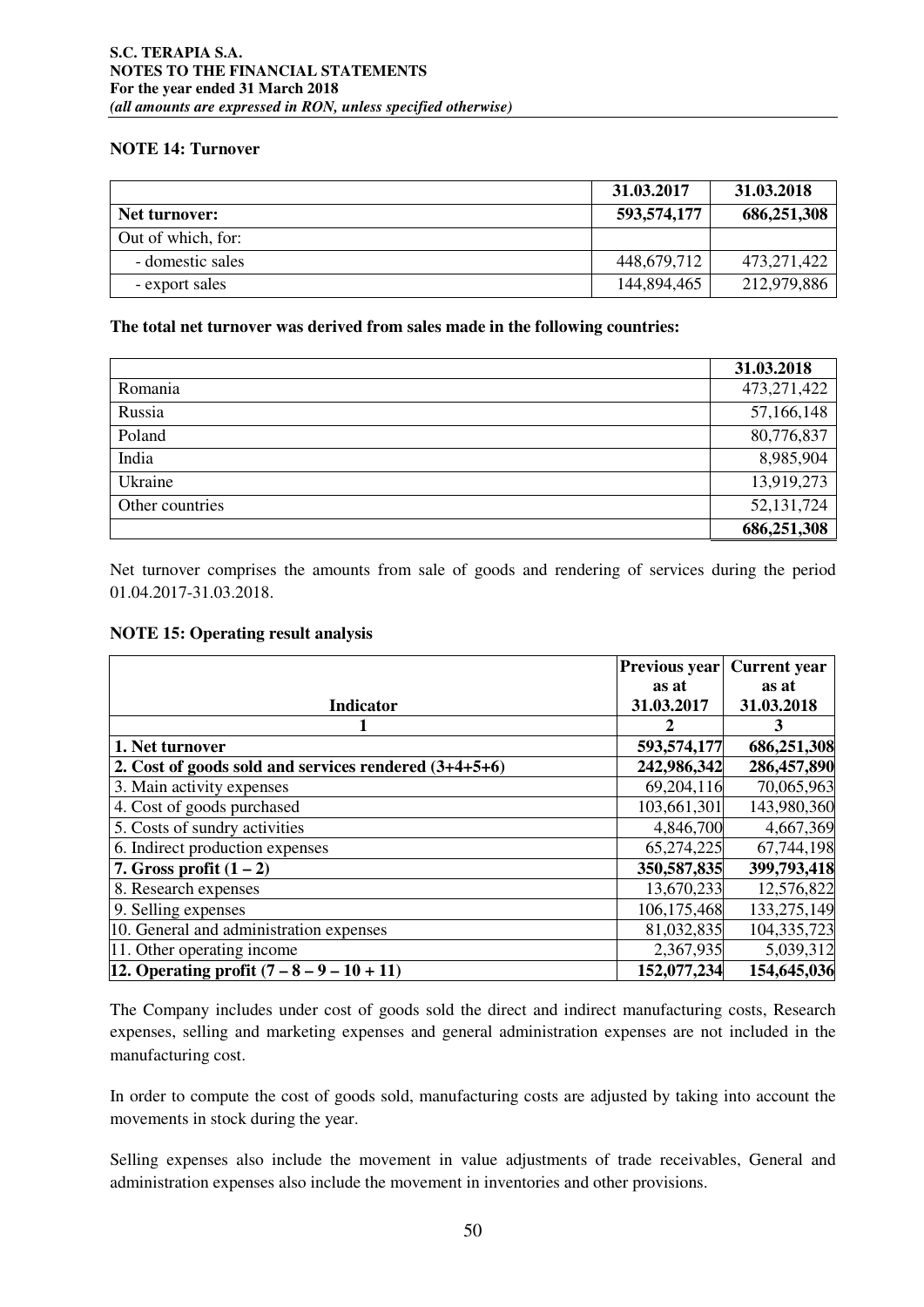## NOTE 14: Turnover

| | 31.03.2017 | 31.03.2018 |
|---|---|---|
| **Net turnover:** | **593,574,177** | **686,251,308** |
| Out of which, for: | | |
| - domestic sales | 448,679,712 | 473,271,422 |
| - export sales | 144,894,465 | 212,979,886 |

**The total net turnover was derived from sales made in the following countries:**

| | 31.03.2018 |
|---|---|
| Romania | 473,271,422 |
| Russia | 57,166,148 |
| Poland | 80,776,837 |
| India | 8,985,904 |
| Ukraine | 13,919,273 |
| Other countries | 52,131,724 |
| | **686,251,308** |

Net turnover comprises the amounts from sale of goods and rendering of services during the period 01.04.2017-31.03.2018.

## NOTE 15: Operating result analysis

| Indicator | Previous year as at 31.03.2017 | Current year as at 31.03.2018 |
|---|---|---|
| 1 | 2 | 3 |
| **1. Net turnover** | **593,574,177** | **686,251,308** |
| **2. Cost of goods sold and services rendered (3+4+5+6)** | **242,986,342** | **286,457,890** |
| 3. Main activity expenses | 69,204,116 | 70,065,963 |
| 4. Cost of goods purchased | 103,661,301 | 143,980,360 |
| 5. Costs of sundry activities | 4,846,700 | 4,667,369 |
| 6. Indirect production expenses | 65,274,225 | 67,744,198 |
| **7. Gross profit (1 – 2)** | **350,587,835** | **399,793,418** |
| 8. Research expenses | 13,670,233 | 12,576,822 |
| 9. Selling expenses | 106,175,468 | 133,275,149 |
| 10. General and administration expenses | 81,032,835 | 104,335,723 |
| 11. Other operating income | 2,367,935 | 5,039,312 |
| **12. Operating profit (7 – 8 – 9 – 10 + 11)** | **152,077,234** | **154,645,036** |

The Company includes under cost of goods sold the direct and indirect manufacturing costs, Research expenses, selling and marketing expenses and general administration expenses are not included in the manufacturing cost.

In order to compute the cost of goods sold, manufacturing costs are adjusted by taking into account the movements in stock during the year.

Selling expenses also include the movement in value adjustments of trade receivables, General and administration expenses also include the movement in inventories and other provisions.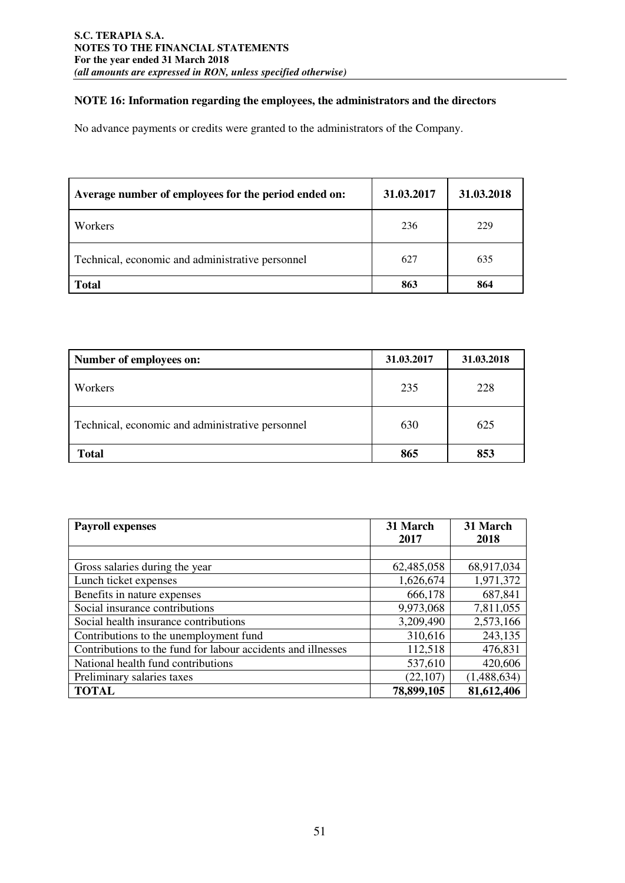## NOTE 16: Information regarding the employees, the administrators and the directors

No advance payments or credits were granted to the administrators of the Company.

| Average number of employees for the period ended on: | 31.03.2017 | 31.03.2018 |
|---|---|---|
| Workers | 236 | 229 |
| Technical, economic and administrative personnel | 627 | 635 |
| **Total** | **863** | **864** |

| Number of employees on: | 31.03.2017 | 31.03.2018 |
|---|---|---|
| Workers | 235 | 228 |
| Technical, economic and administrative personnel | 630 | 625 |
| **Total** | **865** | **853** |

| Payroll expenses | 31 March 2017 | 31 March 2018 |
|---|---|---|
| | | |
| Gross salaries during the year | 62,485,058 | 68,917,034 |
| Lunch ticket expenses | 1,626,674 | 1,971,372 |
| Benefits in nature expenses | 666,178 | 687,841 |
| Social insurance contributions | 9,973,068 | 7,811,055 |
| Social health insurance contributions | 3,209,490 | 2,573,166 |
| Contributions to the unemployment fund | 310,616 | 243,135 |
| Contributions to the fund for labour accidents and illnesses | 112,518 | 476,831 |
| National health fund contributions | 537,610 | 420,606 |
| Preliminary salaries taxes | (22,107) | (1,488,634) |
| **TOTAL** | **78,899,105** | **81,612,406** |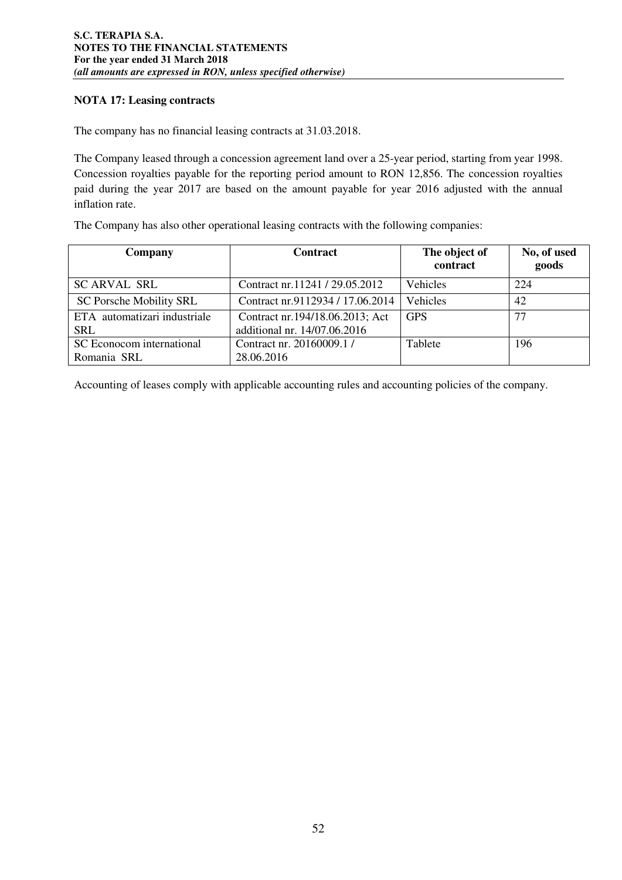## NOTA 17: Leasing contracts

The company has no financial leasing contracts at 31.03.2018.

The Company leased through a concession agreement land over a 25-year period, starting from year 1998. Concession royalties payable for the reporting period amount to RON 12,856. The concession royalties paid during the year 2017 are based on the amount payable for year 2016 adjusted with the annual inflation rate.

The Company has also other operational leasing contracts with the following companies:

| Company | Contract | The object of contract | No, of used goods |
|---|---|---|---|
| SC ARVAL SRL | Contract nr.11241 / 29.05.2012 | Vehicles | 224 |
| SC Porsche Mobility SRL | Contract nr.9112934 / 17.06.2014 | Vehicles | 42 |
| ETA automatizari industriale SRL | Contract nr.194/18.06.2013; Act additional nr. 14/07.06.2016 | GPS | 77 |
| SC Econocom international Romania SRL | Contract nr. 20160009.1 / 28.06.2016 | Tablete | 196 |

Accounting of leases comply with applicable accounting rules and accounting policies of the company.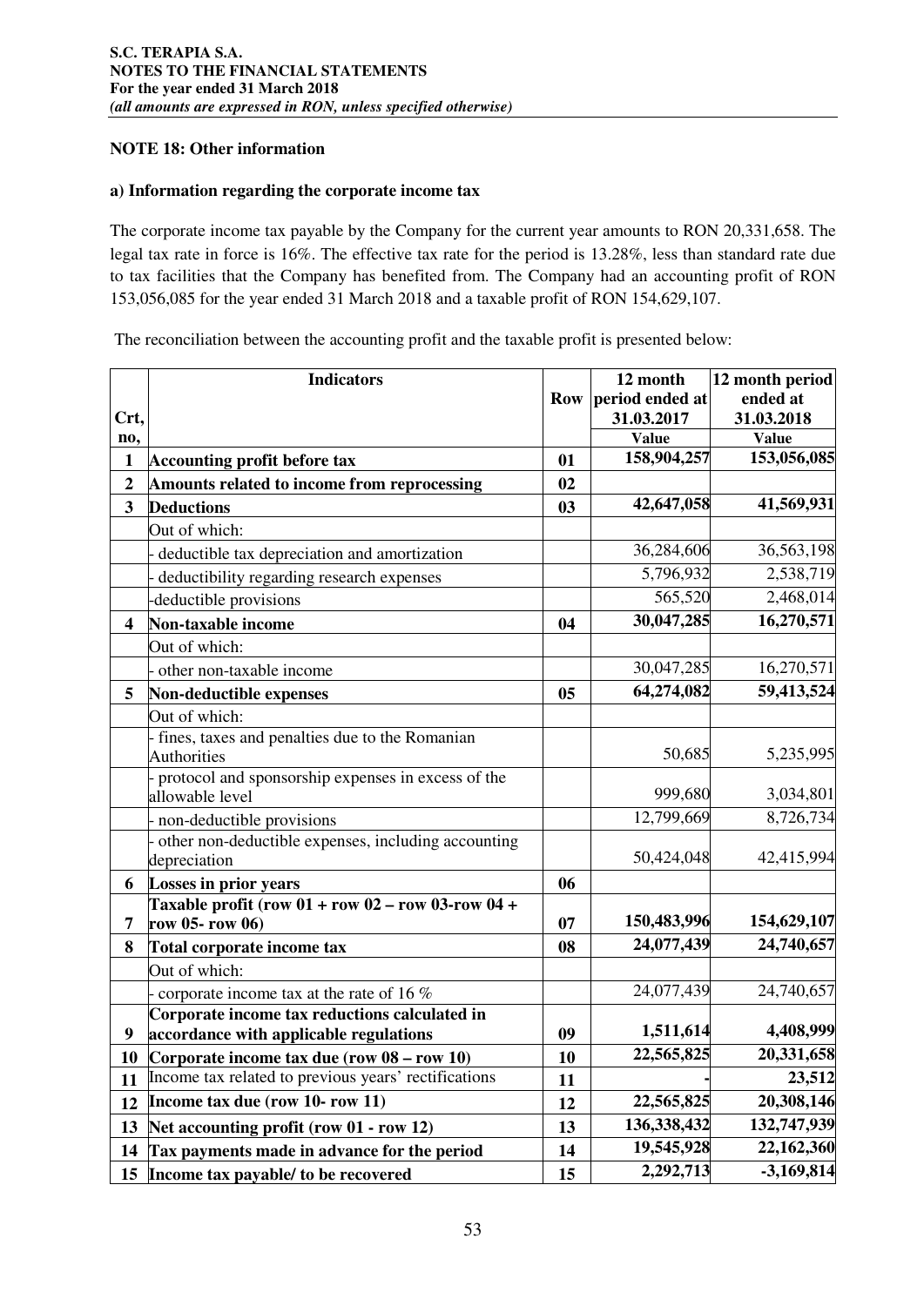## NOTE 18: Other information

### a) Information regarding the corporate income tax

The corporate income tax payable by the Company for the current year amounts to RON 20,331,658. The legal tax rate in force is 16%. The effective tax rate for the period is 13.28%, less than standard rate due to tax facilities that the Company has benefited from. The Company had an accounting profit of RON 153,056,085 for the year ended 31 March 2018 and a taxable profit of RON 154,629,107.

The reconciliation between the accounting profit and the taxable profit is presented below:

| Crt, no, | Indicators | Row | 12 month period ended at 31.03.2017 Value | 12 month period ended at 31.03.2018 Value |
|---|---|---|---|---|
| **1** | **Accounting profit before tax** | **01** | **158,904,257** | **153,056,085** |
| **2** | **Amounts related to income from reprocessing** | **02** | | |
| **3** | **Deductions** | **03** | **42,647,058** | **41,569,931** |
| | Out of which: | | | |
| | - deductible tax depreciation and amortization | | 36,284,606 | 36,563,198 |
| | - deductibility regarding research expenses | | 5,796,932 | 2,538,719 |
| | -deductible provisions | | 565,520 | 2,468,014 |
| **4** | **Non-taxable income** | **04** | **30,047,285** | **16,270,571** |
| | Out of which: | | | |
| | - other non-taxable income | | 30,047,285 | 16,270,571 |
| **5** | **Non-deductible expenses** | **05** | **64,274,082** | **59,413,524** |
| | Out of which: | | | |
| | - fines, taxes and penalties due to the Romanian Authorities | | 50,685 | 5,235,995 |
| | - protocol and sponsorship expenses in excess of the allowable level | | 999,680 | 3,034,801 |
| | - non-deductible provisions | | 12,799,669 | 8,726,734 |
| | - other non-deductible expenses, including accounting depreciation | | 50,424,048 | 42,415,994 |
| **6** | **Losses in prior years** | **06** | | |
| **7** | **Taxable profit (row 01 + row 02 – row 03-row 04 + row 05- row 06)** | **07** | **150,483,996** | **154,629,107** |
| **8** | **Total corporate income tax** | **08** | **24,077,439** | **24,740,657** |
| | Out of which: | | | |
| | - corporate income tax at the rate of 16 % | | 24,077,439 | 24,740,657 |
| **9** | **Corporate income tax reductions calculated in accordance with applicable regulations** | **09** | **1,511,614** | **4,408,999** |
| **10** | **Corporate income tax due (row 08 – row 10)** | **10** | **22,565,825** | **20,331,658** |
| **11** | Income tax related to previous years' rectifications | **11** | **-** | **23,512** |
| **12** | **Income tax due (row 10- row 11)** | **12** | **22,565,825** | **20,308,146** |
| **13** | **Net accounting profit (row 01 - row 12)** | **13** | **136,338,432** | **132,747,939** |
| **14** | **Tax payments made in advance for the period** | **14** | **19,545,928** | **22,162,360** |
| **15** | **Income tax payable/ to be recovered** | **15** | **2,292,713** | **-3,169,814** |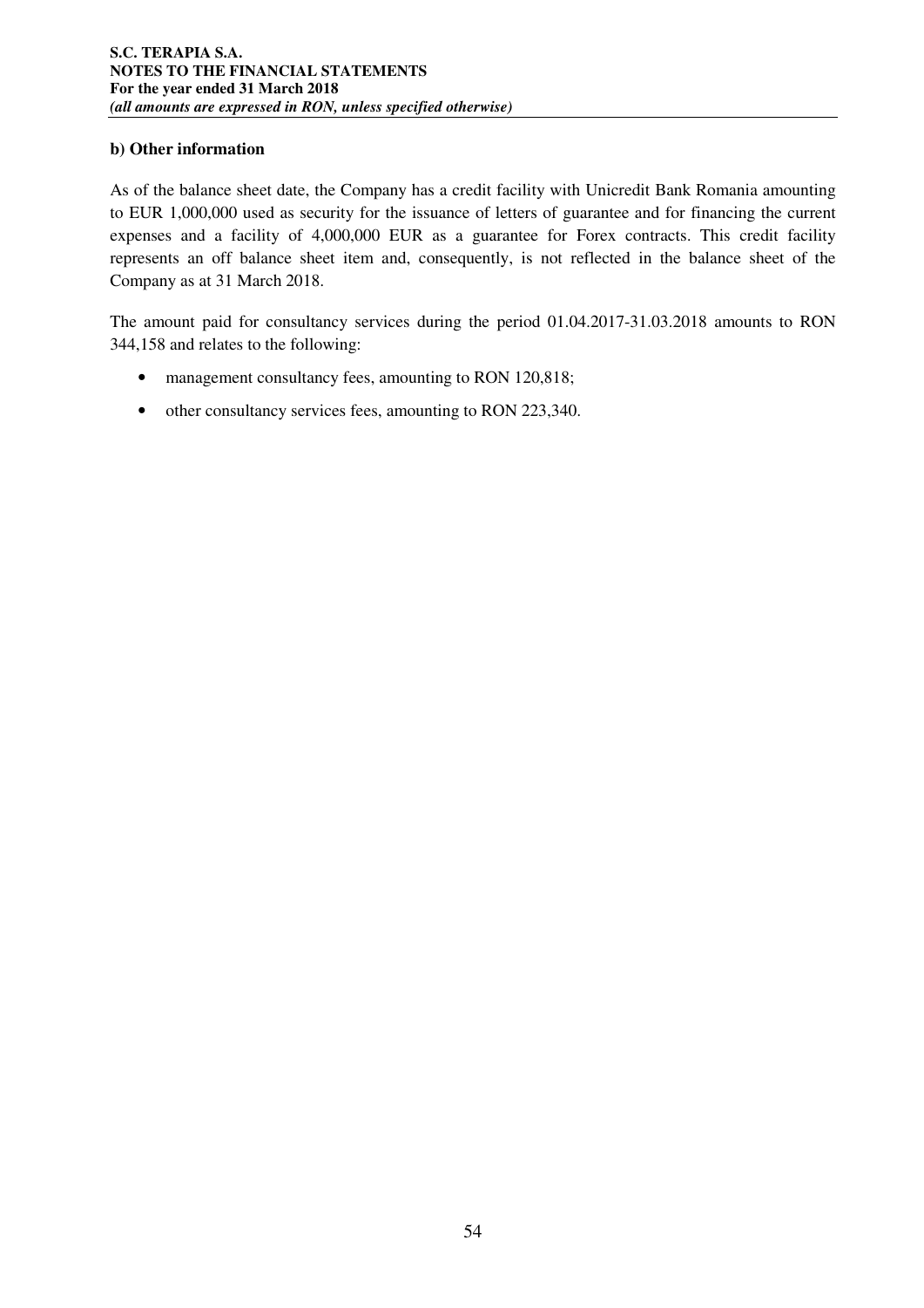**b) Other information**

As of the balance sheet date, the Company has a credit facility with Unicredit Bank Romania amounting to EUR 1,000,000 used as security for the issuance of letters of guarantee and for financing the current expenses and a facility of 4,000,000 EUR as a guarantee for Forex contracts. This credit facility represents an off balance sheet item and, consequently, is not reflected in the balance sheet of the Company as at 31 March 2018.

The amount paid for consultancy services during the period 01.04.2017-31.03.2018 amounts to RON 344,158 and relates to the following:

- management consultancy fees, amounting to RON 120,818;
- other consultancy services fees, amounting to RON 223,340.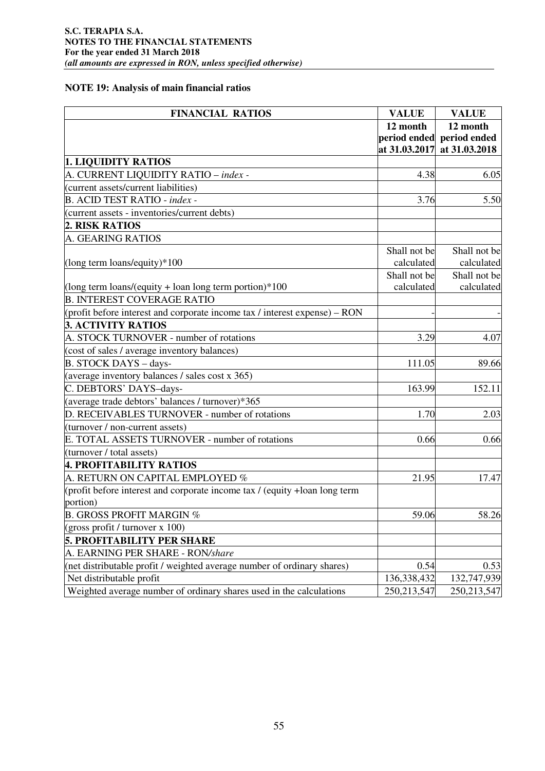## NOTE 19: Analysis of main financial ratios

| FINANCIAL RATIOS | VALUE | VALUE |
|---|---|---|
| | 12 month period ended at 31.03.2017 | 12 month period ended at 31.03.2018 |
| **1. LIQUIDITY RATIOS** | | |
| A. CURRENT LIQUIDITY RATIO – *index* - | 4.38 | 6.05 |
| (current assets/current liabilities) | | |
| B. ACID TEST RATIO - *index* - | 3.76 | 5.50 |
| (current assets - inventories/current debts) | | |
| **2. RISK RATIOS** | | |
| A. GEARING RATIOS | | |
| (long term loans/equity)*100 | Shall not be calculated | Shall not be calculated |
| (long term loans/(equity + loan long term portion)*100 | Shall not be calculated | Shall not be calculated |
| B. INTEREST COVERAGE RATIO | | |
| (profit before interest and corporate income tax / interest expense) – RON | - | - |
| **3. ACTIVITY RATIOS** | | |
| A. STOCK TURNOVER - number of rotations | 3.29 | 4.07 |
| (cost of sales / average inventory balances) | | |
| B. STOCK DAYS – days- | 111.05 | 89.66 |
| (average inventory balances / sales cost x 365) | | |
| C. DEBTORS' DAYS–days- | 163.99 | 152.11 |
| (average trade debtors' balances / turnover)*365 | | |
| D. RECEIVABLES TURNOVER - number of rotations | 1.70 | 2.03 |
| (turnover / non-current assets) | | |
| E. TOTAL ASSETS TURNOVER - number of rotations | 0.66 | 0.66 |
| (turnover / total assets) | | |
| **4. PROFITABILITY RATIOS** | | |
| A. RETURN ON CAPITAL EMPLOYED % | 21.95 | 17.47 |
| (profit before interest and corporate income tax / (equity +loan long term portion) | | |
| B. GROSS PROFIT MARGIN % | 59.06 | 58.26 |
| (gross profit / turnover x 100) | | |
| **5. PROFITABILITY PER SHARE** | | |
| A. EARNING PER SHARE - RON*/share* | | |
| (net distributable profit / weighted average number of ordinary shares) | 0.54 | 0.53 |
| Net distributable profit | 136,338,432 | 132,747,939 |
| Weighted average number of ordinary shares used in the calculations | 250,213,547 | 250,213,547 |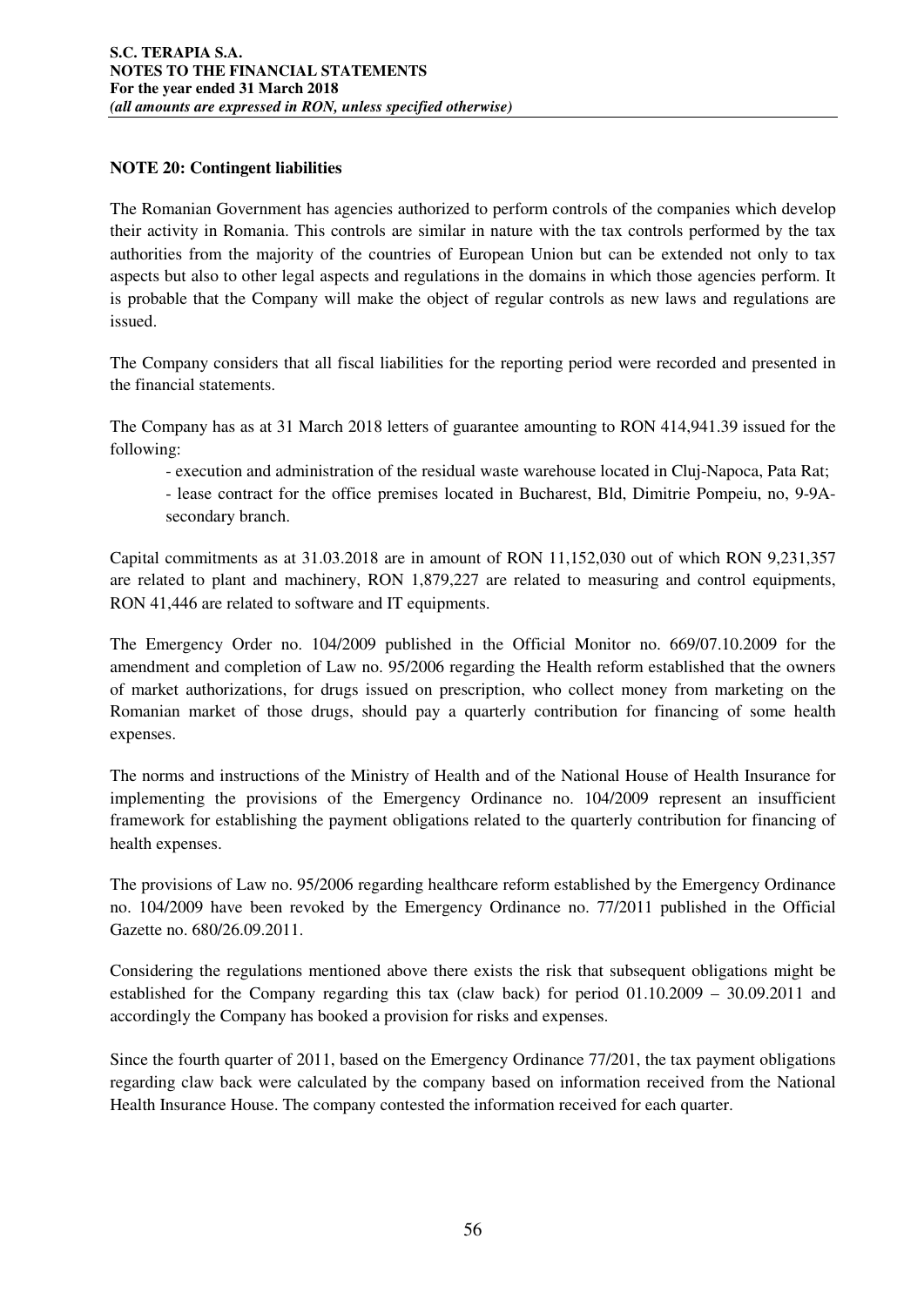## NOTE 20: Contingent liabilities

The Romanian Government has agencies authorized to perform controls of the companies which develop their activity in Romania. This controls are similar in nature with the tax controls performed by the tax authorities from the majority of the countries of European Union but can be extended not only to tax aspects but also to other legal aspects and regulations in the domains in which those agencies perform. It is probable that the Company will make the object of regular controls as new laws and regulations are issued.

The Company considers that all fiscal liabilities for the reporting period were recorded and presented in the financial statements.

The Company has as at 31 March 2018 letters of guarantee amounting to RON 414,941.39 issued for the following:

- execution and administration of the residual waste warehouse located in Cluj-Napoca, Pata Rat;
- lease contract for the office premises located in Bucharest, Bld, Dimitrie Pompeiu, no, 9-9A- secondary branch.

Capital commitments as at 31.03.2018 are in amount of RON 11,152,030 out of which RON 9,231,357 are related to plant and machinery, RON 1,879,227 are related to measuring and control equipments, RON 41,446 are related to software and IT equipments.

The Emergency Order no. 104/2009 published in the Official Monitor no. 669/07.10.2009 for the amendment and completion of Law no. 95/2006 regarding the Health reform established that the owners of market authorizations, for drugs issued on prescription, who collect money from marketing on the Romanian market of those drugs, should pay a quarterly contribution for financing of some health expenses.

The norms and instructions of the Ministry of Health and of the National House of Health Insurance for implementing the provisions of the Emergency Ordinance no. 104/2009 represent an insufficient framework for establishing the payment obligations related to the quarterly contribution for financing of health expenses.

The provisions of Law no. 95/2006 regarding healthcare reform established by the Emergency Ordinance no. 104/2009 have been revoked by the Emergency Ordinance no. 77/2011 published in the Official Gazette no. 680/26.09.2011.

Considering the regulations mentioned above there exists the risk that subsequent obligations might be established for the Company regarding this tax (claw back) for period 01.10.2009 – 30.09.2011 and accordingly the Company has booked a provision for risks and expenses.

Since the fourth quarter of 2011, based on the Emergency Ordinance 77/201, the tax payment obligations regarding claw back were calculated by the company based on information received from the National Health Insurance House. The company contested the information received for each quarter.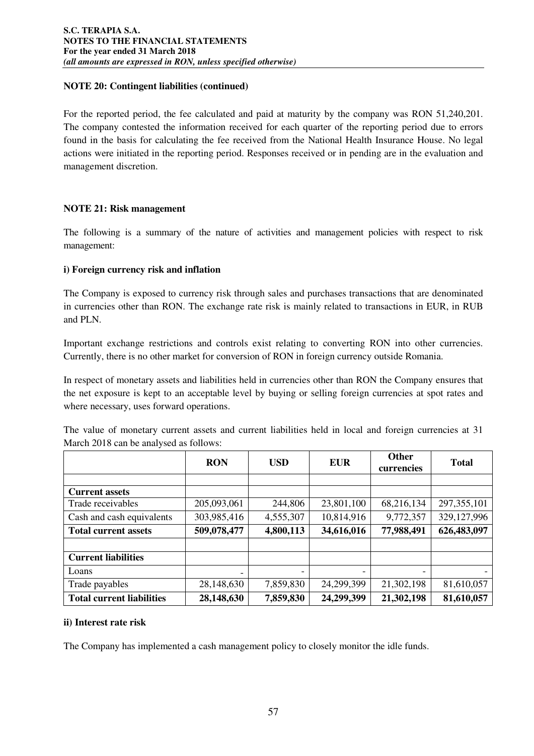**NOTE 20: Contingent liabilities (continued)**

For the reported period, the fee calculated and paid at maturity by the company was RON 51,240,201. The company contested the information received for each quarter of the reporting period due to errors found in the basis for calculating the fee received from the National Health Insurance House. No legal actions were initiated in the reporting period. Responses received or in pending are in the evaluation and management discretion.

**NOTE 21: Risk management**

The following is a summary of the nature of activities and management policies with respect to risk management:

**i) Foreign currency risk and inflation**

The Company is exposed to currency risk through sales and purchases transactions that are denominated in currencies other than RON. The exchange rate risk is mainly related to transactions in EUR, in RUB and PLN.

Important exchange restrictions and controls exist relating to converting RON into other currencies. Currently, there is no other market for conversion of RON in foreign currency outside Romania.

In respect of monetary assets and liabilities held in currencies other than RON the Company ensures that the net exposure is kept to an acceptable level by buying or selling foreign currencies at spot rates and where necessary, uses forward operations.

The value of monetary current assets and current liabilities held in local and foreign currencies at 31 March 2018 can be analysed as follows:

| | **RON** | **USD** | **EUR** | **Other currencies** | **Total** |
|---|---|---|---|---|---|
| | | | | | |
| **Current assets** | | | | | |
| Trade receivables | 205,093,061 | 244,806 | 23,801,100 | 68,216,134 | 297,355,101 |
| Cash and cash equivalents | 303,985,416 | 4,555,307 | 10,814,916 | 9,772,357 | 329,127,996 |
| **Total current assets** | **509,078,477** | **4,800,113** | **34,616,016** | **77,988,491** | **626,483,097** |
| | | | | | |
| **Current liabilities** | | | | | |
| Loans | - | - | - | - | - |
| Trade payables | 28,148,630 | 7,859,830 | 24,299,399 | 21,302,198 | 81,610,057 |
| **Total current liabilities** | **28,148,630** | **7,859,830** | **24,299,399** | **21,302,198** | **81,610,057** |

**ii) Interest rate risk**

The Company has implemented a cash management policy to closely monitor the idle funds.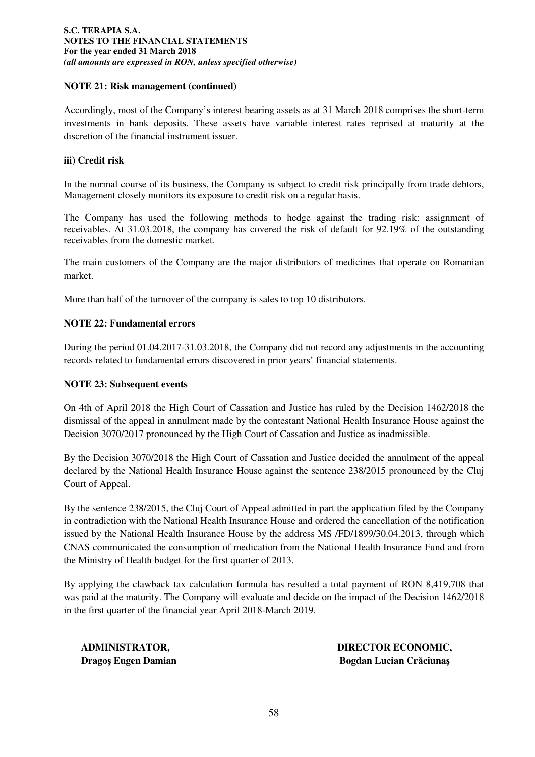**NOTE 21: Risk management (continued)**

Accordingly, most of the Company's interest bearing assets as at 31 March 2018 comprises the short-term investments in bank deposits. These assets have variable interest rates reprised at maturity at the discretion of the financial instrument issuer.

**iii) Credit risk**

In the normal course of its business, the Company is subject to credit risk principally from trade debtors, Management closely monitors its exposure to credit risk on a regular basis.

The Company has used the following methods to hedge against the trading risk: assignment of receivables. At 31.03.2018, the company has covered the risk of default for 92.19% of the outstanding receivables from the domestic market.

The main customers of the Company are the major distributors of medicines that operate on Romanian market.

More than half of the turnover of the company is sales to top 10 distributors.

**NOTE 22: Fundamental errors**

During the period 01.04.2017-31.03.2018, the Company did not record any adjustments in the accounting records related to fundamental errors discovered in prior years' financial statements.

**NOTE 23: Subsequent events**

On 4th of April 2018 the High Court of Cassation and Justice has ruled by the Decision 1462/2018 the dismissal of the appeal in annulment made by the contestant National Health Insurance House against the Decision 3070/2017 pronounced by the High Court of Cassation and Justice as inadmissible.

By the Decision 3070/2018 the High Court of Cassation and Justice decided the annulment of the appeal declared by the National Health Insurance House against the sentence 238/2015 pronounced by the Cluj Court of Appeal.

By the sentence 238/2015, the Cluj Court of Appeal admitted in part the application filed by the Company in contradiction with the National Health Insurance House and ordered the cancellation of the notification issued by the National Health Insurance House by the address MS /FD/1899/30.04.2013, through which CNAS communicated the consumption of medication from the National Health Insurance Fund and from the Ministry of Health budget for the first quarter of 2013.

By applying the clawback tax calculation formula has resulted a total payment of RON 8,419,708 that was paid at the maturity. The Company will evaluate and decide on the impact of the Decision 1462/2018 in the first quarter of the financial year April 2018-March 2019.

**ADMINISTRATOR,**
**Dragoş Eugen Damian**

**DIRECTOR ECONOMIC,**
**Bogdan Lucian Crăciunaş**